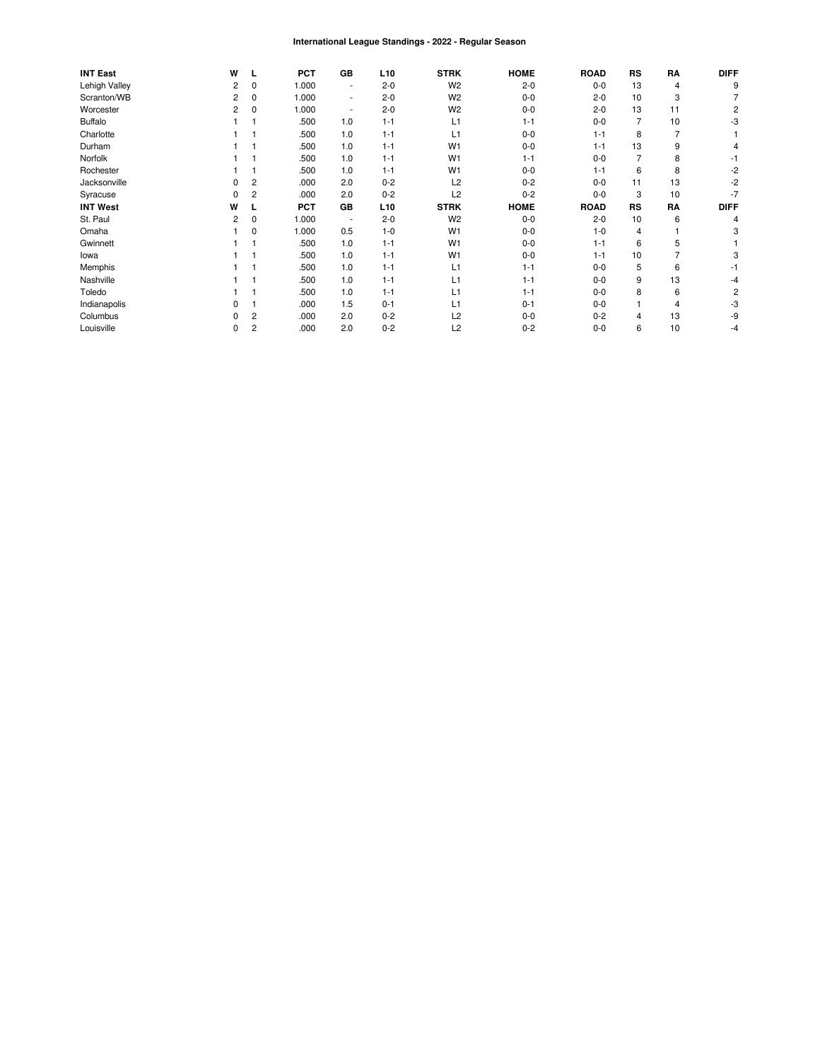# International League Standings - 2022 - Regular Season

| INT East | W | L | PCT | GB | L10 | STRK | HOME | ROAD | RS | RA | DIFF |
|---|---|---|---|---|---|---|---|---|---|---|---|
| Lehigh Valley | 2 | 0 | 1.000 | - | 2-0 | W2 | 2-0 | 0-0 | 13 | 4 | 9 |
| Scranton/WB | 2 | 0 | 1.000 | - | 2-0 | W2 | 0-0 | 2-0 | 10 | 3 | 7 |
| Worcester | 2 | 0 | 1.000 | - | 2-0 | W2 | 0-0 | 2-0 | 13 | 11 | 2 |
| Buffalo | 1 | 1 | .500 | 1.0 | 1-1 | L1 | 1-1 | 0-0 | 7 | 10 | -3 |
| Charlotte | 1 | 1 | .500 | 1.0 | 1-1 | L1 | 0-0 | 1-1 | 8 | 7 | 1 |
| Durham | 1 | 1 | .500 | 1.0 | 1-1 | W1 | 0-0 | 1-1 | 13 | 9 | 4 |
| Norfolk | 1 | 1 | .500 | 1.0 | 1-1 | W1 | 1-1 | 0-0 | 7 | 8 | -1 |
| Rochester | 1 | 1 | .500 | 1.0 | 1-1 | W1 | 0-0 | 1-1 | 6 | 8 | -2 |
| Jacksonville | 0 | 2 | .000 | 2.0 | 0-2 | L2 | 0-2 | 0-0 | 11 | 13 | -2 |
| Syracuse | 0 | 2 | .000 | 2.0 | 0-2 | L2 | 0-2 | 0-0 | 3 | 10 | -7 |
| **INT West** | **W** | **L** | **PCT** | **GB** | **L10** | **STRK** | **HOME** | **ROAD** | **RS** | **RA** | **DIFF** |
| St. Paul | 2 | 0 | 1.000 | - | 2-0 | W2 | 0-0 | 2-0 | 10 | 6 | 4 |
| Omaha | 1 | 0 | 1.000 | 0.5 | 1-0 | W1 | 0-0 | 1-0 | 4 | 1 | 3 |
| Gwinnett | 1 | 1 | .500 | 1.0 | 1-1 | W1 | 0-0 | 1-1 | 6 | 5 | 1 |
| Iowa | 1 | 1 | .500 | 1.0 | 1-1 | W1 | 0-0 | 1-1 | 10 | 7 | 3 |
| Memphis | 1 | 1 | .500 | 1.0 | 1-1 | L1 | 1-1 | 0-0 | 5 | 6 | -1 |
| Nashville | 1 | 1 | .500 | 1.0 | 1-1 | L1 | 1-1 | 0-0 | 9 | 13 | -4 |
| Toledo | 1 | 1 | .500 | 1.0 | 1-1 | L1 | 1-1 | 0-0 | 8 | 6 | 2 |
| Indianapolis | 0 | 1 | .000 | 1.5 | 0-1 | L1 | 0-1 | 0-0 | 1 | 4 | -3 |
| Columbus | 0 | 2 | .000 | 2.0 | 0-2 | L2 | 0-0 | 0-2 | 4 | 13 | -9 |
| Louisville | 0 | 2 | .000 | 2.0 | 0-2 | L2 | 0-2 | 0-0 | 6 | 10 | -4 |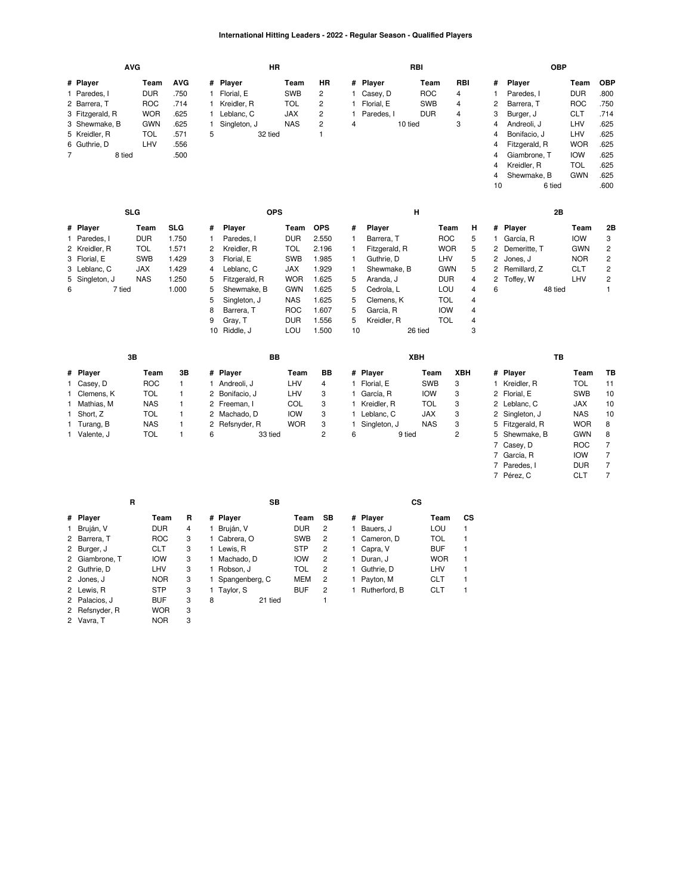# International Hitting Leaders - 2022 - Regular Season - Qualified Players

### AVG

| # | Player | Team | AVG |
|---|---|---|---|
| 1 | Paredes, I | DUR | .750 |
| 2 | Barrera, T | ROC | .714 |
| 3 | Fitzgerald, R | WOR | .625 |
| 3 | Shewmake, B | GWN | .625 |
| 5 | Kreidler, R | TOL | .571 |
| 6 | Guthrie, D | LHV | .556 |
| 7 | 8 tied | | .500 |

### HR

| # | Player | Team | HR |
|---|---|---|---|
| 1 | Florial, E | SWB | 2 |
| 1 | Kreidler, R | TOL | 2 |
| 1 | Leblanc, C | JAX | 2 |
| 1 | Singleton, J | NAS | 2 |
| 5 | 32 tied | | 1 |

### RBI

| # | Player | Team | RBI |
|---|---|---|---|
| 1 | Casey, D | ROC | 4 |
| 1 | Florial, E | SWB | 4 |
| 1 | Paredes, I | DUR | 4 |
| 4 | 10 tied | | 3 |

### OBP

| # | Player | Team | OBP |
|---|---|---|---|
| 1 | Paredes, I | DUR | .800 |
| 2 | Barrera, T | ROC | .750 |
| 3 | Burger, J | CLT | .714 |
| 4 | Andreoli, J | LHV | .625 |
| 4 | Bonifacio, J | LHV | .625 |
| 4 | Fitzgerald, R | WOR | .625 |
| 4 | Giambrone, T | IOW | .625 |
| 4 | Kreidler, R | TOL | .625 |
| 4 | Shewmake, B | GWN | .625 |
| 10 | 6 tied | | .600 |

### SLG

| # | Player | Team | SLG |
|---|---|---|---|
| 1 | Paredes, I | DUR | 1.750 |
| 2 | Kreidler, R | TOL | 1.571 |
| 3 | Florial, E | SWB | 1.429 |
| 3 | Leblanc, C | JAX | 1.429 |
| 5 | Singleton, J | NAS | 1.250 |
| 6 | 7 tied | | 1.000 |

### OPS

| # | Player | Team | OPS |
|---|---|---|---|
| 1 | Paredes, I | DUR | 2.550 |
| 2 | Kreidler, R | TOL | 2.196 |
| 3 | Florial, E | SWB | 1.985 |
| 4 | Leblanc, C | JAX | 1.929 |
| 5 | Fitzgerald, R | WOR | 1.625 |
| 5 | Shewmake, B | GWN | 1.625 |
| 5 | Singleton, J | NAS | 1.625 |
| 8 | Barrera, T | ROC | 1.607 |
| 9 | Gray, T | DUR | 1.556 |
| 10 | Riddle, J | LOU | 1.500 |

### H

| # | Player | Team | H |
|---|---|---|---|
| 1 | Barrera, T | ROC | 5 |
| 1 | Fitzgerald, R | WOR | 5 |
| 1 | Guthrie, D | LHV | 5 |
| 1 | Shewmake, B | GWN | 5 |
| 5 | Aranda, J | DUR | 4 |
| 5 | Cedrola, L | LOU | 4 |
| 5 | Clemens, K | TOL | 4 |
| 5 | García, R | IOW | 4 |
| 5 | Kreidler, R | TOL | 4 |
| 10 | 26 tied | | 3 |

### 2B

| # | Player | Team | 2B |
|---|---|---|---|
| 1 | García, R | IOW | 3 |
| 2 | Demeritte, T | GWN | 2 |
| 2 | Jones, J | NOR | 2 |
| 2 | Remillard, Z | CLT | 2 |
| 2 | Toffey, W | LHV | 2 |
| 6 | 48 tied | | 1 |

### 3B

| # | Player | Team | 3B |
|---|---|---|---|
| 1 | Casey, D | ROC | 1 |
| 1 | Clemens, K | TOL | 1 |
| 1 | Mathias, M | NAS | 1 |
| 1 | Short, Z | TOL | 1 |
| 1 | Turang, B | NAS | 1 |
| 1 | Valente, J | TOL | 1 |

### BB

| # | Player | Team | BB |
|---|---|---|---|
| 1 | Andreoli, J | LHV | 4 |
| 2 | Bonifacio, J | LHV | 3 |
| 2 | Freeman, I | COL | 3 |
| 2 | Machado, D | IOW | 3 |
| 2 | Refsnyder, R | WOR | 3 |
| 6 | 33 tied | | 2 |

### XBH

| # | Player | Team | XBH |
|---|---|---|---|
| 1 | Florial, E | SWB | 3 |
| 1 | García, R | IOW | 3 |
| 1 | Kreidler, R | TOL | 3 |
| 1 | Leblanc, C | JAX | 3 |
| 1 | Singleton, J | NAS | 3 |
| 6 | 9 tied | | 2 |

### TB

| # | Player | Team | TB |
|---|---|---|---|
| 1 | Kreidler, R | TOL | 11 |
| 2 | Florial, E | SWB | 10 |
| 2 | Leblanc, C | JAX | 10 |
| 2 | Singleton, J | NAS | 10 |
| 5 | Fitzgerald, R | WOR | 8 |
| 5 | Shewmake, B | GWN | 8 |
| 7 | Casey, D | ROC | 7 |
| 7 | García, R | IOW | 7 |
| 7 | Paredes, I | DUR | 7 |
| 7 | Pérez, C | CLT | 7 |

### R

| # | Player | Team | R |
|---|---|---|---|
| 1 | Bruján, V | DUR | 4 |
| 2 | Barrera, T | ROC | 3 |
| 2 | Burger, J | CLT | 3 |
| 2 | Giambrone, T | IOW | 3 |
| 2 | Guthrie, D | LHV | 3 |
| 2 | Jones, J | NOR | 3 |
| 2 | Lewis, R | STP | 3 |
| 2 | Palacios, J | BUF | 3 |
| 2 | Refsnyder, R | WOR | 3 |
| 2 | Vavra, T | NOR | 3 |

### SB

| # | Player | Team | SB |
|---|---|---|---|
| 1 | Bruján, V | DUR | 2 |
| 1 | Cabrera, O | SWB | 2 |
| 1 | Lewis, R | STP | 2 |
| 1 | Machado, D | IOW | 2 |
| 1 | Robson, J | TOL | 2 |
| 1 | Spangenberg, C | MEM | 2 |
| 1 | Taylor, S | BUF | 2 |
| 8 | 21 tied | | 1 |

### CS

| # | Player | Team | CS |
|---|---|---|---|
| 1 | Bauers, J | LOU | 1 |
| 1 | Cameron, D | TOL | 1 |
| 1 | Capra, V | BUF | 1 |
| 1 | Duran, J | WOR | 1 |
| 1 | Guthrie, D | LHV | 1 |
| 1 | Payton, M | CLT | 1 |
| 1 | Rutherford, B | CLT | 1 |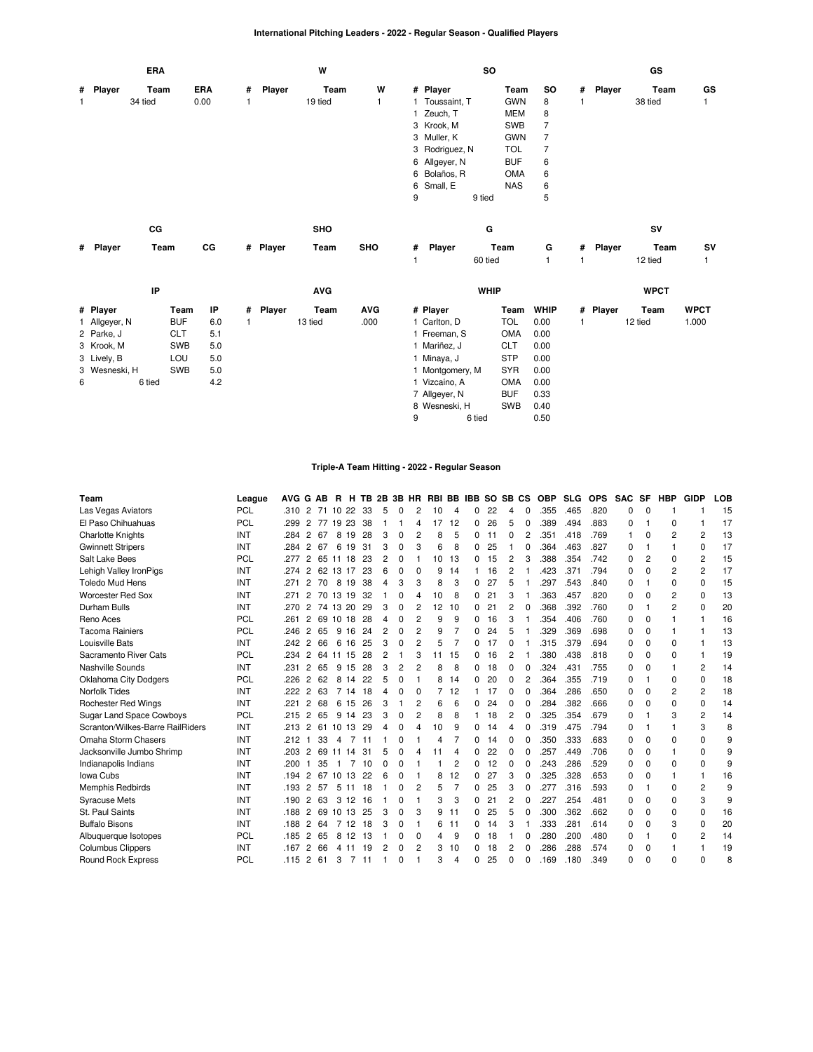## International Pitching Leaders - 2022 - Regular Season - Qualified Players

### ERA

| # | Player | Team | ERA |
|---|---|---|---|
| 1 | | 34 tied | 0.00 |

### W

| # | Player | Team | W |
|---|---|---|---|
| 1 | | 19 tied | 1 |

### SO

| # | Player | Team | SO |
|---|---|---|---|
| 1 | Toussaint, T | GWN | 8 |
| 1 | Zeuch, T | MEM | 8 |
| 3 | Krook, M | SWB | 7 |
| 3 | Muller, K | GWN | 7 |
| 3 | Rodriguez, N | TOL | 7 |
| 6 | Allgeyer, N | BUF | 6 |
| 6 | Bolaños, R | OMA | 6 |
| 6 | Small, E | NAS | 6 |
| 9 | | 9 tied | 5 |

### GS

| # | Player | Team | GS |
|---|---|---|---|
| 1 | | 38 tied | 1 |

### CG

| # | Player | Team | CG |
|---|---|---|---|

### SHO

| # | Player | Team | SHO |
|---|---|---|---|

### G

| # | Player | Team | G |
|---|---|---|---|
| 1 | | 60 tied | 1 |

### SV

| # | Player | Team | SV |
|---|---|---|---|
| 1 | | 12 tied | 1 |

### IP

| # | Player | Team | IP |
|---|---|---|---|
| 1 | Allgeyer, N | BUF | 6.0 |
| 2 | Parke, J | CLT | 5.1 |
| 3 | Krook, M | SWB | 5.0 |
| 3 | Lively, B | LOU | 5.0 |
| 3 | Wesneski, H | SWB | 5.0 |
| 6 | | 6 tied | 4.2 |

### AVG

| # | Player | Team | AVG |
|---|---|---|---|
| 1 | | 13 tied | .000 |

### WHIP

| # | Player | Team | WHIP |
|---|---|---|---|
| 1 | Carlton, D | TOL | 0.00 |
| 1 | Freeman, S | OMA | 0.00 |
| 1 | Mariñez, J | CLT | 0.00 |
| 1 | Minaya, J | STP | 0.00 |
| 1 | Montgomery, M | SYR | 0.00 |
| 1 | Vizcaíno, A | OMA | 0.00 |
| 7 | Allgeyer, N | BUF | 0.33 |
| 8 | Wesneski, H | SWB | 0.40 |
| 9 | | 6 tied | 0.50 |

### WPCT

| # | Player | Team | WPCT |
|---|---|---|---|
| 1 | | 12 tied | 1.000 |

## Triple-A Team Hitting - 2022 - Regular Season

| Team | League | AVG | G | AB | R | H | TB | 2B | 3B | HR | RBI | BB | IBB | SO | SB | CS | OBP | SLG | OPS | SAC | SF | HBP | GIDP | LOB |
|---|---|---|---|---|---|---|---|---|---|---|---|---|---|---|---|---|---|---|---|---|---|---|---|---|
| Las Vegas Aviators | PCL | .310 | 2 | 71 | 10 | 22 | 33 | 5 | 0 | 2 | 10 | 4 | 0 | 22 | 4 | 0 | .355 | .465 | .820 | 0 | 0 | 1 | 1 | 15 |
| El Paso Chihuahuas | PCL | .299 | 2 | 77 | 19 | 23 | 38 | 1 | 1 | 4 | 17 | 12 | 0 | 26 | 5 | 0 | .389 | .494 | .883 | 0 | 1 | 0 | 1 | 17 |
| Charlotte Knights | INT | .284 | 2 | 67 | 8 | 19 | 28 | 3 | 0 | 2 | 8 | 5 | 0 | 11 | 0 | 2 | .351 | .418 | .769 | 1 | 0 | 2 | 2 | 13 |
| Gwinnett Stripers | INT | .284 | 2 | 67 | 6 | 19 | 31 | 3 | 0 | 3 | 6 | 8 | 0 | 25 | 1 | 0 | .364 | .463 | .827 | 0 | 1 | 1 | 0 | 17 |
| Salt Lake Bees | PCL | .277 | 2 | 65 | 11 | 18 | 23 | 2 | 0 | 1 | 10 | 13 | 0 | 15 | 2 | 3 | .388 | .354 | .742 | 0 | 2 | 0 | 2 | 15 |
| Lehigh Valley IronPigs | INT | .274 | 2 | 62 | 13 | 17 | 23 | 6 | 0 | 0 | 9 | 14 | 1 | 16 | 2 | 1 | .423 | .371 | .794 | 0 | 0 | 2 | 2 | 17 |
| Toledo Mud Hens | INT | .271 | 2 | 70 | 8 | 19 | 38 | 4 | 3 | 3 | 8 | 3 | 0 | 27 | 5 | 1 | .297 | .543 | .840 | 0 | 1 | 0 | 0 | 15 |
| Worcester Red Sox | INT | .271 | 2 | 70 | 13 | 19 | 32 | 1 | 0 | 4 | 10 | 8 | 0 | 21 | 3 | 1 | .363 | .457 | .820 | 0 | 0 | 2 | 0 | 13 |
| Durham Bulls | INT | .270 | 2 | 74 | 13 | 20 | 29 | 3 | 0 | 2 | 12 | 10 | 0 | 21 | 2 | 0 | .368 | .392 | .760 | 0 | 1 | 2 | 0 | 20 |
| Reno Aces | PCL | .261 | 2 | 69 | 10 | 18 | 28 | 4 | 0 | 2 | 9 | 9 | 0 | 16 | 3 | 1 | .354 | .406 | .760 | 0 | 0 | 1 | 1 | 16 |
| Tacoma Rainiers | PCL | .246 | 2 | 65 | 9 | 16 | 24 | 2 | 0 | 2 | 9 | 7 | 0 | 24 | 5 | 1 | .329 | .369 | .698 | 0 | 0 | 1 | 1 | 13 |
| Louisville Bats | INT | .242 | 2 | 66 | 6 | 16 | 25 | 3 | 0 | 2 | 5 | 7 | 0 | 17 | 0 | 1 | .315 | .379 | .694 | 0 | 0 | 0 | 1 | 13 |
| Sacramento River Cats | PCL | .234 | 2 | 64 | 11 | 15 | 28 | 2 | 1 | 3 | 11 | 15 | 0 | 16 | 2 | 1 | .380 | .438 | .818 | 0 | 0 | 0 | 1 | 19 |
| Nashville Sounds | INT | .231 | 2 | 65 | 9 | 15 | 28 | 3 | 2 | 2 | 8 | 8 | 0 | 18 | 0 | 0 | .324 | .431 | .755 | 0 | 0 | 1 | 2 | 14 |
| Oklahoma City Dodgers | PCL | .226 | 2 | 62 | 8 | 14 | 22 | 5 | 0 | 1 | 8 | 14 | 0 | 20 | 0 | 2 | .364 | .355 | .719 | 0 | 1 | 0 | 0 | 18 |
| Norfolk Tides | INT | .222 | 2 | 63 | 7 | 14 | 18 | 4 | 0 | 0 | 7 | 12 | 1 | 17 | 0 | 0 | .364 | .286 | .650 | 0 | 0 | 2 | 2 | 18 |
| Rochester Red Wings | INT | .221 | 2 | 68 | 6 | 15 | 26 | 3 | 1 | 2 | 6 | 6 | 0 | 24 | 0 | 0 | .284 | .382 | .666 | 0 | 0 | 0 | 0 | 14 |
| Sugar Land Space Cowboys | PCL | .215 | 2 | 65 | 9 | 14 | 23 | 3 | 0 | 2 | 8 | 8 | 1 | 18 | 2 | 0 | .325 | .354 | .679 | 0 | 1 | 3 | 2 | 14 |
| Scranton/Wilkes-Barre RailRiders | INT | .213 | 2 | 61 | 10 | 13 | 29 | 4 | 0 | 4 | 10 | 9 | 0 | 14 | 4 | 0 | .319 | .475 | .794 | 0 | 1 | 1 | 3 | 8 |
| Omaha Storm Chasers | INT | .212 | 1 | 33 | 4 | 7 | 11 | 1 | 0 | 1 | 4 | 7 | 0 | 14 | 0 | 0 | .350 | .333 | .683 | 0 | 0 | 0 | 0 | 9 |
| Jacksonville Jumbo Shrimp | INT | .203 | 2 | 69 | 11 | 14 | 31 | 5 | 0 | 4 | 11 | 4 | 0 | 22 | 0 | 0 | .257 | .449 | .706 | 0 | 0 | 1 | 0 | 9 |
| Indianapolis Indians | INT | .200 | 1 | 35 | 1 | 7 | 10 | 0 | 0 | 1 | 1 | 2 | 0 | 12 | 0 | 0 | .243 | .286 | .529 | 0 | 0 | 0 | 0 | 9 |
| Iowa Cubs | INT | .194 | 2 | 67 | 10 | 13 | 22 | 6 | 0 | 1 | 8 | 12 | 0 | 27 | 3 | 0 | .325 | .328 | .653 | 0 | 0 | 1 | 1 | 16 |
| Memphis Redbirds | INT | .193 | 2 | 57 | 5 | 11 | 18 | 1 | 0 | 2 | 5 | 7 | 0 | 25 | 3 | 0 | .277 | .316 | .593 | 0 | 1 | 0 | 2 | 9 |
| Syracuse Mets | INT | .190 | 2 | 63 | 3 | 12 | 16 | 1 | 0 | 1 | 3 | 3 | 0 | 21 | 2 | 0 | .227 | .254 | .481 | 0 | 0 | 0 | 3 | 9 |
| St. Paul Saints | INT | .188 | 2 | 69 | 10 | 13 | 25 | 3 | 0 | 3 | 9 | 11 | 0 | 25 | 5 | 0 | .300 | .362 | .662 | 0 | 0 | 0 | 0 | 16 |
| Buffalo Bisons | INT | .188 | 2 | 64 | 7 | 12 | 18 | 3 | 0 | 1 | 6 | 11 | 0 | 14 | 3 | 1 | .333 | .281 | .614 | 0 | 0 | 3 | 0 | 20 |
| Albuquerque Isotopes | PCL | .185 | 2 | 65 | 8 | 12 | 13 | 1 | 0 | 0 | 4 | 9 | 0 | 18 | 1 | 0 | .280 | .200 | .480 | 0 | 1 | 0 | 2 | 14 |
| Columbus Clippers | INT | .167 | 2 | 66 | 4 | 11 | 19 | 2 | 0 | 2 | 3 | 10 | 0 | 18 | 2 | 0 | .286 | .288 | .574 | 0 | 0 | 1 | 1 | 19 |
| Round Rock Express | PCL | .115 | 2 | 61 | 3 | 7 | 11 | 1 | 0 | 1 | 3 | 4 | 0 | 25 | 0 | 0 | .169 | .180 | .349 | 0 | 0 | 0 | 0 | 8 |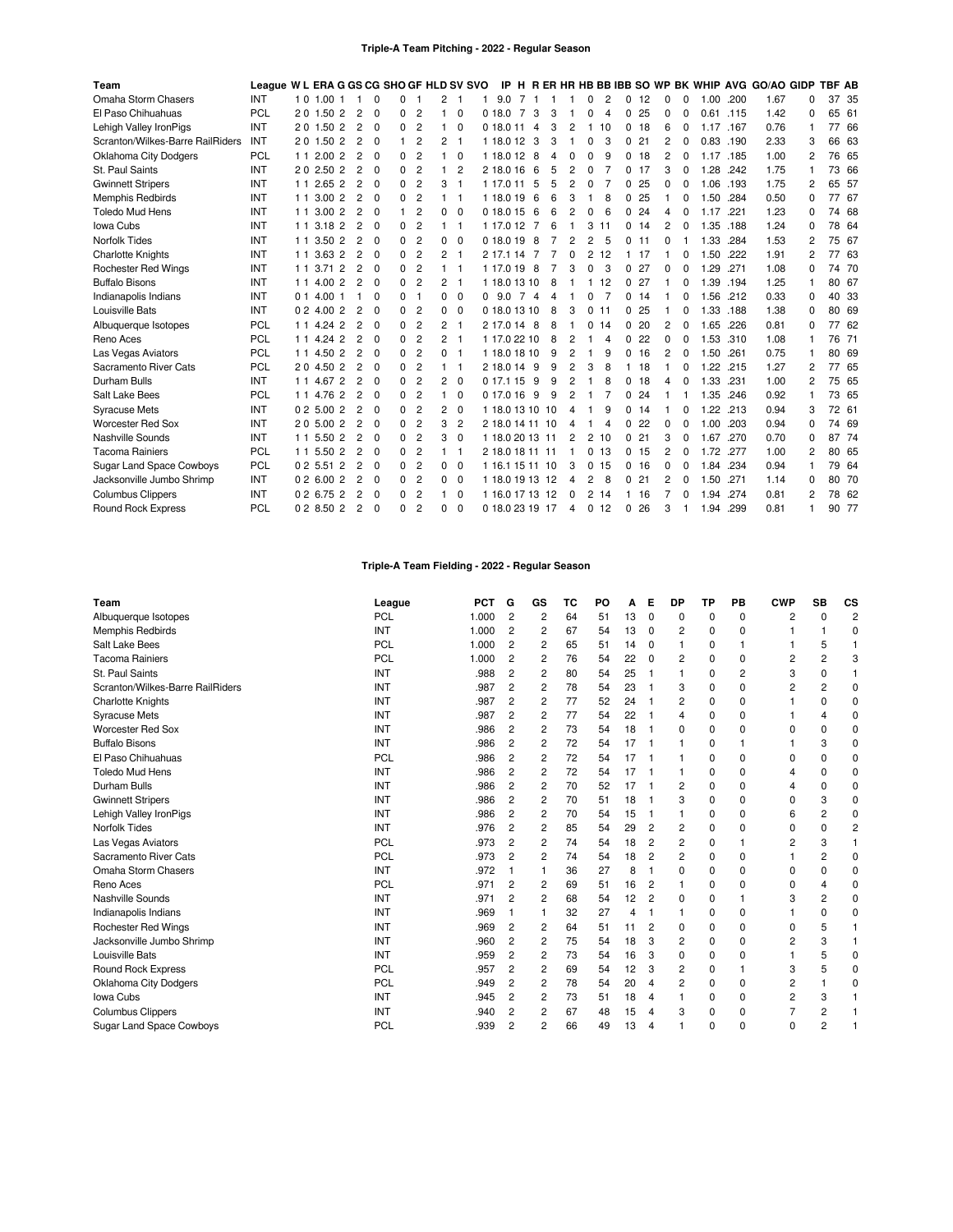## Triple-A Team Pitching - 2022 - Regular Season

| Team | League | W | L | ERA | G | GS | CG | SHO | GF | HLD | SV | SVO | IP | H | R | ER | HR | HB | BB | IBB | SO | WP | BK | WHIP | AVG | GO/AO | GIDP | TBF | AB |
|---|---|---|---|---|---|---|---|---|---|---|---|---|---|---|---|---|---|---|---|---|---|---|---|---|---|---|---|---|---|
| Omaha Storm Chasers | INT | 1 | 0 | 1.00 | 1 | 1 | 0 | 0 | 1 | 2 | 1 | 1 | 9.0 | 7 | 1 | 1 | 1 | 0 | 2 | 0 | 12 | 0 | 0 | 1.00 | .200 | 1.67 | 0 | 37 | 35 |
| El Paso Chihuahuas | PCL | 2 | 0 | 1.50 | 2 | 2 | 0 | 0 | 2 | 1 | 0 | 0 | 18.0 | 7 | 3 | 3 | 1 | 0 | 4 | 0 | 25 | 0 | 0 | 0.61 | .115 | 1.42 | 0 | 65 | 61 |
| Lehigh Valley IronPigs | INT | 2 | 0 | 1.50 | 2 | 2 | 0 | 0 | 2 | 1 | 0 | 0 | 18.0 | 11 | 4 | 3 | 2 | 1 | 10 | 0 | 18 | 6 | 0 | 1.17 | .167 | 0.76 | 1 | 77 | 66 |
| Scranton/Wilkes-Barre RailRiders | INT | 2 | 0 | 1.50 | 2 | 2 | 0 | 1 | 2 | 2 | 1 | 1 | 18.0 | 12 | 3 | 3 | 1 | 0 | 3 | 0 | 21 | 2 | 0 | 0.83 | .190 | 2.33 | 3 | 66 | 63 |
| Oklahoma City Dodgers | PCL | 1 | 1 | 2.00 | 2 | 2 | 0 | 0 | 2 | 1 | 0 | 1 | 18.0 | 12 | 8 | 4 | 0 | 0 | 9 | 0 | 18 | 2 | 0 | 1.17 | .185 | 1.00 | 2 | 76 | 65 |
| St. Paul Saints | INT | 2 | 0 | 2.50 | 2 | 2 | 0 | 0 | 2 | 1 | 2 | 2 | 18.0 | 16 | 6 | 5 | 2 | 0 | 7 | 0 | 17 | 3 | 0 | 1.28 | .242 | 1.75 | 1 | 73 | 66 |
| Gwinnett Stripers | INT | 1 | 1 | 2.65 | 2 | 2 | 0 | 0 | 2 | 3 | 1 | 1 | 17.0 | 11 | 5 | 5 | 2 | 0 | 7 | 0 | 25 | 0 | 0 | 1.06 | .193 | 1.75 | 2 | 65 | 57 |
| Memphis Redbirds | INT | 1 | 1 | 3.00 | 2 | 2 | 0 | 0 | 2 | 1 | 1 | 1 | 18.0 | 19 | 6 | 6 | 3 | 1 | 8 | 0 | 25 | 1 | 0 | 1.50 | .284 | 0.50 | 0 | 77 | 67 |
| Toledo Mud Hens | INT | 1 | 1 | 3.00 | 2 | 2 | 0 | 1 | 2 | 0 | 0 | 0 | 18.0 | 15 | 6 | 6 | 2 | 0 | 6 | 0 | 24 | 4 | 0 | 1.17 | .221 | 1.23 | 0 | 74 | 68 |
| Iowa Cubs | INT | 1 | 1 | 3.18 | 2 | 2 | 0 | 0 | 2 | 1 | 1 | 1 | 17.0 | 12 | 7 | 6 | 1 | 3 | 11 | 0 | 14 | 2 | 0 | 1.35 | .188 | 1.24 | 0 | 78 | 64 |
| Norfolk Tides | INT | 1 | 1 | 3.50 | 2 | 2 | 0 | 0 | 2 | 0 | 0 | 0 | 18.0 | 19 | 8 | 7 | 2 | 2 | 5 | 0 | 11 | 0 | 1 | 1.33 | .284 | 1.53 | 2 | 75 | 67 |
| Charlotte Knights | INT | 1 | 1 | 3.63 | 2 | 2 | 0 | 0 | 2 | 2 | 1 | 2 | 17.1 | 14 | 7 | 7 | 0 | 2 | 12 | 1 | 17 | 1 | 0 | 1.50 | .222 | 1.91 | 2 | 77 | 63 |
| Rochester Red Wings | INT | 1 | 1 | 3.71 | 2 | 2 | 0 | 0 | 2 | 1 | 1 | 1 | 17.0 | 19 | 8 | 7 | 3 | 0 | 3 | 0 | 27 | 0 | 0 | 1.29 | .271 | 1.08 | 0 | 74 | 70 |
| Buffalo Bisons | INT | 1 | 1 | 4.00 | 2 | 2 | 0 | 0 | 2 | 2 | 1 | 1 | 18.0 | 13 | 10 | 8 | 1 | 1 | 12 | 0 | 27 | 1 | 0 | 1.39 | .194 | 1.25 | 1 | 80 | 67 |
| Indianapolis Indians | INT | 0 | 1 | 4.00 | 1 | 1 | 0 | 0 | 1 | 0 | 0 | 0 | 9.0 | 7 | 4 | 4 | 1 | 0 | 7 | 0 | 14 | 1 | 0 | 1.56 | .212 | 0.33 | 0 | 40 | 33 |
| Louisville Bats | INT | 0 | 2 | 4.00 | 2 | 2 | 0 | 0 | 2 | 0 | 0 | 0 | 18.0 | 13 | 10 | 8 | 3 | 0 | 11 | 0 | 25 | 1 | 0 | 1.33 | .188 | 1.38 | 0 | 80 | 69 |
| Albuquerque Isotopes | PCL | 1 | 1 | 4.24 | 2 | 2 | 0 | 0 | 2 | 2 | 1 | 2 | 17.0 | 14 | 8 | 8 | 1 | 0 | 14 | 0 | 20 | 2 | 0 | 1.65 | .226 | 0.81 | 0 | 77 | 62 |
| Reno Aces | PCL | 1 | 1 | 4.24 | 2 | 2 | 0 | 0 | 2 | 2 | 1 | 1 | 17.0 | 22 | 10 | 8 | 2 | 1 | 4 | 0 | 22 | 0 | 0 | 1.53 | .310 | 1.08 | 1 | 76 | 71 |
| Las Vegas Aviators | PCL | 1 | 1 | 4.50 | 2 | 2 | 0 | 0 | 2 | 0 | 1 | 1 | 18.0 | 18 | 10 | 9 | 2 | 1 | 9 | 0 | 16 | 2 | 0 | 1.50 | .261 | 0.75 | 1 | 80 | 69 |
| Sacramento River Cats | PCL | 2 | 0 | 4.50 | 2 | 2 | 0 | 0 | 2 | 1 | 1 | 2 | 18.0 | 14 | 9 | 9 | 2 | 3 | 8 | 1 | 18 | 1 | 0 | 1.22 | .215 | 1.27 | 2 | 77 | 65 |
| Durham Bulls | INT | 1 | 1 | 4.67 | 2 | 2 | 0 | 0 | 2 | 2 | 0 | 0 | 17.1 | 15 | 9 | 9 | 2 | 1 | 8 | 0 | 18 | 4 | 0 | 1.33 | .231 | 1.00 | 2 | 75 | 65 |
| Salt Lake Bees | PCL | 1 | 1 | 4.76 | 2 | 2 | 0 | 0 | 2 | 1 | 0 | 0 | 17.0 | 16 | 9 | 9 | 2 | 1 | 7 | 0 | 24 | 1 | 1 | 1.35 | .246 | 0.92 | 1 | 73 | 65 |
| Syracuse Mets | INT | 0 | 2 | 5.00 | 2 | 2 | 0 | 0 | 2 | 2 | 0 | 1 | 18.0 | 13 | 10 | 10 | 4 | 1 | 9 | 0 | 14 | 1 | 0 | 1.22 | .213 | 0.94 | 3 | 72 | 61 |
| Worcester Red Sox | INT | 2 | 0 | 5.00 | 2 | 2 | 0 | 0 | 2 | 3 | 2 | 2 | 18.0 | 14 | 11 | 10 | 4 | 1 | 4 | 0 | 22 | 0 | 0 | 1.00 | .203 | 0.94 | 0 | 74 | 69 |
| Nashville Sounds | INT | 1 | 1 | 5.50 | 2 | 2 | 0 | 0 | 2 | 3 | 0 | 1 | 18.0 | 20 | 13 | 11 | 2 | 2 | 10 | 0 | 21 | 3 | 0 | 1.67 | .270 | 0.70 | 0 | 87 | 74 |
| Tacoma Rainiers | PCL | 1 | 1 | 5.50 | 2 | 2 | 0 | 0 | 2 | 1 | 1 | 2 | 18.0 | 18 | 11 | 11 | 1 | 0 | 13 | 0 | 15 | 2 | 0 | 1.72 | .277 | 1.00 | 2 | 80 | 65 |
| Sugar Land Space Cowboys | PCL | 0 | 2 | 5.51 | 2 | 2 | 0 | 0 | 2 | 0 | 0 | 1 | 16.1 | 15 | 11 | 10 | 3 | 0 | 15 | 0 | 16 | 0 | 0 | 1.84 | .234 | 0.94 | 1 | 79 | 64 |
| Jacksonville Jumbo Shrimp | INT | 0 | 2 | 6.00 | 2 | 2 | 0 | 0 | 2 | 0 | 0 | 1 | 18.0 | 19 | 13 | 12 | 4 | 2 | 8 | 0 | 21 | 2 | 0 | 1.50 | .271 | 1.14 | 0 | 80 | 70 |
| Columbus Clippers | INT | 0 | 2 | 6.75 | 2 | 2 | 0 | 0 | 2 | 1 | 0 | 1 | 16.0 | 17 | 13 | 12 | 0 | 2 | 14 | 1 | 16 | 7 | 0 | 1.94 | .274 | 0.81 | 2 | 78 | 62 |
| Round Rock Express | PCL | 0 | 2 | 8.50 | 2 | 2 | 0 | 0 | 2 | 0 | 0 | 0 | 18.0 | 23 | 19 | 17 | 4 | 0 | 12 | 0 | 26 | 3 | 1 | 1.94 | .299 | 0.81 | 1 | 90 | 77 |

## Triple-A Team Fielding - 2022 - Regular Season

| Team | League | PCT | G | GS | TC | PO | A | E | DP | TP | PB | CWP | SB | CS |
|---|---|---|---|---|---|---|---|---|---|---|---|---|---|---|
| Albuquerque Isotopes | PCL | 1.000 | 2 | 2 | 64 | 51 | 13 | 0 | 0 | 0 | 0 | 2 | 0 | 2 |
| Memphis Redbirds | INT | 1.000 | 2 | 2 | 67 | 54 | 13 | 0 | 2 | 0 | 0 | 1 | 1 | 0 |
| Salt Lake Bees | PCL | 1.000 | 2 | 2 | 65 | 51 | 14 | 0 | 1 | 0 | 1 | 1 | 5 | 1 |
| Tacoma Rainiers | PCL | 1.000 | 2 | 2 | 76 | 54 | 22 | 0 | 2 | 0 | 0 | 2 | 2 | 3 |
| St. Paul Saints | INT | .988 | 2 | 2 | 80 | 54 | 25 | 1 | 1 | 0 | 2 | 3 | 0 | 1 |
| Scranton/Wilkes-Barre RailRiders | INT | .987 | 2 | 2 | 78 | 54 | 23 | 1 | 3 | 0 | 0 | 2 | 2 | 0 |
| Charlotte Knights | INT | .987 | 2 | 2 | 77 | 52 | 24 | 1 | 2 | 0 | 0 | 1 | 0 | 0 |
| Syracuse Mets | INT | .987 | 2 | 2 | 77 | 54 | 22 | 1 | 4 | 0 | 0 | 1 | 4 | 0 |
| Worcester Red Sox | INT | .986 | 2 | 2 | 73 | 54 | 18 | 1 | 0 | 0 | 0 | 0 | 0 | 0 |
| Buffalo Bisons | INT | .986 | 2 | 2 | 72 | 54 | 17 | 1 | 1 | 0 | 1 | 1 | 3 | 0 |
| El Paso Chihuahuas | PCL | .986 | 2 | 2 | 72 | 54 | 17 | 1 | 1 | 0 | 0 | 0 | 0 | 0 |
| Toledo Mud Hens | INT | .986 | 2 | 2 | 72 | 54 | 17 | 1 | 1 | 0 | 0 | 4 | 0 | 0 |
| Durham Bulls | INT | .986 | 2 | 2 | 70 | 52 | 17 | 1 | 2 | 0 | 0 | 4 | 0 | 0 |
| Gwinnett Stripers | INT | .986 | 2 | 2 | 70 | 51 | 18 | 1 | 3 | 0 | 0 | 0 | 3 | 0 |
| Lehigh Valley IronPigs | INT | .986 | 2 | 2 | 70 | 54 | 15 | 1 | 1 | 0 | 0 | 6 | 2 | 0 |
| Norfolk Tides | INT | .976 | 2 | 2 | 85 | 54 | 29 | 2 | 2 | 0 | 0 | 0 | 0 | 2 |
| Las Vegas Aviators | PCL | .973 | 2 | 2 | 74 | 54 | 18 | 2 | 2 | 0 | 1 | 2 | 3 | 1 |
| Sacramento River Cats | PCL | .973 | 2 | 2 | 74 | 54 | 18 | 2 | 2 | 0 | 0 | 1 | 2 | 0 |
| Omaha Storm Chasers | INT | .972 | 1 | 1 | 36 | 27 | 8 | 1 | 0 | 0 | 0 | 0 | 0 | 0 |
| Reno Aces | PCL | .971 | 2 | 2 | 69 | 51 | 16 | 2 | 1 | 0 | 0 | 0 | 4 | 0 |
| Nashville Sounds | INT | .971 | 2 | 2 | 68 | 54 | 12 | 2 | 0 | 0 | 1 | 3 | 2 | 0 |
| Indianapolis Indians | INT | .969 | 1 | 1 | 32 | 27 | 4 | 1 | 1 | 0 | 0 | 1 | 0 | 0 |
| Rochester Red Wings | INT | .969 | 2 | 2 | 64 | 51 | 11 | 2 | 0 | 0 | 0 | 0 | 5 | 1 |
| Jacksonville Jumbo Shrimp | INT | .960 | 2 | 2 | 75 | 54 | 18 | 3 | 2 | 0 | 0 | 2 | 3 | 1 |
| Louisville Bats | INT | .959 | 2 | 2 | 73 | 54 | 16 | 3 | 0 | 0 | 0 | 1 | 5 | 0 |
| Round Rock Express | PCL | .957 | 2 | 2 | 69 | 54 | 12 | 3 | 2 | 0 | 1 | 3 | 5 | 0 |
| Oklahoma City Dodgers | PCL | .949 | 2 | 2 | 78 | 54 | 20 | 4 | 2 | 0 | 0 | 2 | 1 | 0 |
| Iowa Cubs | INT | .945 | 2 | 2 | 73 | 51 | 18 | 4 | 1 | 0 | 0 | 2 | 3 | 1 |
| Columbus Clippers | INT | .940 | 2 | 2 | 67 | 48 | 15 | 4 | 3 | 0 | 0 | 7 | 2 | 1 |
| Sugar Land Space Cowboys | PCL | .939 | 2 | 2 | 66 | 49 | 13 | 4 | 1 | 0 | 0 | 0 | 2 | 1 |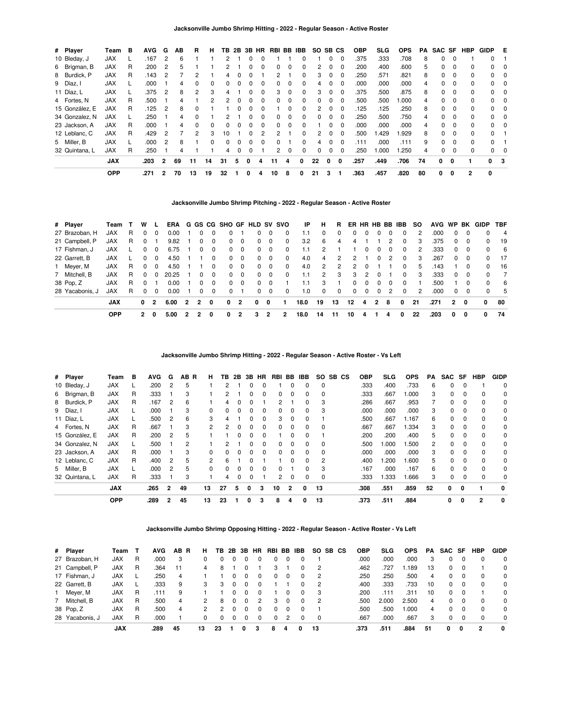### Jacksonville Jumbo Shrimp Hitting - 2022 - Regular Season - Active Roster

| # | Player | Team | B | AVG | G | AB | R | H | TB | 2B | 3B | HR | RBI | BB | IBB | SO | SB | CS | OBP | SLG | OPS | PA | SAC | SF | HBP | GIDP | E |
|---|---|---|---|---|---|---|---|---|---|---|---|---|---|---|---|---|---|---|---|---|---|---|---|---|---|---|---|
| 10 | Bleday, J | JAX | L | .167 | 2 | 6 | 1 | 1 | 2 | 1 | 0 | 0 | 1 | 1 | 0 | 1 | 0 | 0 | .375 | .333 | .708 | 8 | 0 | 0 | 1 | 0 | 1 |
| 6 | Brigman, B | JAX | R | .200 | 2 | 5 | 1 | 1 | 2 | 1 | 0 | 0 | 0 | 0 | 0 | 2 | 0 | 0 | .200 | .400 | .600 | 5 | 0 | 0 | 0 | 0 | 0 |
| 8 | Burdick, P | JAX | R | .143 | 2 | 7 | 2 | 1 | 4 | 0 | 0 | 1 | 2 | 1 | 0 | 3 | 0 | 0 | .250 | .571 | .821 | 8 | 0 | 0 | 0 | 0 | 0 |
| 9 | Diaz, I | JAX | L | .000 | 1 | 4 | 0 | 0 | 0 | 0 | 0 | 0 | 0 | 0 | 0 | 4 | 0 | 0 | .000 | .000 | .000 | 4 | 0 | 0 | 0 | 0 | 0 |
| 11 | Diaz, L | JAX | L | .375 | 2 | 8 | 2 | 3 | 4 | 1 | 0 | 0 | 3 | 0 | 0 | 3 | 0 | 0 | .375 | .500 | .875 | 8 | 0 | 0 | 0 | 0 | 0 |
| 4 | Fortes, N | JAX | R | .500 | 1 | 4 | 1 | 2 | 2 | 0 | 0 | 0 | 0 | 0 | 0 | 0 | 0 | 0 | .500 | .500 | 1.000 | 4 | 0 | 0 | 0 | 0 | 0 |
| 15 | González, E | JAX | R | .125 | 2 | 8 | 0 | 1 | 1 | 0 | 0 | 0 | 1 | 0 | 0 | 2 | 0 | 0 | .125 | .125 | .250 | 8 | 0 | 0 | 0 | 0 | 0 |
| 34 | Gonzalez, N | JAX | L | .250 | 1 | 4 | 0 | 1 | 2 | 1 | 0 | 0 | 0 | 0 | 0 | 0 | 0 | 0 | .250 | .500 | .750 | 4 | 0 | 0 | 0 | 0 | 0 |
| 23 | Jackson, A | JAX | R | .000 | 1 | 4 | 0 | 0 | 0 | 0 | 0 | 0 | 0 | 0 | 0 | 1 | 0 | 0 | .000 | .000 | .000 | 4 | 0 | 0 | 0 | 0 | 0 |
| 12 | Leblanc, C | JAX | R | .429 | 2 | 7 | 2 | 3 | 10 | 1 | 0 | 2 | 2 | 1 | 0 | 2 | 0 | 0 | .500 | 1.429 | 1.929 | 8 | 0 | 0 | 0 | 0 | 1 |
| 5 | Miller, B | JAX | L | .000 | 2 | 8 | 1 | 0 | 0 | 0 | 0 | 0 | 0 | 1 | 0 | 4 | 0 | 0 | .111 | .000 | .111 | 9 | 0 | 0 | 0 | 0 | 1 |
| 32 | Quintana, L | JAX | R | .250 | 1 | 4 | 1 | 1 | 4 | 0 | 0 | 1 | 2 | 0 | 0 | 0 | 0 | 0 | .250 | 1.000 | 1.250 | 4 | 0 | 0 | 0 | 0 | 0 |
| | | **JAX** | | **.203** | **2** | **69** | **11** | **14** | **31** | **5** | **0** | **4** | **11** | **4** | **0** | **22** | **0** | **0** | **.257** | **.449** | **.706** | **74** | **0** | **0** | **1** | **0** | **3** |
| | | **OPP** | | **.271** | **2** | **70** | **13** | **19** | **32** | **1** | **0** | **4** | **10** | **8** | **0** | **21** | **3** | **1** | **.363** | **.457** | **.820** | **80** | **0** | **0** | **2** | **0** | |

### Jacksonville Jumbo Shrimp Pitching - 2022 - Regular Season - Active Roster

| # | Player | Team | T | W | L | ERA | G | GS | CG | SHO | GF | HLD | SV | SVO | IP | H | R | ER | HR | HB | BB | IBB | SO | AVG | WP | BK | GIDP | TBF |
|---|---|---|---|---|---|---|---|---|---|---|---|---|---|---|---|---|---|---|---|---|---|---|---|---|---|---|---|---|
| 27 | Brazoban, H | JAX | R | 0 | 0 | 0.00 | 1 | 0 | 0 | 0 | 1 | 0 | 0 | 0 | 1.1 | 0 | 0 | 0 | 0 | 0 | 0 | 0 | 2 | .000 | 0 | 0 | 0 | 4 |
| 21 | Campbell, P | JAX | R | 0 | 1 | 9.82 | 1 | 0 | 0 | 0 | 0 | 0 | 0 | 0 | 3.2 | 6 | 4 | 4 | 1 | 1 | 2 | 0 | 3 | .375 | 0 | 0 | 0 | 19 |
| 17 | Fishman, J | JAX | L | 0 | 0 | 6.75 | 1 | 0 | 0 | 0 | 0 | 0 | 0 | 0 | 1.1 | 2 | 1 | 1 | 0 | 0 | 0 | 0 | 2 | .333 | 0 | 0 | 0 | 6 |
| 22 | Garrett, B | JAX | L | 0 | 0 | 4.50 | 1 | 1 | 0 | 0 | 0 | 0 | 0 | 0 | 4.0 | 4 | 2 | 2 | 1 | 0 | 2 | 0 | 3 | .267 | 0 | 0 | 0 | 17 |
| 1 | Meyer, M | JAX | R | 0 | 0 | 4.50 | 1 | 1 | 0 | 0 | 0 | 0 | 0 | 0 | 4.0 | 2 | 2 | 2 | 0 | 1 | 1 | 0 | 5 | .143 | 1 | 0 | 0 | 16 |
| 7 | Mitchell, B | JAX | R | 0 | 0 | 20.25 | 1 | 0 | 0 | 0 | 0 | 0 | 0 | 0 | 1.1 | 2 | 3 | 3 | 2 | 0 | 1 | 0 | 3 | .333 | 0 | 0 | 0 | 7 |
| 38 | Pop, Z | JAX | R | 0 | 1 | 0.00 | 1 | 0 | 0 | 0 | 0 | 0 | 0 | 1 | 1.1 | 3 | 1 | 0 | 0 | 0 | 0 | 0 | 1 | .500 | 1 | 0 | 0 | 6 |
| 28 | Yacabonis, J | JAX | R | 0 | 0 | 0.00 | 1 | 0 | 0 | 0 | 1 | 0 | 0 | 0 | 1.0 | 0 | 0 | 0 | 0 | 0 | 2 | 0 | 2 | .000 | 0 | 0 | 0 | 5 |
| | | **JAX** | | **0** | **2** | **6.00** | **2** | **2** | **0** | **0** | **2** | **0** | **0** | **1** | **18.0** | **19** | **13** | **12** | **4** | **2** | **8** | **0** | **21** | **.271** | **2** | **0** | **0** | **80** |
| | | **OPP** | | **2** | **0** | **5.00** | **2** | **2** | **0** | **0** | **2** | **3** | **2** | **2** | **18.0** | **14** | **11** | **10** | **4** | **1** | **4** | **0** | **22** | **.203** | **0** | **0** | **0** | **74** |

### Jacksonville Jumbo Shrimp Hitting - 2022 - Regular Season - Active Roster - Vs Left

| # | Player | Team | B | AVG | G | AB | R | H | TB | 2B | 3B | HR | RBI | BB | IBB | SO | SB | CS | OBP | SLG | OPS | PA | SAC | SF | HBP | GIDP |
|---|---|---|---|---|---|---|---|---|---|---|---|---|---|---|---|---|---|---|---|---|---|---|---|---|---|---|
| 10 | Bleday, J | JAX | L | .200 | 2 | 5 | | 1 | 2 | 1 | 0 | 0 | 1 | 0 | 0 | 0 | | | .333 | .400 | .733 | 6 | 0 | 0 | 1 | 0 |
| 6 | Brigman, B | JAX | R | .333 | 1 | 3 | | 1 | 2 | 1 | 0 | 0 | 0 | 0 | 0 | 0 | | | .333 | .667 | 1.000 | 3 | 0 | 0 | 0 | 0 |
| 8 | Burdick, P | JAX | R | .167 | 2 | 6 | | 1 | 4 | 0 | 0 | 1 | 2 | 1 | 0 | 3 | | | .286 | .667 | .953 | 7 | 0 | 0 | 0 | 0 |
| 9 | Diaz, I | JAX | L | .000 | 1 | 3 | | 0 | 0 | 0 | 0 | 0 | 0 | 0 | 0 | 3 | | | .000 | .000 | .000 | 3 | 0 | 0 | 0 | 0 |
| 11 | Diaz, L | JAX | L | .500 | 2 | 6 | | 3 | 4 | 1 | 0 | 0 | 3 | 0 | 0 | 1 | | | .500 | .667 | 1.167 | 6 | 0 | 0 | 0 | 0 |
| 4 | Fortes, N | JAX | R | .667 | 1 | 3 | | 2 | 2 | 0 | 0 | 0 | 0 | 0 | 0 | 0 | | | .667 | .667 | 1.334 | 3 | 0 | 0 | 0 | 0 |
| 15 | González, E | JAX | R | .200 | 2 | 5 | | 1 | 1 | 0 | 0 | 0 | 1 | 0 | 0 | 1 | | | .200 | .200 | .400 | 5 | 0 | 0 | 0 | 0 |
| 34 | Gonzalez, N | JAX | L | .500 | 1 | 2 | | 1 | 2 | 1 | 0 | 0 | 0 | 0 | 0 | 0 | | | .500 | 1.000 | 1.500 | 2 | 0 | 0 | 0 | 0 |
| 23 | Jackson, A | JAX | R | .000 | 1 | 3 | | 0 | 0 | 0 | 0 | 0 | 0 | 0 | 0 | 0 | | | .000 | .000 | .000 | 3 | 0 | 0 | 0 | 0 |
| 12 | Leblanc, C | JAX | R | .400 | 2 | 5 | | 2 | 6 | 1 | 0 | 1 | 1 | 0 | 0 | 2 | | | .400 | 1.200 | 1.600 | 5 | 0 | 0 | 0 | 0 |
| 5 | Miller, B | JAX | L | .000 | 2 | 5 | | 0 | 0 | 0 | 0 | 0 | 0 | 1 | 0 | 3 | | | .167 | .000 | .167 | 6 | 0 | 0 | 0 | 0 |
| 32 | Quintana, L | JAX | R | .333 | 1 | 3 | | 1 | 4 | 0 | 0 | 1 | 2 | 0 | 0 | 0 | | | .333 | 1.333 | 1.666 | 3 | 0 | 0 | 0 | 0 |
| | | **JAX** | | **.265** | **2** | **49** | | **13** | **27** | **5** | **0** | **3** | **10** | **2** | **0** | **13** | | | **.308** | **.551** | **.859** | **52** | **0** | **0** | **1** | **0** |
| | | **OPP** | | **.289** | **2** | **45** | | **13** | **23** | **1** | **0** | **3** | **8** | **4** | **0** | **13** | | | **.373** | **.511** | **.884** | | **0** | **0** | **2** | **0** |

### Jacksonville Jumbo Shrimp Opposing Hitting - 2022 - Regular Season - Active Roster - Vs Left

| # | Player | Team | T | AVG | AB | R | H | TB | 2B | 3B | HR | RBI | BB | IBB | SO | SB | CS | OBP | SLG | OPS | PA | SAC | SF | HBP | GIDP |
|---|---|---|---|---|---|---|---|---|---|---|---|---|---|---|---|---|---|---|---|---|---|---|---|---|---|
| 27 | Brazoban, H | JAX | R | .000 | 3 | | 0 | 0 | 0 | 0 | 0 | 0 | 0 | 0 | 1 | | | .000 | .000 | .000 | 3 | 0 | 0 | 0 | 0 |
| 21 | Campbell, P | JAX | R | .364 | 11 | | 4 | 8 | 1 | 0 | 1 | 3 | 1 | 0 | 2 | | | .462 | .727 | 1.189 | 13 | 0 | 0 | 1 | 0 |
| 17 | Fishman, J | JAX | L | .250 | 4 | | 1 | 1 | 0 | 0 | 0 | 0 | 0 | 0 | 2 | | | .250 | .250 | .500 | 4 | 0 | 0 | 0 | 0 |
| 22 | Garrett, B | JAX | L | .333 | 9 | | 3 | 3 | 0 | 0 | 0 | 1 | 1 | 0 | 2 | | | .400 | .333 | .733 | 10 | 0 | 0 | 0 | 0 |
| 1 | Meyer, M | JAX | R | .111 | 9 | | 1 | 1 | 0 | 0 | 0 | 1 | 0 | 0 | 3 | | | .200 | .111 | .311 | 10 | 0 | 0 | 1 | 0 |
| 7 | Mitchell, B | JAX | R | .500 | 4 | | 2 | 8 | 0 | 0 | 2 | 3 | 0 | 0 | 2 | | | .500 | 2.000 | 2.500 | 4 | 0 | 0 | 0 | 0 |
| 38 | Pop, Z | JAX | R | .500 | 4 | | 2 | 2 | 0 | 0 | 0 | 0 | 0 | 0 | 1 | | | .500 | .500 | 1.000 | 4 | 0 | 0 | 0 | 0 |
| 28 | Yacabonis, J | JAX | R | .000 | 1 | | 0 | 0 | 0 | 0 | 0 | 0 | 2 | 0 | 0 | | | .667 | .000 | .667 | 3 | 0 | 0 | 0 | 0 |
| | | **JAX** | | **.289** | **45** | | **13** | **23** | **1** | **0** | **3** | **8** | **4** | **0** | **13** | | | **.373** | **.511** | **.884** | **51** | **0** | **0** | **2** | **0** |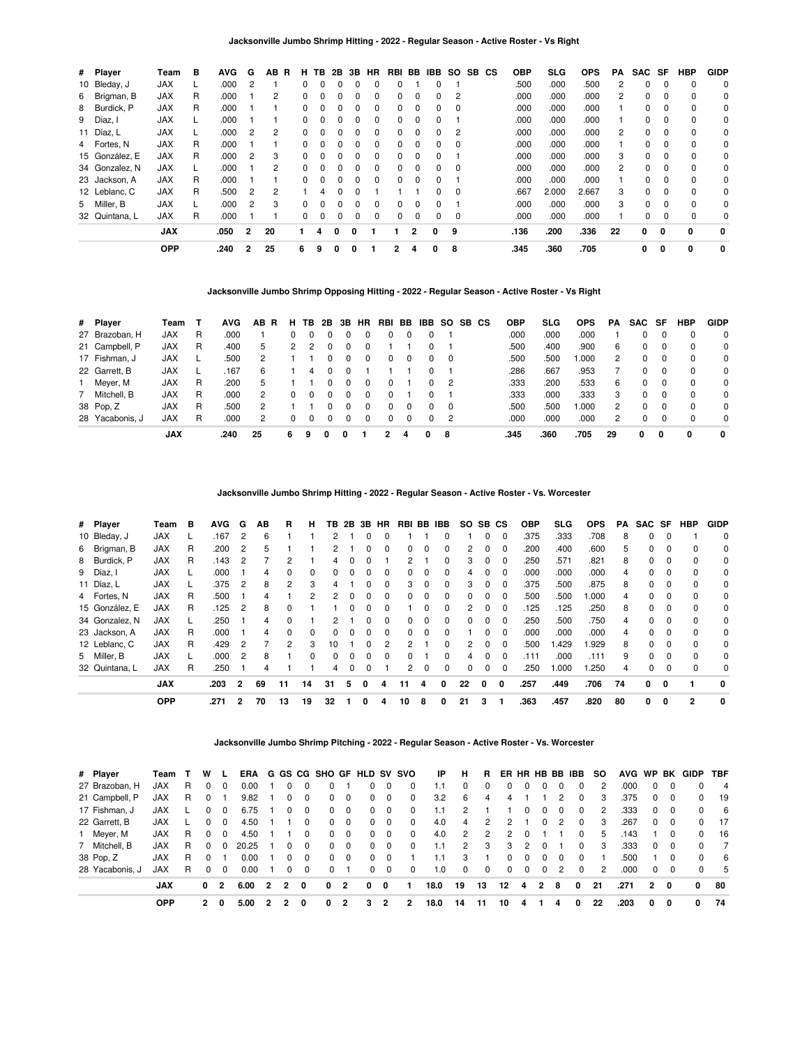### Jacksonville Jumbo Shrimp Hitting - 2022 - Regular Season - Active Roster - Vs Right

| # | Player | Team | B | AVG | G | AB | R | H | TB | 2B | 3B | HR | RBI | BB | IBB | SO | SB | CS | OBP | SLG | OPS | PA | SAC | SF | HBP | GIDP |
|---|---|---|---|---|---|---|---|---|---|---|---|---|---|---|---|---|---|---|---|---|---|---|---|---|---|---|
| 10 | Bleday, J | JAX | L | .000 | 2 | 1 | | 0 | 0 | 0 | 0 | 0 | 0 | 1 | 0 | 1 | | | .500 | .000 | .500 | 2 | 0 | 0 | 0 | 0 |
| 6 | Brigman, B | JAX | R | .000 | 1 | 2 | | 0 | 0 | 0 | 0 | 0 | 0 | 0 | 0 | 2 | | | .000 | .000 | .000 | 2 | 0 | 0 | 0 | 0 |
| 8 | Burdick, P | JAX | R | .000 | 1 | 1 | | 0 | 0 | 0 | 0 | 0 | 0 | 0 | 0 | 0 | | | .000 | .000 | .000 | 1 | 0 | 0 | 0 | 0 |
| 9 | Díaz, I | JAX | L | .000 | 1 | 1 | | 0 | 0 | 0 | 0 | 0 | 0 | 0 | 0 | 1 | | | .000 | .000 | .000 | 1 | 0 | 0 | 0 | 0 |
| 11 | Díaz, L | JAX | L | .000 | 2 | 2 | | 0 | 0 | 0 | 0 | 0 | 0 | 0 | 0 | 2 | | | .000 | .000 | .000 | 2 | 0 | 0 | 0 | 0 |
| 4 | Fortes, N | JAX | R | .000 | 1 | 1 | | 0 | 0 | 0 | 0 | 0 | 0 | 0 | 0 | 0 | | | .000 | .000 | .000 | 1 | 0 | 0 | 0 | 0 |
| 15 | González, E | JAX | R | .000 | 2 | 3 | | 0 | 0 | 0 | 0 | 0 | 0 | 0 | 0 | 1 | | | .000 | .000 | .000 | 3 | 0 | 0 | 0 | 0 |
| 34 | Gonzalez, N | JAX | L | .000 | 1 | 2 | | 0 | 0 | 0 | 0 | 0 | 0 | 0 | 0 | 0 | | | .000 | .000 | .000 | 2 | 0 | 0 | 0 | 0 |
| 23 | Jackson, A | JAX | R | .000 | 1 | 1 | | 0 | 0 | 0 | 0 | 0 | 0 | 0 | 0 | 1 | | | .000 | .000 | .000 | 1 | 0 | 0 | 0 | 0 |
| 12 | Leblanc, C | JAX | R | .500 | 2 | 2 | | 1 | 4 | 0 | 0 | 1 | 1 | 1 | 0 | 0 | | | .667 | 2.000 | 2.667 | 3 | 0 | 0 | 0 | 0 |
| 5 | Miller, B | JAX | L | .000 | 2 | 3 | | 0 | 0 | 0 | 0 | 0 | 0 | 0 | 0 | 1 | | | .000 | .000 | .000 | 3 | 0 | 0 | 0 | 0 |
| 32 | Quintana, L | JAX | R | .000 | 1 | 1 | | 0 | 0 | 0 | 0 | 0 | 0 | 0 | 0 | 0 | | | .000 | .000 | .000 | 1 | 0 | 0 | 0 | 0 |
| | | **JAX** | | **.050** | **2** | **20** | | **1** | **4** | **0** | **0** | **1** | **1** | **2** | **0** | **9** | | | **.136** | **.200** | **.336** | **22** | **0** | **0** | **0** | **0** |
| | | **OPP** | | **.240** | **2** | **25** | | **6** | **9** | **0** | **0** | **1** | **2** | **4** | **0** | **8** | | | **.345** | **.360** | **.705** | | **0** | **0** | **0** | **0** |

### Jacksonville Jumbo Shrimp Opposing Hitting - 2022 - Regular Season - Active Roster - Vs Right

| # | Player | Team | T | AVG | AB | R | H | TB | 2B | 3B | HR | RBI | BB | IBB | SO | SB | CS | OBP | SLG | OPS | PA | SAC | SF | HBP | GIDP |
|---|---|---|---|---|---|---|---|---|---|---|---|---|---|---|---|---|---|---|---|---|---|---|---|---|---|
| 27 | Brazoban, H | JAX | R | .000 | 1 | | 0 | 0 | 0 | 0 | 0 | 0 | 0 | 0 | 1 | | | .000 | .000 | .000 | 1 | 0 | 0 | 0 | 0 |
| 21 | Campbell, P | JAX | R | .400 | 5 | | 2 | 2 | 0 | 0 | 0 | 1 | 1 | 0 | 1 | | | .500 | .400 | .900 | 6 | 0 | 0 | 0 | 0 |
| 17 | Fishman, J | JAX | L | .500 | 2 | | 1 | 1 | 0 | 0 | 0 | 0 | 0 | 0 | 0 | | | .500 | .500 | 1.000 | 2 | 0 | 0 | 0 | 0 |
| 22 | Garrett, B | JAX | L | .167 | 6 | | 1 | 4 | 0 | 0 | 1 | 1 | 1 | 0 | 1 | | | .286 | .667 | .953 | 7 | 0 | 0 | 0 | 0 |
| 1 | Meyer, M | JAX | R | .200 | 5 | | 1 | 1 | 0 | 0 | 0 | 0 | 1 | 0 | 2 | | | .333 | .200 | .533 | 6 | 0 | 0 | 0 | 0 |
| 7 | Mitchell, B | JAX | R | .000 | 2 | | 0 | 0 | 0 | 0 | 0 | 0 | 1 | 0 | 1 | | | .333 | .000 | .333 | 3 | 0 | 0 | 0 | 0 |
| 38 | Pop, Z | JAX | R | .500 | 2 | | 1 | 1 | 0 | 0 | 0 | 0 | 0 | 0 | 0 | | | .500 | .500 | 1.000 | 2 | 0 | 0 | 0 | 0 |
| 28 | Yacabonis, J | JAX | R | .000 | 2 | | 0 | 0 | 0 | 0 | 0 | 0 | 0 | 0 | 2 | | | .000 | .000 | .000 | 2 | 0 | 0 | 0 | 0 |
| | | **JAX** | | **.240** | **25** | | **6** | **9** | **0** | **0** | **1** | **2** | **4** | **0** | **8** | | | **.345** | **.360** | **.705** | **29** | **0** | **0** | **0** | **0** |

### Jacksonville Jumbo Shrimp Hitting - 2022 - Regular Season - Active Roster - Vs. Worcester

| # | Player | Team | B | AVG | G | AB | R | H | TB | 2B | 3B | HR | RBI | BB | IBB | SO | SB | CS | OBP | SLG | OPS | PA | SAC | SF | HBP | GIDP |
|---|---|---|---|---|---|---|---|---|---|---|---|---|---|---|---|---|---|---|---|---|---|---|---|---|---|---|
| 10 | Bleday, J | JAX | L | .167 | 2 | 6 | 1 | 1 | 2 | 1 | 0 | 0 | 1 | 1 | 0 | 1 | 0 | 0 | .375 | .333 | .708 | 8 | 0 | 0 | 1 | 0 |
| 6 | Brigman, B | JAX | R | .200 | 2 | 5 | 1 | 1 | 2 | 1 | 0 | 0 | 0 | 0 | 0 | 2 | 0 | 0 | .200 | .400 | .600 | 5 | 0 | 0 | 0 | 0 |
| 8 | Burdick, P | JAX | R | .143 | 2 | 7 | 2 | 1 | 4 | 0 | 0 | 1 | 2 | 1 | 0 | 3 | 0 | 0 | .250 | .571 | .821 | 8 | 0 | 0 | 0 | 0 |
| 9 | Díaz, I | JAX | L | .000 | 1 | 4 | 0 | 0 | 0 | 0 | 0 | 0 | 0 | 0 | 0 | 4 | 0 | 0 | .000 | .000 | .000 | 4 | 0 | 0 | 0 | 0 |
| 11 | Díaz, L | JAX | L | .375 | 2 | 8 | 2 | 3 | 4 | 1 | 0 | 0 | 3 | 0 | 0 | 3 | 0 | 0 | .375 | .500 | .875 | 8 | 0 | 0 | 0 | 0 |
| 4 | Fortes, N | JAX | R | .500 | 1 | 4 | 1 | 2 | 2 | 0 | 0 | 0 | 0 | 0 | 0 | 0 | 0 | 0 | .500 | .500 | 1.000 | 4 | 0 | 0 | 0 | 0 |
| 15 | González, E | JAX | R | .125 | 2 | 8 | 0 | 1 | 1 | 0 | 0 | 0 | 1 | 0 | 0 | 2 | 0 | 0 | .125 | .125 | .250 | 8 | 0 | 0 | 0 | 0 |
| 34 | Gonzalez, N | JAX | L | .250 | 1 | 4 | 0 | 1 | 2 | 1 | 0 | 0 | 0 | 0 | 0 | 0 | 0 | 0 | .250 | .500 | .750 | 4 | 0 | 0 | 0 | 0 |
| 23 | Jackson, A | JAX | R | .000 | 1 | 4 | 0 | 0 | 0 | 0 | 0 | 0 | 0 | 0 | 0 | 1 | 0 | 0 | .000 | .000 | .000 | 4 | 0 | 0 | 0 | 0 |
| 12 | Leblanc, C | JAX | R | .429 | 2 | 7 | 2 | 3 | 10 | 1 | 0 | 2 | 2 | 1 | 0 | 2 | 0 | 0 | .500 | 1.429 | 1.929 | 8 | 0 | 0 | 0 | 0 |
| 5 | Miller, B | JAX | L | .000 | 2 | 8 | 1 | 0 | 0 | 0 | 0 | 0 | 0 | 1 | 0 | 4 | 0 | 0 | .111 | .000 | .111 | 9 | 0 | 0 | 0 | 0 |
| 32 | Quintana, L | JAX | R | .250 | 1 | 4 | 1 | 1 | 4 | 0 | 0 | 1 | 2 | 0 | 0 | 0 | 0 | 0 | .250 | 1.000 | 1.250 | 4 | 0 | 0 | 0 | 0 |
| | | **JAX** | | **.203** | **2** | **69** | **11** | **14** | **31** | **5** | **0** | **4** | **11** | **4** | **0** | **22** | **0** | **0** | **.257** | **.449** | **.706** | **74** | **0** | **0** | **1** | **0** |
| | | **OPP** | | **.271** | **2** | **70** | **13** | **19** | **32** | **1** | **0** | **4** | **10** | **8** | **0** | **21** | **3** | **1** | **.363** | **.457** | **.820** | **80** | **0** | **0** | **2** | **0** |

### Jacksonville Jumbo Shrimp Pitching - 2022 - Regular Season - Active Roster - Vs. Worcester

| # | Player | Team | T | W | L | ERA | G | GS | CG | SHO | GF | HLD | SV | SVO | IP | H | R | ER | HR | HB | BB | IBB | SO | AVG | WP | BK | GIDP | TBF |
|---|---|---|---|---|---|---|---|---|---|---|---|---|---|---|---|---|---|---|---|---|---|---|---|---|---|---|---|---|
| 27 | Brazoban, H | JAX | R | 0 | 0 | 0.00 | 1 | 0 | 0 | 0 | 1 | 0 | 0 | 0 | 1.1 | 0 | 0 | 0 | 0 | 0 | 0 | 0 | 2 | .000 | 0 | 0 | 0 | 4 |
| 21 | Campbell, P | JAX | R | 0 | 1 | 9.82 | 1 | 0 | 0 | 0 | 0 | 0 | 0 | 0 | 3.2 | 6 | 4 | 4 | 1 | 1 | 2 | 0 | 3 | .375 | 0 | 0 | 0 | 19 |
| 17 | Fishman, J | JAX | L | 0 | 0 | 6.75 | 1 | 0 | 0 | 0 | 0 | 0 | 0 | 0 | 1.1 | 2 | 1 | 1 | 0 | 0 | 0 | 0 | 2 | .333 | 0 | 0 | 0 | 6 |
| 22 | Garrett, B | JAX | L | 0 | 0 | 4.50 | 1 | 1 | 0 | 0 | 0 | 0 | 0 | 0 | 4.0 | 4 | 2 | 2 | 1 | 0 | 2 | 0 | 3 | .267 | 0 | 0 | 0 | 17 |
| 1 | Meyer, M | JAX | R | 0 | 0 | 4.50 | 1 | 1 | 0 | 0 | 0 | 0 | 0 | 0 | 4.0 | 2 | 2 | 2 | 0 | 1 | 1 | 0 | 5 | .143 | 1 | 0 | 0 | 16 |
| 7 | Mitchell, B | JAX | R | 0 | 0 | 20.25 | 1 | 0 | 0 | 0 | 0 | 0 | 0 | 0 | 1.1 | 2 | 3 | 3 | 2 | 0 | 1 | 0 | 3 | .333 | 0 | 0 | 0 | 7 |
| 38 | Pop, Z | JAX | R | 0 | 1 | 0.00 | 1 | 0 | 0 | 0 | 0 | 0 | 0 | 1 | 1.1 | 3 | 1 | 0 | 0 | 0 | 0 | 0 | 1 | .500 | 1 | 0 | 0 | 6 |
| 28 | Yacabonis, J | JAX | R | 0 | 0 | 0.00 | 1 | 0 | 0 | 0 | 1 | 0 | 0 | 0 | 1.0 | 0 | 0 | 0 | 0 | 0 | 2 | 0 | 2 | .000 | 0 | 0 | 0 | 5 |
| | | **JAX** | | **0** | **2** | **6.00** | **2** | **2** | **0** | **0** | **2** | **0** | **0** | **1** | **18.0** | **19** | **13** | **12** | **4** | **2** | **8** | **0** | **21** | **.271** | **2** | **0** | **0** | **80** |
| | | **OPP** | | **2** | **0** | **5.00** | **2** | **2** | **0** | **0** | **2** | **3** | **2** | **2** | **18.0** | **14** | **11** | **10** | **4** | **1** | **4** | **0** | **22** | **.203** | **0** | **0** | **0** | **74** |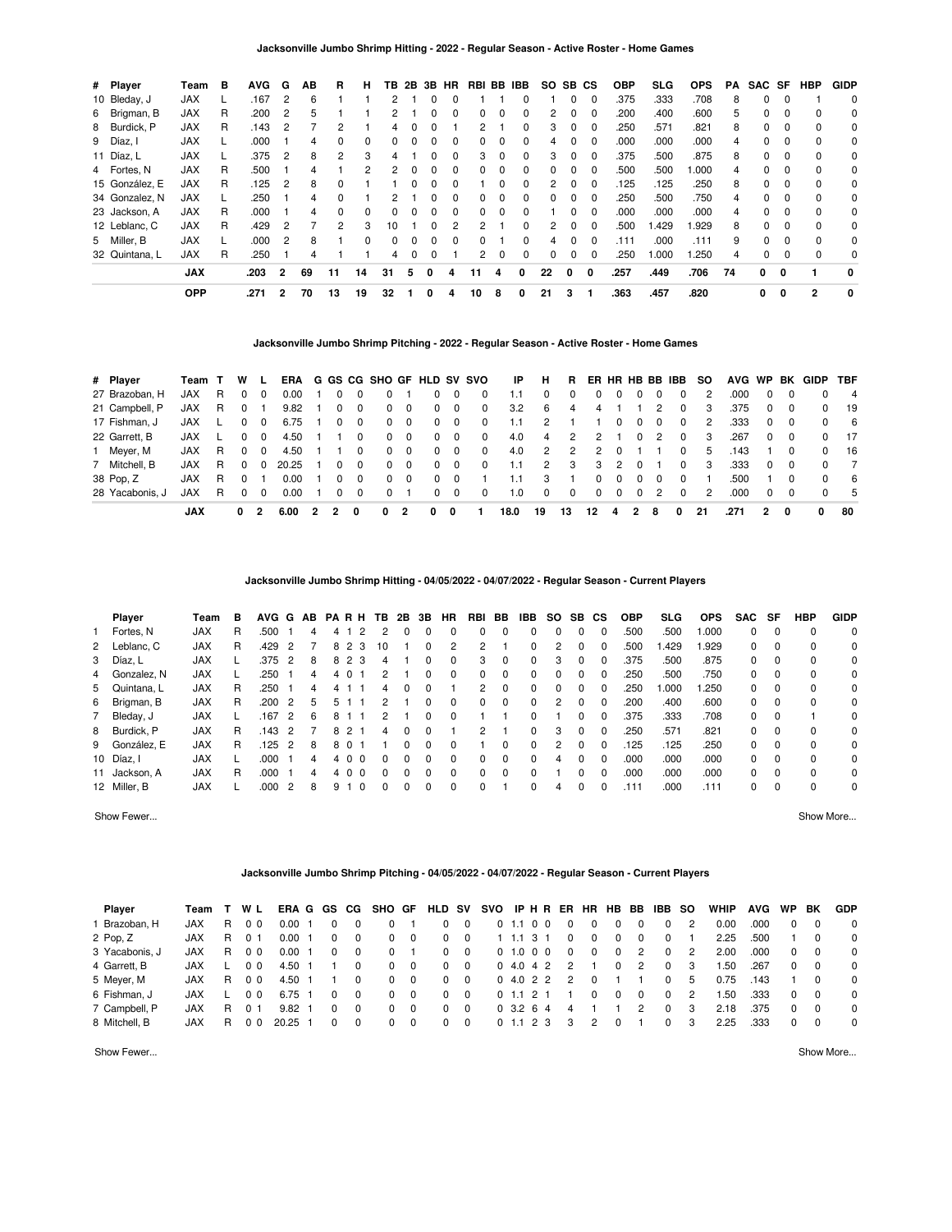### Jacksonville Jumbo Shrimp Hitting - 2022 - Regular Season - Active Roster - Home Games

| # | Player | Team | B | AVG | G | AB | R | H | TB | 2B | 3B | HR | RBI | BB | IBB | SO | SB | CS | OBP | SLG | OPS | PA | SAC | SF | HBP | GIDP |
|---|---|---|---|---|---|---|---|---|---|---|---|---|---|---|---|---|---|---|---|---|---|---|---|---|---|---|
| 10 | Bleday, J | JAX | L | .167 | 2 | 6 | 1 | 1 | 2 | 1 | 0 | 0 | 1 | 1 | 0 | 1 | 0 | 0 | .375 | .333 | .708 | 8 | 0 | 0 | 1 | 0 |
| 6 | Brigman, B | JAX | R | .200 | 2 | 5 | 1 | 1 | 2 | 1 | 0 | 0 | 0 | 0 | 0 | 2 | 0 | 0 | .200 | .400 | .600 | 5 | 0 | 0 | 0 | 0 |
| 8 | Burdick, P | JAX | R | .143 | 2 | 7 | 2 | 1 | 4 | 0 | 0 | 1 | 2 | 1 | 0 | 3 | 0 | 0 | .250 | .571 | .821 | 8 | 0 | 0 | 0 | 0 |
| 9 | Díaz, I | JAX | L | .000 | 1 | 4 | 0 | 0 | 0 | 0 | 0 | 0 | 0 | 0 | 0 | 4 | 0 | 0 | .000 | .000 | .000 | 4 | 0 | 0 | 0 | 0 |
| 11 | Díaz, L | JAX | L | .375 | 2 | 8 | 2 | 3 | 4 | 1 | 0 | 0 | 3 | 0 | 0 | 3 | 0 | 0 | .375 | .500 | .875 | 8 | 0 | 0 | 0 | 0 |
| 4 | Fortes, N | JAX | R | .500 | 1 | 4 | 1 | 2 | 2 | 0 | 0 | 0 | 0 | 0 | 0 | 0 | 0 | 0 | .500 | .500 | 1.000 | 4 | 0 | 0 | 0 | 0 |
| 15 | González, E | JAX | R | .125 | 2 | 8 | 0 | 1 | 1 | 0 | 0 | 0 | 1 | 0 | 0 | 2 | 0 | 0 | .125 | .125 | .250 | 8 | 0 | 0 | 0 | 0 |
| 34 | Gonzalez, N | JAX | L | .250 | 1 | 4 | 0 | 1 | 2 | 1 | 0 | 0 | 0 | 0 | 0 | 0 | 0 | 0 | .250 | .500 | .750 | 4 | 0 | 0 | 0 | 0 |
| 23 | Jackson, A | JAX | R | .000 | 1 | 4 | 0 | 0 | 0 | 0 | 0 | 0 | 0 | 0 | 0 | 1 | 0 | 0 | .000 | .000 | .000 | 4 | 0 | 0 | 0 | 0 |
| 12 | Leblanc, C | JAX | R | .429 | 2 | 7 | 2 | 3 | 10 | 1 | 0 | 2 | 2 | 1 | 0 | 2 | 0 | 0 | .500 | 1.429 | 1.929 | 8 | 0 | 0 | 0 | 0 |
| 5 | Miller, B | JAX | L | .000 | 2 | 8 | 1 | 0 | 0 | 0 | 0 | 0 | 0 | 1 | 0 | 4 | 0 | 0 | .111 | .000 | .111 | 9 | 0 | 0 | 0 | 0 |
| 32 | Quintana, L | JAX | R | .250 | 1 | 4 | 1 | 1 | 4 | 0 | 0 | 1 | 2 | 0 | 0 | 0 | 0 | 0 | .250 | 1.000 | 1.250 | 4 | 0 | 0 | 0 | 0 |
| | | **JAX** | | **.203** | **2** | **69** | **11** | **14** | **31** | **5** | **0** | **4** | **11** | **4** | **0** | **22** | **0** | **0** | **.257** | **.449** | **.706** | **74** | **0** | **0** | **1** | **0** |
| | | **OPP** | | **.271** | **2** | **70** | **13** | **19** | **32** | **1** | **0** | **4** | **10** | **8** | **0** | **21** | **3** | **1** | **.363** | **.457** | **.820** | | **0** | **0** | **2** | **0** |

### Jacksonville Jumbo Shrimp Pitching - 2022 - Regular Season - Active Roster - Home Games

| # | Player | Team | T | W | L | ERA | G | GS | CG | SHO | GF | HLD | SV | SVO | IP | H | R | ER | HR | HB | BB | IBB | SO | AVG | WP | BK | GIDP | TBF |
|---|---|---|---|---|---|---|---|---|---|---|---|---|---|---|---|---|---|---|---|---|---|---|---|---|---|---|---|---|
| 27 | Brazoban, H | JAX | R | 0 | 0 | 0.00 | 1 | 0 | 0 | 0 | 1 | 0 | 0 | 0 | 1.1 | 0 | 0 | 0 | 0 | 0 | 0 | 0 | 2 | .000 | 0 | 0 | 0 | 4 |
| 21 | Campbell, P | JAX | R | 0 | 1 | 9.82 | 1 | 0 | 0 | 0 | 0 | 0 | 0 | 0 | 3.2 | 6 | 4 | 4 | 1 | 1 | 2 | 0 | 3 | .375 | 0 | 0 | 0 | 19 |
| 17 | Fishman, J | JAX | L | 0 | 0 | 6.75 | 1 | 0 | 0 | 0 | 0 | 0 | 0 | 0 | 1.1 | 2 | 1 | 1 | 0 | 0 | 0 | 0 | 2 | .333 | 0 | 0 | 0 | 6 |
| 22 | Garrett, B | JAX | L | 0 | 0 | 4.50 | 1 | 1 | 0 | 0 | 0 | 0 | 0 | 0 | 4.0 | 4 | 2 | 2 | 1 | 0 | 2 | 0 | 3 | .267 | 0 | 0 | 0 | 17 |
| 1 | Meyer, M | JAX | R | 0 | 0 | 4.50 | 1 | 1 | 0 | 0 | 0 | 0 | 0 | 0 | 4.0 | 2 | 2 | 2 | 0 | 1 | 1 | 0 | 5 | .143 | 1 | 0 | 0 | 16 |
| 7 | Mitchell, B | JAX | R | 0 | 0 | 20.25 | 1 | 0 | 0 | 0 | 0 | 0 | 0 | 0 | 1.1 | 2 | 3 | 3 | 2 | 0 | 1 | 0 | 3 | .333 | 0 | 0 | 0 | 7 |
| 38 | Pop, Z | JAX | R | 0 | 1 | 0.00 | 1 | 0 | 0 | 0 | 0 | 0 | 0 | 1 | 1.1 | 3 | 1 | 0 | 0 | 0 | 0 | 0 | 1 | .500 | 1 | 0 | 0 | 6 |
| 28 | Yacabonis, J | JAX | R | 0 | 0 | 0.00 | 1 | 0 | 0 | 0 | 1 | 0 | 0 | 0 | 1.0 | 0 | 0 | 0 | 0 | 0 | 2 | 0 | 2 | .000 | 0 | 0 | 0 | 5 |
| | | **JAX** | | **0** | **2** | **6.00** | **2** | **2** | **0** | **0** | **2** | **0** | **0** | **1** | **18.0** | **19** | **13** | **12** | **4** | **2** | **8** | **0** | **21** | **.271** | **2** | **0** | **0** | **80** |

### Jacksonville Jumbo Shrimp Hitting - 04/05/2022 - 04/07/2022 - Regular Season - Current Players

| | Player | Team | B | AVG | G | AB | PA | R | H | TB | 2B | 3B | HR | RBI | BB | IBB | SO | SB | CS | OBP | SLG | OPS | SAC | SF | HBP | GIDP |
|---|---|---|---|---|---|---|---|---|---|---|---|---|---|---|---|---|---|---|---|---|---|---|---|---|---|---|
| 1 | Fortes, N | JAX | R | .500 | 1 | 4 | 4 | 1 | 2 | 2 | 0 | 0 | 0 | 0 | 0 | 0 | 0 | 0 | 0 | .500 | .500 | 1.000 | 0 | 0 | 0 | 0 |
| 2 | Leblanc, C | JAX | R | .429 | 2 | 7 | 8 | 2 | 3 | 10 | 1 | 0 | 2 | 2 | 1 | 0 | 2 | 0 | 0 | .500 | 1.429 | 1.929 | 0 | 0 | 0 | 0 |
| 3 | Díaz, L | JAX | L | .375 | 2 | 8 | 8 | 2 | 3 | 4 | 1 | 0 | 0 | 3 | 0 | 0 | 3 | 0 | 0 | .375 | .500 | .875 | 0 | 0 | 0 | 0 |
| 4 | Gonzalez, N | JAX | L | .250 | 1 | 4 | 4 | 0 | 1 | 2 | 1 | 0 | 0 | 0 | 0 | 0 | 0 | 0 | 0 | .250 | .500 | .750 | 0 | 0 | 0 | 0 |
| 5 | Quintana, L | JAX | R | .250 | 1 | 4 | 4 | 1 | 1 | 4 | 0 | 0 | 1 | 2 | 0 | 0 | 0 | 0 | 0 | .250 | 1.000 | 1.250 | 0 | 0 | 0 | 0 |
| 6 | Brigman, B | JAX | R | .200 | 2 | 5 | 5 | 1 | 1 | 2 | 1 | 0 | 0 | 0 | 0 | 0 | 2 | 0 | 0 | .200 | .400 | .600 | 0 | 0 | 0 | 0 |
| 7 | Bleday, J | JAX | L | .167 | 2 | 6 | 8 | 1 | 1 | 2 | 1 | 0 | 0 | 1 | 1 | 0 | 1 | 0 | 0 | .375 | .333 | .708 | 0 | 0 | 1 | 0 |
| 8 | Burdick, P | JAX | R | .143 | 2 | 7 | 8 | 2 | 1 | 4 | 0 | 0 | 1 | 2 | 1 | 0 | 3 | 0 | 0 | .250 | .571 | .821 | 0 | 0 | 0 | 0 |
| 9 | González, E | JAX | R | .125 | 2 | 8 | 8 | 0 | 1 | 1 | 0 | 0 | 0 | 1 | 0 | 0 | 2 | 0 | 0 | .125 | .125 | .250 | 0 | 0 | 0 | 0 |
| 10 | Díaz, I | JAX | L | .000 | 1 | 4 | 4 | 0 | 0 | 0 | 0 | 0 | 0 | 0 | 0 | 0 | 4 | 0 | 0 | .000 | .000 | .000 | 0 | 0 | 0 | 0 |
| 11 | Jackson, A | JAX | R | .000 | 1 | 4 | 4 | 0 | 0 | 0 | 0 | 0 | 0 | 0 | 0 | 0 | 1 | 0 | 0 | .000 | .000 | .000 | 0 | 0 | 0 | 0 |
| 12 | Miller, B | JAX | L | .000 | 2 | 8 | 9 | 1 | 0 | 0 | 0 | 0 | 0 | 0 | 1 | 0 | 4 | 0 | 0 | .111 | .000 | .111 | 0 | 0 | 0 | 0 |

Show Fewer... Show More...

### Jacksonville Jumbo Shrimp Pitching - 04/05/2022 - 04/07/2022 - Regular Season - Current Players

| | Player | Team | T | W | L | ERA | G | GS | CG | SHO | GF | HLD | SV | SVO | IP | H | R | ER | HR | HB | BB | IBB | SO | WHIP | AVG | WP | BK | GDP |
|---|---|---|---|---|---|---|---|---|---|---|---|---|---|---|---|---|---|---|---|---|---|---|---|---|---|---|---|---|
| 1 | Brazoban, H | JAX | R | 0 | 0 | 0.00 | 1 | 0 | 0 | 0 | 1 | 0 | 0 | 0 | 1.1 | 0 | 0 | 0 | 0 | 0 | 0 | 0 | 2 | 0.00 | .000 | 0 | 0 | 0 |
| 2 | Pop, Z | JAX | R | 0 | 1 | 0.00 | 1 | 0 | 0 | 0 | 0 | 0 | 0 | 1 | 1.1 | 3 | 1 | 0 | 0 | 0 | 0 | 0 | 1 | 2.25 | .500 | 1 | 0 | 0 |
| 3 | Yacabonis, J | JAX | R | 0 | 0 | 0.00 | 1 | 0 | 0 | 0 | 1 | 0 | 0 | 0 | 1.0 | 0 | 0 | 0 | 0 | 0 | 2 | 0 | 2 | 2.00 | .000 | 0 | 0 | 0 |
| 4 | Garrett, B | JAX | L | 0 | 0 | 4.50 | 1 | 1 | 0 | 0 | 0 | 0 | 0 | 0 | 4.0 | 4 | 2 | 2 | 1 | 0 | 2 | 0 | 3 | 1.50 | .267 | 0 | 0 | 0 |
| 5 | Meyer, M | JAX | R | 0 | 0 | 4.50 | 1 | 1 | 0 | 0 | 0 | 0 | 0 | 0 | 4.0 | 2 | 2 | 2 | 0 | 1 | 1 | 0 | 5 | 0.75 | .143 | 1 | 0 | 0 |
| 6 | Fishman, J | JAX | L | 0 | 0 | 6.75 | 1 | 0 | 0 | 0 | 0 | 0 | 0 | 0 | 1.1 | 2 | 1 | 1 | 0 | 0 | 0 | 0 | 2 | 1.50 | .333 | 0 | 0 | 0 |
| 7 | Campbell, P | JAX | R | 0 | 1 | 9.82 | 1 | 0 | 0 | 0 | 0 | 0 | 0 | 0 | 3.2 | 6 | 4 | 4 | 1 | 1 | 2 | 0 | 3 | 2.18 | .375 | 0 | 0 | 0 |
| 8 | Mitchell, B | JAX | R | 0 | 0 | 20.25 | 1 | 0 | 0 | 0 | 0 | 0 | 0 | 0 | 1.1 | 2 | 3 | 3 | 2 | 0 | 1 | 0 | 3 | 2.25 | .333 | 0 | 0 | 0 |

Show Fewer... Show More...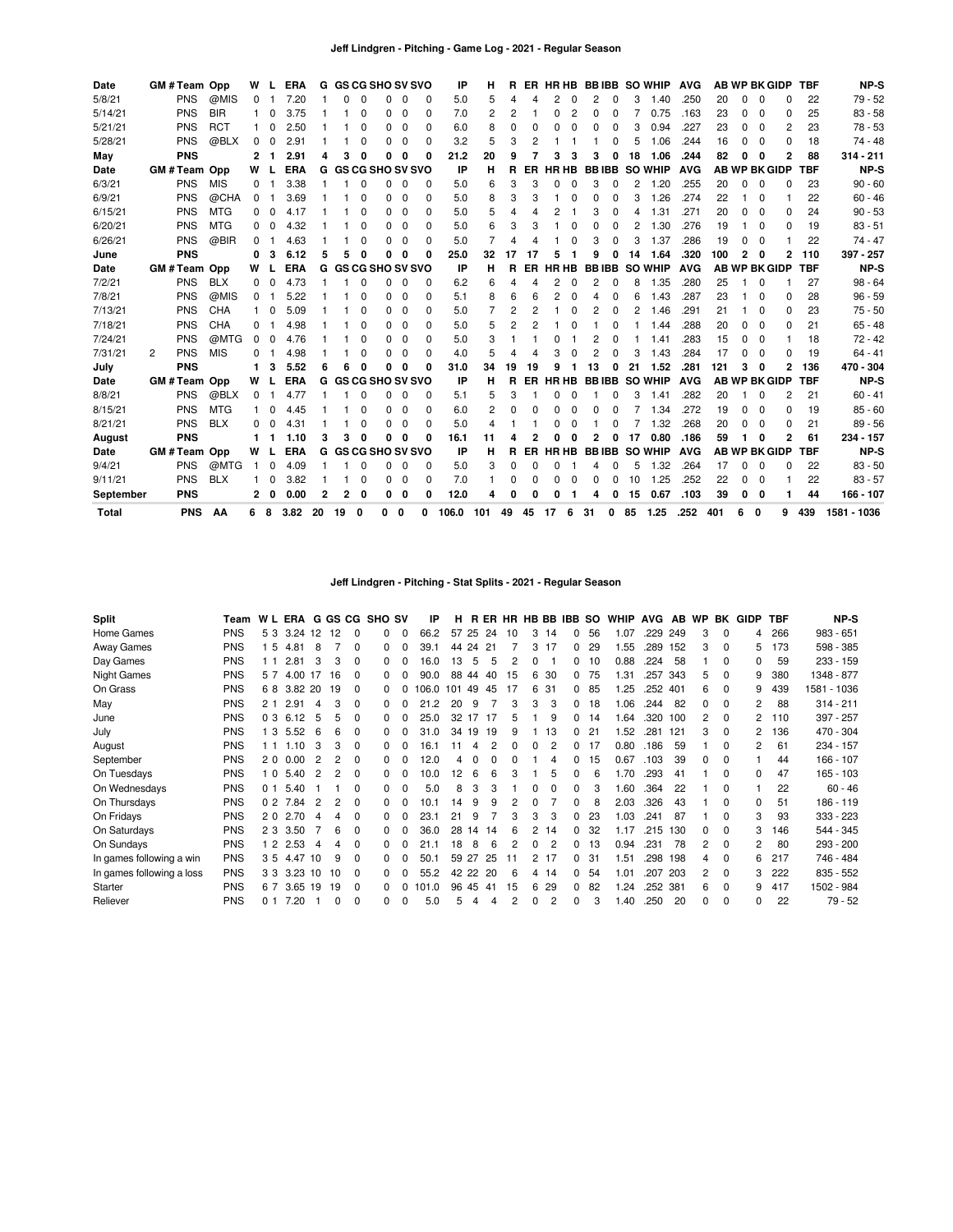## Jeff Lindgren - Pitching - Game Log - 2021 - Regular Season

| Date | GM # | Team | Opp | W | L | ERA | G | GS | CG | SHO | SV | SVO | IP | H | R | ER | HR | HB | BB | IBB | SO | WHIP | AVG | AB | WP | BK | GIDP | TBF | NP-S |
|---|---|---|---|---|---|---|---|---|---|---|---|---|---|---|---|---|---|---|---|---|---|---|---|---|---|---|---|---|---|
| 5/8/21 | | PNS | @MIS | 0 | 1 | 7.20 | 1 | 0 | 0 | 0 | 0 | 0 | 5.0 | 5 | 4 | 4 | 2 | 0 | 2 | 0 | 3 | 1.40 | .250 | 20 | 0 | 0 | 0 | 22 | 79 - 52 |
| 5/14/21 | | PNS | BIR | 1 | 0 | 3.75 | 1 | 1 | 0 | 0 | 0 | 0 | 7.0 | 2 | 2 | 1 | 0 | 2 | 0 | 0 | 7 | 0.75 | .163 | 23 | 0 | 0 | 0 | 25 | 83 - 58 |
| 5/21/21 | | PNS | RCT | 1 | 0 | 2.50 | 1 | 1 | 0 | 0 | 0 | 0 | 6.0 | 8 | 0 | 0 | 0 | 0 | 0 | 0 | 3 | 0.94 | .227 | 23 | 0 | 0 | 2 | 23 | 78 - 53 |
| 5/28/21 | | PNS | @BLX | 0 | 0 | 2.91 | 1 | 1 | 0 | 0 | 0 | 0 | 3.2 | 5 | 3 | 2 | 1 | 1 | 1 | 0 | 5 | 1.06 | .244 | 16 | 0 | 0 | 0 | 18 | 74 - 48 |
| **May** | | **PNS** | | **2** | **1** | **2.91** | **4** | **3** | **0** | **0** | **0** | **0** | **21.2** | **20** | **9** | **7** | **3** | **3** | **3** | **0** | **18** | **1.06** | **.244** | **82** | **0** | **0** | **2** | **88** | **314 - 211** |
| **Date** | **GM #** | **Team** | **Opp** | **W** | **L** | **ERA** | **G** | **GS** | **CG** | **SHO** | **SV** | **SVO** | **IP** | **H** | **R** | **ER** | **HR** | **HB** | **BB** | **IBB** | **SO** | **WHIP** | **AVG** | **AB** | **WP** | **BK** | **GIDP** | **TBF** | **NP-S** |
| 6/3/21 | | PNS | MIS | 0 | 1 | 3.38 | 1 | 1 | 0 | 0 | 0 | 0 | 5.0 | 6 | 3 | 3 | 0 | 0 | 3 | 0 | 2 | 1.20 | .255 | 20 | 0 | 0 | 0 | 23 | 90 - 60 |
| 6/9/21 | | PNS | @CHA | 0 | 1 | 3.69 | 1 | 1 | 0 | 0 | 0 | 0 | 5.0 | 8 | 3 | 3 | 1 | 0 | 0 | 0 | 3 | 1.26 | .274 | 22 | 1 | 0 | 1 | 22 | 60 - 46 |
| 6/15/21 | | PNS | MTG | 0 | 0 | 4.17 | 1 | 1 | 0 | 0 | 0 | 0 | 5.0 | 5 | 4 | 4 | 2 | 1 | 3 | 0 | 4 | 1.31 | .271 | 20 | 0 | 0 | 0 | 24 | 90 - 53 |
| 6/20/21 | | PNS | MTG | 0 | 0 | 4.32 | 1 | 1 | 0 | 0 | 0 | 0 | 5.0 | 6 | 3 | 3 | 1 | 0 | 0 | 0 | 2 | 1.30 | .276 | 19 | 1 | 0 | 0 | 19 | 83 - 51 |
| 6/26/21 | | PNS | @BIR | 0 | 1 | 4.63 | 1 | 1 | 0 | 0 | 0 | 0 | 5.0 | 7 | 4 | 4 | 1 | 0 | 3 | 0 | 3 | 1.37 | .286 | 19 | 0 | 0 | 1 | 22 | 74 - 47 |
| **June** | | **PNS** | | **0** | **3** | **6.12** | **5** | **5** | **0** | **0** | **0** | **0** | **25.0** | **32** | **17** | **17** | **5** | **1** | **9** | **0** | **14** | **1.64** | **.320** | **100** | **2** | **0** | **2** | **110** | **397 - 257** |
| **Date** | **GM #** | **Team** | **Opp** | **W** | **L** | **ERA** | **G** | **GS** | **CG** | **SHO** | **SV** | **SVO** | **IP** | **H** | **R** | **ER** | **HR** | **HB** | **BB** | **IBB** | **SO** | **WHIP** | **AVG** | **AB** | **WP** | **BK** | **GIDP** | **TBF** | **NP-S** |
| 7/2/21 | | PNS | BLX | 0 | 0 | 4.73 | 1 | 1 | 0 | 0 | 0 | 0 | 6.2 | 6 | 4 | 4 | 2 | 0 | 2 | 0 | 8 | 1.35 | .280 | 25 | 1 | 0 | 1 | 27 | 98 - 64 |
| 7/8/21 | | PNS | @MIS | 0 | 1 | 5.22 | 1 | 1 | 0 | 0 | 0 | 0 | 5.1 | 8 | 6 | 6 | 2 | 0 | 4 | 0 | 6 | 1.43 | .287 | 23 | 1 | 0 | 0 | 28 | 96 - 59 |
| 7/13/21 | | PNS | CHA | 1 | 0 | 5.09 | 1 | 1 | 0 | 0 | 0 | 0 | 5.0 | 7 | 2 | 2 | 1 | 0 | 2 | 0 | 2 | 1.46 | .291 | 21 | 1 | 0 | 0 | 23 | 75 - 50 |
| 7/18/21 | | PNS | CHA | 0 | 1 | 4.98 | 1 | 1 | 0 | 0 | 0 | 0 | 5.0 | 5 | 2 | 2 | 1 | 0 | 1 | 0 | 1 | 1.44 | .288 | 20 | 0 | 0 | 0 | 21 | 65 - 48 |
| 7/24/21 | | PNS | @MTG | 0 | 0 | 4.76 | 1 | 1 | 0 | 0 | 0 | 0 | 5.0 | 3 | 1 | 1 | 0 | 1 | 2 | 0 | 1 | 1.41 | .283 | 15 | 0 | 0 | 1 | 18 | 72 - 42 |
| 7/31/21 | 2 | PNS | MIS | 0 | 1 | 4.98 | 1 | 1 | 0 | 0 | 0 | 0 | 4.0 | 5 | 4 | 4 | 3 | 0 | 2 | 0 | 3 | 1.43 | .284 | 17 | 0 | 0 | 0 | 19 | 64 - 41 |
| **July** | | **PNS** | | **1** | **3** | **5.52** | **6** | **6** | **0** | **0** | **0** | **0** | **31.0** | **34** | **19** | **19** | **9** | **1** | **13** | **0** | **21** | **1.52** | **.281** | **121** | **3** | **0** | **2** | **136** | **470 - 304** |
| **Date** | **GM #** | **Team** | **Opp** | **W** | **L** | **ERA** | **G** | **GS** | **CG** | **SHO** | **SV** | **SVO** | **IP** | **H** | **R** | **ER** | **HR** | **HB** | **BB** | **IBB** | **SO** | **WHIP** | **AVG** | **AB** | **WP** | **BK** | **GIDP** | **TBF** | **NP-S** |
| 8/8/21 | | PNS | @BLX | 0 | 1 | 4.77 | 1 | 1 | 0 | 0 | 0 | 0 | 5.1 | 5 | 3 | 1 | 0 | 0 | 1 | 0 | 3 | 1.41 | .282 | 20 | 1 | 0 | 2 | 21 | 60 - 41 |
| 8/15/21 | | PNS | MTG | 1 | 0 | 4.45 | 1 | 1 | 0 | 0 | 0 | 0 | 6.0 | 2 | 0 | 0 | 0 | 0 | 0 | 0 | 7 | 1.34 | .272 | 19 | 0 | 0 | 0 | 19 | 85 - 60 |
| 8/21/21 | | PNS | BLX | 0 | 0 | 4.31 | 1 | 1 | 0 | 0 | 0 | 0 | 5.0 | 4 | 1 | 1 | 0 | 0 | 1 | 0 | 7 | 1.32 | .268 | 20 | 0 | 0 | 0 | 21 | 89 - 56 |
| **August** | | **PNS** | | **1** | **1** | **1.10** | **3** | **3** | **0** | **0** | **0** | **0** | **16.1** | **11** | **4** | **2** | **0** | **0** | **2** | **0** | **17** | **0.80** | **.186** | **59** | **1** | **0** | **2** | **61** | **234 - 157** |
| **Date** | **GM #** | **Team** | **Opp** | **W** | **L** | **ERA** | **G** | **GS** | **CG** | **SHO** | **SV** | **SVO** | **IP** | **H** | **R** | **ER** | **HR** | **HB** | **BB** | **IBB** | **SO** | **WHIP** | **AVG** | **AB** | **WP** | **BK** | **GIDP** | **TBF** | **NP-S** |
| 9/4/21 | | PNS | @MTG | 1 | 0 | 4.09 | 1 | 1 | 0 | 0 | 0 | 0 | 5.0 | 3 | 0 | 0 | 0 | 1 | 4 | 0 | 5 | 1.32 | .264 | 17 | 0 | 0 | 0 | 22 | 83 - 50 |
| 9/11/21 | | PNS | BLX | 1 | 0 | 3.82 | 1 | 1 | 0 | 0 | 0 | 0 | 7.0 | 1 | 0 | 0 | 0 | 0 | 0 | 0 | 10 | 1.25 | .252 | 22 | 0 | 0 | 1 | 22 | 83 - 57 |
| **September** | | **PNS** | | **2** | **0** | **0.00** | **2** | **2** | **0** | **0** | **0** | **0** | **12.0** | **4** | **0** | **0** | **0** | **1** | **4** | **0** | **15** | **0.67** | **.103** | **39** | **0** | **0** | **1** | **44** | **166 - 107** |
| **Total** | | **PNS** | **AA** | **6** | **8** | **3.82** | **20** | **19** | **0** | **0** | **0** | **0** | **106.0** | **101** | **49** | **45** | **17** | **6** | **31** | **0** | **85** | **1.25** | **.252** | **401** | **6** | **0** | **9** | **439** | **1581 - 1036** |

## Jeff Lindgren - Pitching - Stat Splits - 2021 - Regular Season

| Split | Team | W | L | ERA | G | GS | CG | SHO | SV | IP | H | R | ER | HR | HB | BB | IBB | SO | WHIP | AVG | AB | WP | BK | GIDP | TBF | NP-S |
|---|---|---|---|---|---|---|---|---|---|---|---|---|---|---|---|---|---|---|---|---|---|---|---|---|---|---|
| Home Games | PNS | 5 | 3 | 3.24 | 12 | 12 | 0 | 0 | 0 | 66.2 | 57 | 25 | 24 | 10 | 3 | 14 | 0 | 56 | 1.07 | .229 | 249 | 3 | 0 | 4 | 266 | 983 - 651 |
| Away Games | PNS | 1 | 5 | 4.81 | 8 | 7 | 0 | 0 | 0 | 39.1 | 44 | 24 | 21 | 7 | 3 | 17 | 0 | 29 | 1.55 | .289 | 152 | 3 | 0 | 5 | 173 | 598 - 385 |
| Day Games | PNS | 1 | 1 | 2.81 | 3 | 3 | 0 | 0 | 0 | 16.0 | 13 | 5 | 5 | 2 | 0 | 1 | 0 | 10 | 0.88 | .224 | 58 | 1 | 0 | 0 | 59 | 233 - 159 |
| Night Games | PNS | 5 | 7 | 4.00 | 17 | 16 | 0 | 0 | 0 | 90.0 | 88 | 44 | 40 | 15 | 6 | 30 | 0 | 75 | 1.31 | .257 | 343 | 5 | 0 | 9 | 380 | 1348 - 877 |
| On Grass | PNS | 6 | 8 | 3.82 | 20 | 19 | 0 | 0 | 0 | 106.0 | 101 | 49 | 45 | 17 | 6 | 31 | 0 | 85 | 1.25 | .252 | 401 | 6 | 0 | 9 | 439 | 1581 - 1036 |
| May | PNS | 2 | 1 | 2.91 | 4 | 3 | 0 | 0 | 0 | 21.2 | 20 | 9 | 7 | 3 | 3 | 3 | 0 | 18 | 1.06 | .244 | 82 | 0 | 0 | 2 | 88 | 314 - 211 |
| June | PNS | 0 | 3 | 6.12 | 5 | 5 | 0 | 0 | 0 | 25.0 | 32 | 17 | 17 | 5 | 1 | 9 | 0 | 14 | 1.64 | .320 | 100 | 2 | 0 | 2 | 110 | 397 - 257 |
| July | PNS | 1 | 3 | 5.52 | 6 | 6 | 0 | 0 | 0 | 31.0 | 34 | 19 | 19 | 9 | 1 | 13 | 0 | 21 | 1.52 | .281 | 121 | 3 | 0 | 2 | 136 | 470 - 304 |
| August | PNS | 1 | 1 | 1.10 | 3 | 3 | 0 | 0 | 0 | 16.1 | 11 | 4 | 2 | 0 | 0 | 2 | 0 | 17 | 0.80 | .186 | 59 | 1 | 0 | 2 | 61 | 234 - 157 |
| September | PNS | 2 | 0 | 0.00 | 2 | 2 | 0 | 0 | 0 | 12.0 | 4 | 0 | 0 | 0 | 1 | 4 | 0 | 15 | 0.67 | .103 | 39 | 0 | 0 | 1 | 44 | 166 - 107 |
| On Tuesdays | PNS | 1 | 0 | 5.40 | 2 | 2 | 0 | 0 | 0 | 10.0 | 12 | 6 | 6 | 3 | 1 | 5 | 0 | 6 | 1.70 | .293 | 41 | 1 | 0 | 0 | 47 | 165 - 103 |
| On Wednesdays | PNS | 0 | 1 | 5.40 | 1 | 1 | 0 | 0 | 0 | 5.0 | 8 | 3 | 3 | 1 | 0 | 0 | 0 | 3 | 1.60 | .364 | 22 | 1 | 0 | 1 | 22 | 60 - 46 |
| On Thursdays | PNS | 0 | 2 | 7.84 | 2 | 2 | 0 | 0 | 0 | 10.1 | 14 | 9 | 9 | 2 | 0 | 7 | 0 | 8 | 2.03 | .326 | 43 | 1 | 0 | 0 | 51 | 186 - 119 |
| On Fridays | PNS | 2 | 0 | 2.70 | 4 | 4 | 0 | 0 | 0 | 23.1 | 21 | 9 | 7 | 3 | 3 | 3 | 0 | 23 | 1.03 | .241 | 87 | 1 | 0 | 3 | 93 | 333 - 223 |
| On Saturdays | PNS | 2 | 3 | 3.50 | 7 | 6 | 0 | 0 | 0 | 36.0 | 28 | 14 | 14 | 6 | 2 | 14 | 0 | 32 | 1.17 | .215 | 130 | 0 | 0 | 3 | 146 | 544 - 345 |
| On Sundays | PNS | 1 | 2 | 2.53 | 4 | 4 | 0 | 0 | 0 | 21.1 | 18 | 8 | 6 | 2 | 0 | 2 | 0 | 13 | 0.94 | .231 | 78 | 2 | 0 | 2 | 80 | 293 - 200 |
| In games following a win | PNS | 3 | 5 | 4.47 | 10 | 9 | 0 | 0 | 0 | 50.1 | 59 | 27 | 25 | 11 | 2 | 17 | 0 | 31 | 1.51 | .298 | 198 | 4 | 0 | 6 | 217 | 746 - 484 |
| In games following a loss | PNS | 3 | 3 | 3.23 | 10 | 10 | 0 | 0 | 0 | 55.2 | 42 | 22 | 20 | 6 | 4 | 14 | 0 | 54 | 1.01 | .207 | 203 | 2 | 0 | 3 | 222 | 835 - 552 |
| Starter | PNS | 6 | 7 | 3.65 | 19 | 19 | 0 | 0 | 0 | 101.0 | 96 | 45 | 41 | 15 | 6 | 29 | 0 | 82 | 1.24 | .252 | 381 | 6 | 0 | 9 | 417 | 1502 - 984 |
| Reliever | PNS | 0 | 1 | 7.20 | 1 | 0 | 0 | 0 | 0 | 5.0 | 5 | 4 | 4 | 2 | 0 | 2 | 0 | 3 | 1.40 | .250 | 20 | 0 | 0 | 0 | 22 | 79 - 52 |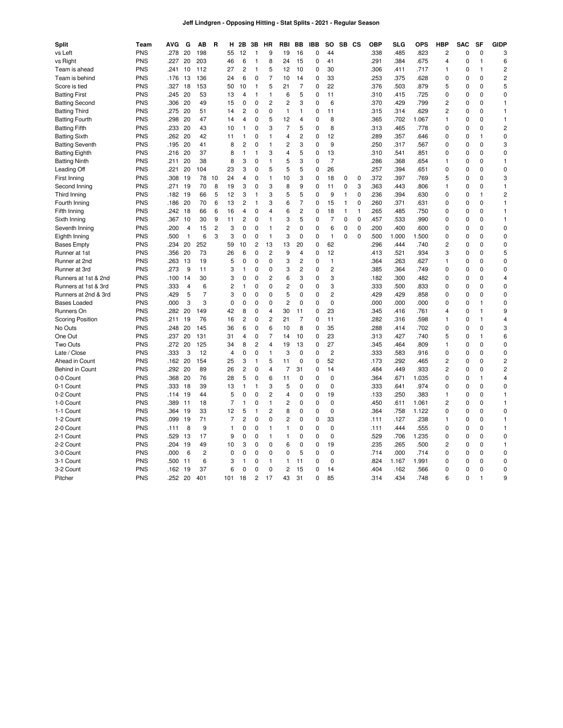# Jeff Lindgren - Opposing Hitting - Stat Splits - 2021 - Regular Season

| Split | Team | AVG | G | AB | R | H | 2B | 3B | HR | RBI | BB | IBB | SO | SB | CS | OBP | SLG | OPS | HBP | SAC | SF | GIDP |
|---|---|---|---|---|---|---|---|---|---|---|---|---|---|---|---|---|---|---|---|---|---|---|
| vs Left | PNS | .278 | 20 | 198 | | 55 | 12 | 1 | 9 | 19 | 16 | 0 | 44 | | | .338 | .485 | .823 | 2 | 0 | 0 | 3 |
| vs Right | PNS | .227 | 20 | 203 | | 46 | 6 | 1 | 8 | 24 | 15 | 0 | 41 | | | .291 | .384 | .675 | 4 | 0 | 1 | 6 |
| Team is ahead | PNS | .241 | 10 | 112 | | 27 | 2 | 1 | 5 | 12 | 10 | 0 | 30 | | | .306 | .411 | .717 | 1 | 0 | 1 | 2 |
| Team is behind | PNS | .176 | 13 | 136 | | 24 | 6 | 0 | 7 | 10 | 14 | 0 | 33 | | | .253 | .375 | .628 | 0 | 0 | 0 | 2 |
| Score is tied | PNS | .327 | 18 | 153 | | 50 | 10 | 1 | 5 | 21 | 7 | 0 | 22 | | | .376 | .503 | .879 | 5 | 0 | 0 | 5 |
| Batting First | PNS | .245 | 20 | 53 | | 13 | 4 | 1 | 1 | 6 | 5 | 0 | 11 | | | .310 | .415 | .725 | 0 | 0 | 0 | 0 |
| Batting Second | PNS | .306 | 20 | 49 | | 15 | 0 | 0 | 2 | 2 | 3 | 0 | 6 | | | .370 | .429 | .799 | 2 | 0 | 0 | 1 |
| Batting Third | PNS | .275 | 20 | 51 | | 14 | 2 | 0 | 0 | 1 | 1 | 0 | 11 | | | .315 | .314 | .629 | 2 | 0 | 0 | 1 |
| Batting Fourth | PNS | .298 | 20 | 47 | | 14 | 4 | 0 | 5 | 12 | 4 | 0 | 8 | | | .365 | .702 | 1.067 | 1 | 0 | 0 | 1 |
| Batting Fifth | PNS | .233 | 20 | 43 | | 10 | 1 | 0 | 3 | 7 | 5 | 0 | 8 | | | .313 | .465 | .778 | 0 | 0 | 0 | 2 |
| Batting Sixth | PNS | .262 | 20 | 42 | | 11 | 1 | 0 | 1 | 4 | 2 | 0 | 12 | | | .289 | .357 | .646 | 0 | 0 | 1 | 0 |
| Batting Seventh | PNS | .195 | 20 | 41 | | 8 | 2 | 0 | 1 | 2 | 3 | 0 | 9 | | | .250 | .317 | .567 | 0 | 0 | 0 | 3 |
| Batting Eighth | PNS | .216 | 20 | 37 | | 8 | 1 | 1 | 3 | 4 | 5 | 0 | 13 | | | .310 | .541 | .851 | 0 | 0 | 0 | 0 |
| Batting Ninth | PNS | .211 | 20 | 38 | | 8 | 3 | 0 | 1 | 5 | 3 | 0 | 7 | | | .286 | .368 | .654 | 1 | 0 | 0 | 1 |
| Leading Off | PNS | .221 | 20 | 104 | | 23 | 3 | 0 | 5 | 5 | 5 | 0 | 26 | | | .257 | .394 | .651 | 0 | 0 | 0 | 0 |
| First Inning | PNS | .308 | 19 | 78 | 10 | 24 | 4 | 0 | 1 | 10 | 3 | 0 | 18 | 0 | 0 | .372 | .397 | .769 | 5 | 0 | 0 | 3 |
| Second Inning | PNS | .271 | 19 | 70 | 8 | 19 | 3 | 0 | 3 | 8 | 9 | 0 | 11 | 0 | 3 | .363 | .443 | .806 | 1 | 0 | 0 | 1 |
| Third Inning | PNS | .182 | 19 | 66 | 5 | 12 | 3 | 1 | 3 | 5 | 5 | 0 | 9 | 1 | 0 | .236 | .394 | .630 | 0 | 0 | 1 | 2 |
| Fourth Inning | PNS | .186 | 20 | 70 | 6 | 13 | 2 | 1 | 3 | 6 | 7 | 0 | 15 | 1 | 0 | .260 | .371 | .631 | 0 | 0 | 0 | 1 |
| Fifth Inning | PNS | .242 | 18 | 66 | 6 | 16 | 4 | 0 | 4 | 6 | 2 | 0 | 18 | 1 | 1 | .265 | .485 | .750 | 0 | 0 | 0 | 1 |
| Sixth Inning | PNS | .367 | 10 | 30 | 9 | 11 | 2 | 0 | 1 | 3 | 5 | 0 | 7 | 0 | 0 | .457 | .533 | .990 | 0 | 0 | 0 | 1 |
| Seventh Inning | PNS | .200 | 4 | 15 | 2 | 3 | 0 | 0 | 1 | 2 | 0 | 0 | 6 | 0 | 0 | .200 | .400 | .600 | 0 | 0 | 0 | 0 |
| Eighth Inning | PNS | .500 | 1 | 6 | 3 | 3 | 0 | 0 | 1 | 3 | 0 | 0 | 1 | 0 | 0 | .500 | 1.000 | 1.500 | 0 | 0 | 0 | 0 |
| Bases Empty | PNS | .234 | 20 | 252 | | 59 | 10 | 2 | 13 | 13 | 20 | 0 | 62 | | | .296 | .444 | .740 | 2 | 0 | 0 | 0 |
| Runner at 1st | PNS | .356 | 20 | 73 | | 26 | 6 | 0 | 2 | 9 | 4 | 0 | 12 | | | .413 | .521 | .934 | 3 | 0 | 0 | 5 |
| Runner at 2nd | PNS | .263 | 13 | 19 | | 5 | 0 | 0 | 0 | 3 | 2 | 0 | 1 | | | .364 | .263 | .627 | 1 | 0 | 0 | 0 |
| Runner at 3rd | PNS | .273 | 9 | 11 | | 3 | 1 | 0 | 0 | 3 | 2 | 0 | 2 | | | .385 | .364 | .749 | 0 | 0 | 0 | 0 |
| Runners at 1st & 2nd | PNS | .100 | 14 | 30 | | 3 | 0 | 0 | 2 | 6 | 3 | 0 | 3 | | | .182 | .300 | .482 | 0 | 0 | 0 | 4 |
| Runners at 1st & 3rd | PNS | .333 | 4 | 6 | | 2 | 1 | 0 | 0 | 2 | 0 | 0 | 3 | | | .333 | .500 | .833 | 0 | 0 | 0 | 0 |
| Runners at 2nd & 3rd | PNS | .429 | 5 | 7 | | 3 | 0 | 0 | 0 | 5 | 0 | 0 | 2 | | | .429 | .429 | .858 | 0 | 0 | 0 | 0 |
| Bases Loaded | PNS | .000 | 3 | 3 | | 0 | 0 | 0 | 0 | 2 | 0 | 0 | 0 | | | .000 | .000 | .000 | 0 | 0 | 1 | 0 |
| Runners On | PNS | .282 | 20 | 149 | | 42 | 8 | 0 | 4 | 30 | 11 | 0 | 23 | | | .345 | .416 | .761 | 4 | 0 | 1 | 9 |
| Scoring Position | PNS | .211 | 19 | 76 | | 16 | 2 | 0 | 2 | 21 | 7 | 0 | 11 | | | .282 | .316 | .598 | 1 | 0 | 1 | 4 |
| No Outs | PNS | .248 | 20 | 145 | | 36 | 6 | 0 | 6 | 10 | 8 | 0 | 35 | | | .288 | .414 | .702 | 0 | 0 | 0 | 3 |
| One Out | PNS | .237 | 20 | 131 | | 31 | 4 | 0 | 7 | 14 | 10 | 0 | 23 | | | .313 | .427 | .740 | 5 | 0 | 1 | 6 |
| Two Outs | PNS | .272 | 20 | 125 | | 34 | 8 | 2 | 4 | 19 | 13 | 0 | 27 | | | .345 | .464 | .809 | 1 | 0 | 0 | 0 |
| Late / Close | PNS | .333 | 3 | 12 | | 4 | 0 | 0 | 1 | 3 | 0 | 0 | 2 | | | .333 | .583 | .916 | 0 | 0 | 0 | 0 |
| Ahead in Count | PNS | .162 | 20 | 154 | | 25 | 3 | 1 | 5 | 11 | 0 | 0 | 52 | | | .173 | .292 | .465 | 2 | 0 | 0 | 2 |
| Behind in Count | PNS | .292 | 20 | 89 | | 26 | 2 | 0 | 4 | 7 | 31 | 0 | 14 | | | .484 | .449 | .933 | 2 | 0 | 0 | 2 |
| 0-0 Count | PNS | .368 | 20 | 76 | | 28 | 5 | 0 | 6 | 11 | 0 | 0 | 0 | | | .364 | .671 | 1.035 | 0 | 0 | 1 | 4 |
| 0-1 Count | PNS | .333 | 18 | 39 | | 13 | 1 | 1 | 3 | 5 | 0 | 0 | 0 | | | .333 | .641 | .974 | 0 | 0 | 0 | 0 |
| 0-2 Count | PNS | .114 | 19 | 44 | | 5 | 0 | 0 | 2 | 4 | 0 | 0 | 19 | | | .133 | .250 | .383 | 1 | 0 | 0 | 1 |
| 1-0 Count | PNS | .389 | 11 | 18 | | 7 | 1 | 0 | 1 | 2 | 0 | 0 | 0 | | | .450 | .611 | 1.061 | 2 | 0 | 0 | 1 |
| 1-1 Count | PNS | .364 | 19 | 33 | | 12 | 5 | 1 | 2 | 8 | 0 | 0 | 0 | | | .364 | .758 | 1.122 | 0 | 0 | 0 | 0 |
| 1-2 Count | PNS | .099 | 19 | 71 | | 7 | 2 | 0 | 0 | 2 | 0 | 0 | 33 | | | .111 | .127 | .238 | 1 | 0 | 0 | 1 |
| 2-0 Count | PNS | .111 | 8 | 9 | | 1 | 0 | 0 | 1 | 1 | 0 | 0 | 0 | | | .111 | .444 | .555 | 0 | 0 | 0 | 1 |
| 2-1 Count | PNS | .529 | 13 | 17 | | 9 | 0 | 0 | 1 | 1 | 0 | 0 | 0 | | | .529 | .706 | 1.235 | 0 | 0 | 0 | 0 |
| 2-2 Count | PNS | .204 | 19 | 49 | | 10 | 3 | 0 | 0 | 6 | 0 | 0 | 19 | | | .235 | .265 | .500 | 2 | 0 | 0 | 1 |
| 3-0 Count | PNS | .000 | 6 | 2 | | 0 | 0 | 0 | 0 | 0 | 5 | 0 | 0 | | | .714 | .000 | .714 | 0 | 0 | 0 | 0 |
| 3-1 Count | PNS | .500 | 11 | 6 | | 3 | 1 | 0 | 1 | 1 | 11 | 0 | 0 | | | .824 | 1.167 | 1.991 | 0 | 0 | 0 | 0 |
| 3-2 Count | PNS | .162 | 19 | 37 | | 6 | 0 | 0 | 0 | 2 | 15 | 0 | 14 | | | .404 | .162 | .566 | 0 | 0 | 0 | 0 |
| Pitcher | PNS | .252 | 20 | 401 | | 101 | 18 | 2 | 17 | 43 | 31 | 0 | 85 | | | .314 | .434 | .748 | 6 | 0 | 1 | 9 |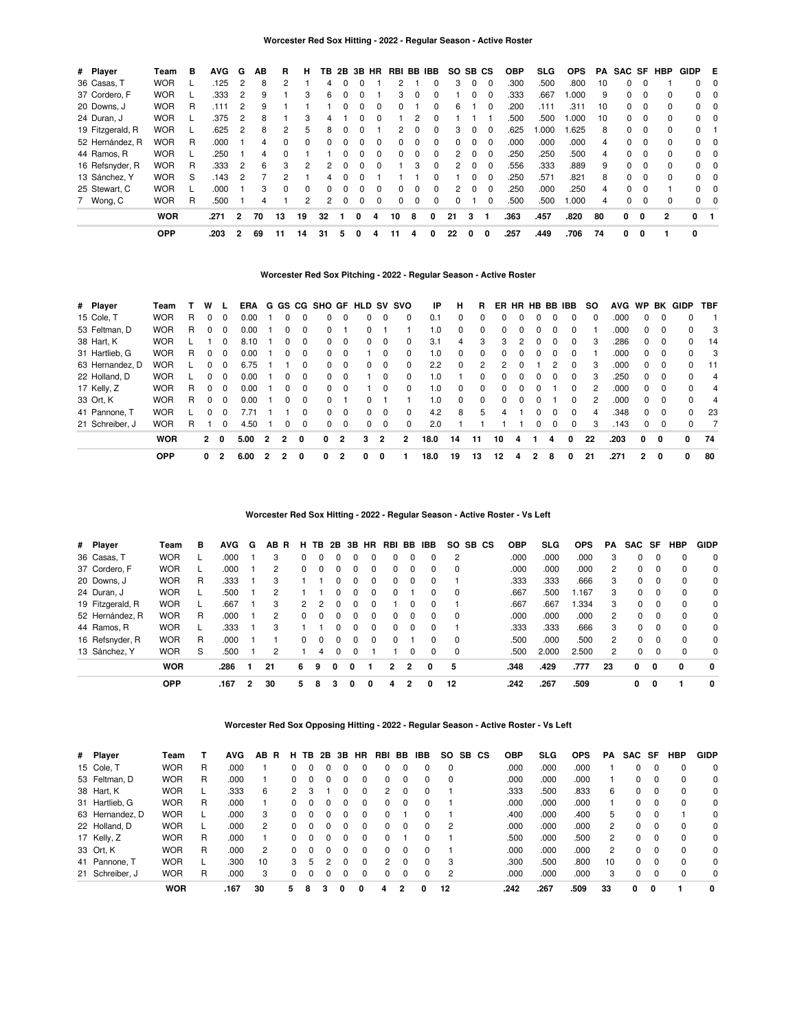## Worcester Red Sox Hitting - 2022 - Regular Season - Active Roster

| # | Player | Team | B | AVG | G | AB | R | H | TB | 2B | 3B | HR | RBI | BB | IBB | SO | SB | CS | OBP | SLG | OPS | PA | SAC | SF | HBP | GIDP | E |
|---|---|---|---|---|---|---|---|---|---|---|---|---|---|---|---|---|---|---|---|---|---|---|---|---|---|---|---|
| 36 | Casas, T | WOR | L | .125 | 2 | 8 | 2 | 1 | 4 | 0 | 0 | 1 | 2 | 1 | 0 | 3 | 0 | 0 | .300 | .500 | .800 | 10 | 0 | 0 | 1 | 0 | 0 |
| 37 | Cordero, F | WOR | L | .333 | 2 | 9 | 1 | 3 | 6 | 0 | 0 | 1 | 3 | 0 | 0 | 1 | 0 | 0 | .333 | .667 | 1.000 | 9 | 0 | 0 | 0 | 0 | 0 |
| 20 | Downs, J | WOR | R | .111 | 2 | 9 | 1 | 1 | 1 | 0 | 0 | 0 | 0 | 1 | 0 | 6 | 1 | 0 | .200 | .111 | .311 | 10 | 0 | 0 | 0 | 0 | 0 |
| 24 | Duran, J | WOR | L | .375 | 2 | 8 | 1 | 3 | 4 | 1 | 0 | 0 | 1 | 2 | 0 | 1 | 1 | 1 | .500 | .500 | 1.000 | 10 | 0 | 0 | 0 | 0 | 0 |
| 19 | Fitzgerald, R | WOR | L | .625 | 2 | 8 | 2 | 5 | 8 | 0 | 0 | 1 | 2 | 0 | 0 | 3 | 0 | 0 | .625 | 1.000 | 1.625 | 8 | 0 | 0 | 0 | 0 | 1 |
| 52 | Hernández, R | WOR | R | .000 | 1 | 4 | 0 | 0 | 0 | 0 | 0 | 0 | 0 | 0 | 0 | 0 | 0 | 0 | .000 | .000 | .000 | 4 | 0 | 0 | 0 | 0 | 0 |
| 44 | Ramos, R | WOR | L | .250 | 1 | 4 | 0 | 1 | 1 | 0 | 0 | 0 | 0 | 0 | 0 | 2 | 0 | 0 | .250 | .250 | .500 | 4 | 0 | 0 | 0 | 0 | 0 |
| 16 | Refsnyder, R | WOR | R | .333 | 2 | 6 | 3 | 2 | 2 | 0 | 0 | 0 | 1 | 3 | 0 | 2 | 0 | 0 | .556 | .333 | .889 | 9 | 0 | 0 | 0 | 0 | 0 |
| 13 | Sánchez, Y | WOR | S | .143 | 2 | 7 | 2 | 1 | 4 | 0 | 0 | 1 | 1 | 1 | 0 | 1 | 0 | 0 | .250 | .571 | .821 | 8 | 0 | 0 | 0 | 0 | 0 |
| 25 | Stewart, C | WOR | L | .000 | 1 | 3 | 0 | 0 | 0 | 0 | 0 | 0 | 0 | 0 | 0 | 2 | 0 | 0 | .250 | .000 | .250 | 4 | 0 | 0 | 1 | 0 | 0 |
| 7 | Wong, C | WOR | R | .500 | 1 | 4 | 1 | 2 | 2 | 0 | 0 | 0 | 0 | 0 | 0 | 0 | 1 | 0 | .500 | .500 | 1.000 | 4 | 0 | 0 | 0 | 0 | 0 |
| | | **WOR** | | **.271** | **2** | **70** | **13** | **19** | **32** | **1** | **0** | **4** | **10** | **8** | **0** | **21** | **3** | **1** | **.363** | **.457** | **.820** | **80** | **0** | **0** | **2** | **0** | **1** |
| | | **OPP** | | **.203** | **2** | **69** | **11** | **14** | **31** | **5** | **0** | **4** | **11** | **4** | **0** | **22** | **0** | **0** | **.257** | **.449** | **.706** | **74** | **0** | **0** | **1** | **0** | |

## Worcester Red Sox Pitching - 2022 - Regular Season - Active Roster

| # | Player | Team | T | W | L | ERA | G | GS | CG | SHO | GF | HLD | SV | SVO | IP | H | R | ER | HR | HB | BB | IBB | SO | AVG | WP | BK | GIDP | TBF |
|---|---|---|---|---|---|---|---|---|---|---|---|---|---|---|---|---|---|---|---|---|---|---|---|---|---|---|---|---|
| 15 | Cole, T | WOR | R | 0 | 0 | 0.00 | 1 | 0 | 0 | 0 | 0 | 0 | 0 | 0 | 0.1 | 0 | 0 | 0 | 0 | 0 | 0 | 0 | 0 | .000 | 0 | 0 | 0 | 1 |
| 53 | Feltman, D | WOR | R | 0 | 0 | 0.00 | 1 | 0 | 0 | 0 | 1 | 0 | 1 | 1 | 1.0 | 0 | 0 | 0 | 0 | 0 | 0 | 0 | 1 | .000 | 0 | 0 | 0 | 3 |
| 38 | Hart, K | WOR | L | 1 | 0 | 8.10 | 1 | 0 | 0 | 0 | 0 | 0 | 0 | 0 | 3.1 | 4 | 3 | 3 | 2 | 0 | 0 | 0 | 3 | .286 | 0 | 0 | 0 | 14 |
| 31 | Hartlieb, G | WOR | R | 0 | 0 | 0.00 | 1 | 0 | 0 | 0 | 0 | 1 | 0 | 0 | 1.0 | 0 | 0 | 0 | 0 | 0 | 0 | 0 | 1 | .000 | 0 | 0 | 0 | 3 |
| 63 | Hernandez, D | WOR | L | 0 | 0 | 6.75 | 1 | 1 | 0 | 0 | 0 | 0 | 0 | 0 | 2.2 | 0 | 2 | 2 | 0 | 1 | 2 | 0 | 3 | .000 | 0 | 0 | 0 | 11 |
| 22 | Holland, D | WOR | L | 0 | 0 | 0.00 | 1 | 0 | 0 | 0 | 0 | 1 | 0 | 0 | 1.0 | 1 | 0 | 0 | 0 | 0 | 0 | 0 | 3 | .250 | 0 | 0 | 0 | 4 |
| 17 | Kelly, Z | WOR | R | 0 | 0 | 0.00 | 1 | 0 | 0 | 0 | 0 | 1 | 0 | 0 | 1.0 | 0 | 0 | 0 | 0 | 0 | 1 | 0 | 2 | .000 | 0 | 0 | 0 | 4 |
| 33 | Ort, K | WOR | R | 0 | 0 | 0.00 | 1 | 0 | 0 | 0 | 1 | 0 | 1 | 1 | 1.0 | 0 | 0 | 0 | 0 | 0 | 1 | 0 | 2 | .000 | 0 | 0 | 0 | 4 |
| 41 | Pannone, T | WOR | L | 0 | 0 | 7.71 | 1 | 1 | 0 | 0 | 0 | 0 | 0 | 0 | 4.2 | 8 | 5 | 4 | 1 | 0 | 0 | 0 | 4 | .348 | 0 | 0 | 0 | 23 |
| 21 | Schreiber, J | WOR | R | 1 | 0 | 4.50 | 1 | 0 | 0 | 0 | 0 | 0 | 0 | 0 | 2.0 | 1 | 1 | 1 | 1 | 0 | 0 | 0 | 3 | .143 | 0 | 0 | 0 | 7 |
| | | **WOR** | | **2** | **0** | **5.00** | **2** | **2** | **0** | **0** | **2** | **3** | **2** | **2** | **18.0** | **14** | **11** | **10** | **4** | **1** | **4** | **0** | **22** | **.203** | **0** | **0** | **0** | **74** |
| | | **OPP** | | **0** | **2** | **6.00** | **2** | **2** | **0** | **0** | **2** | **0** | **0** | **1** | **18.0** | **19** | **13** | **12** | **4** | **2** | **8** | **0** | **21** | **.271** | **2** | **0** | **0** | **80** |

## Worcester Red Sox Hitting - 2022 - Regular Season - Active Roster - Vs Left

| # | Player | Team | B | AVG | G | AB | R | H | TB | 2B | 3B | HR | RBI | BB | IBB | SO | SB | CS | OBP | SLG | OPS | PA | SAC | SF | HBP | GIDP |
|---|---|---|---|---|---|---|---|---|---|---|---|---|---|---|---|---|---|---|---|---|---|---|---|---|---|---|
| 36 | Casas, T | WOR | L | .000 | 1 | 3 | | 0 | 0 | 0 | 0 | 0 | 0 | 0 | 0 | 2 | | | .000 | .000 | .000 | 3 | 0 | 0 | 0 | 0 |
| 37 | Cordero, F | WOR | L | .000 | 1 | 2 | | 0 | 0 | 0 | 0 | 0 | 0 | 0 | 0 | 0 | | | .000 | .000 | .000 | 2 | 0 | 0 | 0 | 0 |
| 20 | Downs, J | WOR | R | .333 | 1 | 3 | | 1 | 1 | 0 | 0 | 0 | 0 | 0 | 0 | 1 | | | .333 | .333 | .666 | 3 | 0 | 0 | 0 | 0 |
| 24 | Duran, J | WOR | L | .500 | 1 | 2 | | 1 | 1 | 0 | 0 | 0 | 0 | 1 | 0 | 0 | | | .667 | .500 | 1.167 | 3 | 0 | 0 | 0 | 0 |
| 19 | Fitzgerald, R | WOR | L | .667 | 1 | 3 | | 2 | 2 | 0 | 0 | 0 | 1 | 0 | 0 | 1 | | | .667 | .667 | 1.334 | 3 | 0 | 0 | 0 | 0 |
| 52 | Hernández, R | WOR | R | .000 | 1 | 2 | | 0 | 0 | 0 | 0 | 0 | 0 | 0 | 0 | 0 | | | .000 | .000 | .000 | 2 | 0 | 0 | 0 | 0 |
| 44 | Ramos, R | WOR | L | .333 | 1 | 3 | | 1 | 1 | 0 | 0 | 0 | 0 | 0 | 0 | 1 | | | .333 | .333 | .666 | 3 | 0 | 0 | 0 | 0 |
| 16 | Refsnyder, R | WOR | R | .000 | 1 | 1 | | 0 | 0 | 0 | 0 | 0 | 0 | 1 | 0 | 0 | | | .500 | .000 | .500 | 2 | 0 | 0 | 0 | 0 |
| 13 | Sánchez, Y | WOR | S | .500 | 1 | 2 | | 1 | 4 | 0 | 0 | 1 | 1 | 0 | 0 | 0 | | | .500 | 2.000 | 2.500 | 2 | 0 | 0 | 0 | 0 |
| | | **WOR** | | **.286** | **1** | **21** | | **6** | **9** | **0** | **0** | **1** | **2** | **2** | **0** | **5** | | | **.348** | **.429** | **.777** | **23** | **0** | **0** | **0** | **0** |
| | | **OPP** | | **.167** | **2** | **30** | | **5** | **8** | **3** | **0** | **0** | **4** | **2** | **0** | **12** | | | **.242** | **.267** | **.509** | | **0** | **0** | **1** | **0** |

## Worcester Red Sox Opposing Hitting - 2022 - Regular Season - Active Roster - Vs Left

| # | Player | Team | T | AVG | AB | R | H | TB | 2B | 3B | HR | RBI | BB | IBB | SO | SB | CS | OBP | SLG | OPS | PA | SAC | SF | HBP | GIDP |
|---|---|---|---|---|---|---|---|---|---|---|---|---|---|---|---|---|---|---|---|---|---|---|---|---|---|
| 15 | Cole, T | WOR | R | .000 | 1 | | 0 | 0 | 0 | 0 | 0 | 0 | 0 | 0 | 0 | | | .000 | .000 | .000 | 1 | 0 | 0 | 0 | 0 |
| 53 | Feltman, D | WOR | R | .000 | 1 | | 0 | 0 | 0 | 0 | 0 | 0 | 0 | 0 | 0 | | | .000 | .000 | .000 | 1 | 0 | 0 | 0 | 0 |
| 38 | Hart, K | WOR | L | .333 | 6 | | 2 | 3 | 1 | 0 | 0 | 2 | 0 | 0 | 1 | | | .333 | .500 | .833 | 6 | 0 | 0 | 0 | 0 |
| 31 | Hartlieb, G | WOR | R | .000 | 1 | | 0 | 0 | 0 | 0 | 0 | 0 | 0 | 0 | 1 | | | .000 | .000 | .000 | 1 | 0 | 0 | 0 | 0 |
| 63 | Hernandez, D | WOR | L | .000 | 3 | | 0 | 0 | 0 | 0 | 0 | 0 | 1 | 0 | 1 | | | .400 | .000 | .400 | 5 | 0 | 0 | 1 | 0 |
| 22 | Holland, D | WOR | L | .000 | 2 | | 0 | 0 | 0 | 0 | 0 | 0 | 0 | 0 | 2 | | | .000 | .000 | .000 | 2 | 0 | 0 | 0 | 0 |
| 17 | Kelly, Z | WOR | R | .000 | 1 | | 0 | 0 | 0 | 0 | 0 | 0 | 1 | 0 | 1 | | | .500 | .000 | .500 | 2 | 0 | 0 | 0 | 0 |
| 33 | Ort, K | WOR | R | .000 | 2 | | 0 | 0 | 0 | 0 | 0 | 0 | 0 | 0 | 1 | | | .000 | .000 | .000 | 2 | 0 | 0 | 0 | 0 |
| 41 | Pannone, T | WOR | L | .300 | 10 | | 3 | 5 | 2 | 0 | 0 | 2 | 0 | 0 | 3 | | | .300 | .500 | .800 | 10 | 0 | 0 | 0 | 0 |
| 21 | Schreiber, J | WOR | R | .000 | 3 | | 0 | 0 | 0 | 0 | 0 | 0 | 0 | 0 | 2 | | | .000 | .000 | .000 | 3 | 0 | 0 | 0 | 0 |
| | | **WOR** | | **.167** | **30** | | **5** | **8** | **3** | **0** | **0** | **4** | **2** | **0** | **12** | | | **.242** | **.267** | **.509** | **33** | **0** | **0** | **1** | **0** |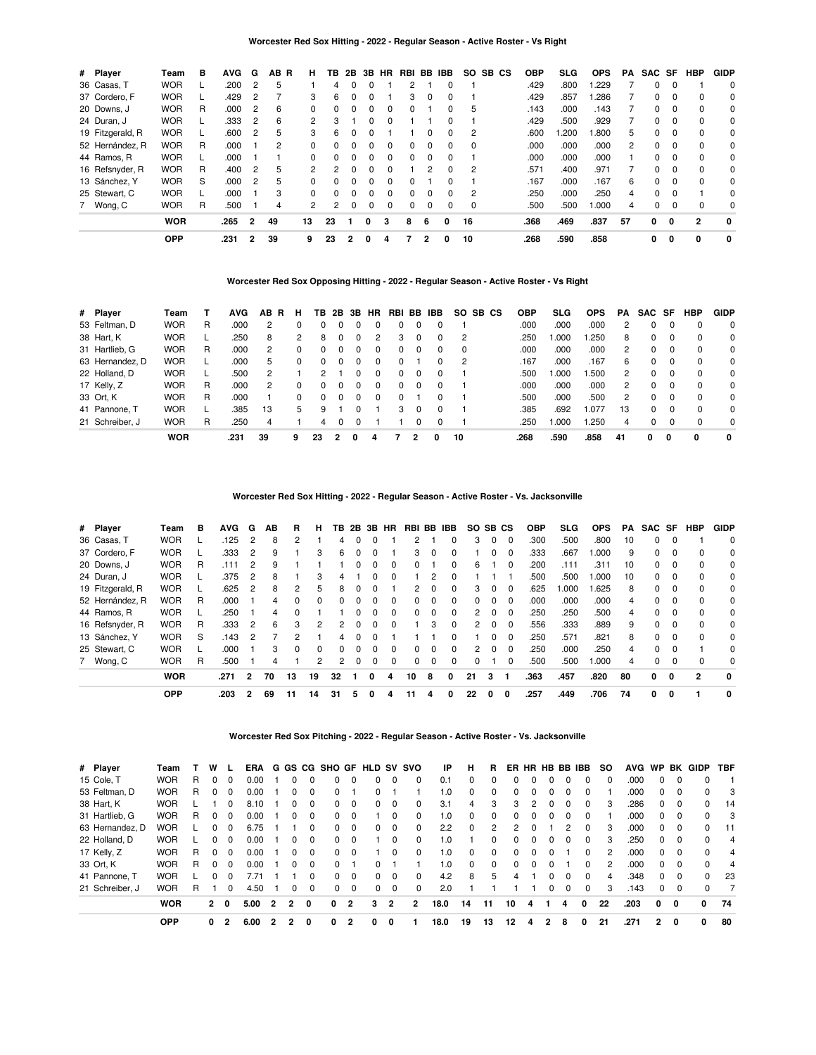### Worcester Red Sox Hitting - 2022 - Regular Season - Active Roster - Vs Right

| # | Player | Team | B | AVG | G | AB | R | H | TB | 2B | 3B | HR | RBI | BB | IBB | SO | SB | CS | OBP | SLG | OPS | PA | SAC | SF | HBP | GIDP |
|---|---|---|---|---|---|---|---|---|---|---|---|---|---|---|---|---|---|---|---|---|---|---|---|---|---|---|
| 36 | Casas, T | WOR | L | .200 | 2 | 5 | | 1 | 4 | 0 | 0 | 1 | 2 | 1 | 0 | 1 | | | .429 | .800 | 1.229 | 7 | 0 | 0 | 1 | 0 |
| 37 | Cordero, F | WOR | L | .429 | 2 | 7 | | 3 | 6 | 0 | 0 | 1 | 3 | 0 | 0 | 1 | | | .429 | .857 | 1.286 | 7 | 0 | 0 | 0 | 0 |
| 20 | Downs, J | WOR | R | .000 | 2 | 6 | | 0 | 0 | 0 | 0 | 0 | 0 | 1 | 0 | 5 | | | .143 | .000 | .143 | 7 | 0 | 0 | 0 | 0 |
| 24 | Duran, J | WOR | L | .333 | 2 | 6 | | 2 | 3 | 1 | 0 | 0 | 1 | 1 | 0 | 1 | | | .429 | .500 | .929 | 7 | 0 | 0 | 0 | 0 |
| 19 | Fitzgerald, R | WOR | L | .600 | 2 | 5 | | 3 | 6 | 0 | 0 | 1 | 1 | 0 | 0 | 2 | | | .600 | 1.200 | 1.800 | 5 | 0 | 0 | 0 | 0 |
| 52 | Hernández, R | WOR | R | .000 | 1 | 2 | | 0 | 0 | 0 | 0 | 0 | 0 | 0 | 0 | 0 | | | .000 | .000 | .000 | 2 | 0 | 0 | 0 | 0 |
| 44 | Ramos, R | WOR | L | .000 | 1 | 1 | | 0 | 0 | 0 | 0 | 0 | 0 | 0 | 0 | 1 | | | .000 | .000 | .000 | 1 | 0 | 0 | 0 | 0 |
| 16 | Refsnyder, R | WOR | R | .400 | 2 | 5 | | 2 | 2 | 0 | 0 | 0 | 1 | 2 | 0 | 2 | | | .571 | .400 | .971 | 7 | 0 | 0 | 0 | 0 |
| 13 | Sánchez, Y | WOR | S | .000 | 2 | 5 | | 0 | 0 | 0 | 0 | 0 | 0 | 1 | 0 | 1 | | | .167 | .000 | .167 | 6 | 0 | 0 | 0 | 0 |
| 25 | Stewart, C | WOR | L | .000 | 1 | 3 | | 0 | 0 | 0 | 0 | 0 | 0 | 0 | 0 | 2 | | | .250 | .000 | .250 | 4 | 0 | 0 | 1 | 0 |
| 7 | Wong, C | WOR | R | .500 | 1 | 4 | | 2 | 2 | 0 | 0 | 0 | 0 | 0 | 0 | 0 | | | .500 | .500 | 1.000 | 4 | 0 | 0 | 0 | 0 |
| | **WOR** | | | **.265** | **2** | **49** | | **13** | **23** | **1** | **0** | **3** | **8** | **6** | **0** | **16** | | | **.368** | **.469** | **.837** | **57** | **0** | **0** | **2** | **0** |
| | **OPP** | | | **.231** | **2** | **39** | | **9** | **23** | **2** | **0** | **4** | **7** | **2** | **0** | **10** | | | **.268** | **.590** | **.858** | | **0** | **0** | **0** | **0** |

### Worcester Red Sox Opposing Hitting - 2022 - Regular Season - Active Roster - Vs Right

| # | Player | Team | T | AVG | AB | R | H | TB | 2B | 3B | HR | RBI | BB | IBB | SO | SB | CS | OBP | SLG | OPS | PA | SAC | SF | HBP | GIDP |
|---|---|---|---|---|---|---|---|---|---|---|---|---|---|---|---|---|---|---|---|---|---|---|---|---|---|
| 53 | Feltman, D | WOR | R | .000 | 2 | | 0 | 0 | 0 | 0 | 0 | 0 | 0 | 0 | 1 | | | .000 | .000 | .000 | 2 | 0 | 0 | 0 | 0 |
| 38 | Hart, K | WOR | L | .250 | 8 | | 2 | 8 | 0 | 0 | 2 | 3 | 0 | 0 | 2 | | | .250 | 1.000 | 1.250 | 8 | 0 | 0 | 0 | 0 |
| 31 | Hartlieb, G | WOR | R | .000 | 2 | | 0 | 0 | 0 | 0 | 0 | 0 | 0 | 0 | 0 | | | .000 | .000 | .000 | 2 | 0 | 0 | 0 | 0 |
| 63 | Hernandez, D | WOR | L | .000 | 5 | | 0 | 0 | 0 | 0 | 0 | 0 | 1 | 0 | 2 | | | .167 | .000 | .167 | 6 | 0 | 0 | 0 | 0 |
| 22 | Holland, D | WOR | L | .500 | 2 | | 1 | 2 | 1 | 0 | 0 | 0 | 0 | 0 | 1 | | | .500 | 1.000 | 1.500 | 2 | 0 | 0 | 0 | 0 |
| 17 | Kelly, Z | WOR | R | .000 | 2 | | 0 | 0 | 0 | 0 | 0 | 0 | 0 | 0 | 1 | | | .000 | .000 | .000 | 2 | 0 | 0 | 0 | 0 |
| 33 | Ort, K | WOR | R | .000 | 1 | | 0 | 0 | 0 | 0 | 0 | 0 | 1 | 0 | 1 | | | .500 | .000 | .500 | 2 | 0 | 0 | 0 | 0 |
| 41 | Pannone, T | WOR | L | .385 | 13 | | 5 | 9 | 1 | 0 | 1 | 3 | 0 | 0 | 1 | | | .385 | .692 | 1.077 | 13 | 0 | 0 | 0 | 0 |
| 21 | Schreiber, J | WOR | R | .250 | 4 | | 1 | 4 | 0 | 0 | 1 | 1 | 0 | 0 | 1 | | | .250 | 1.000 | 1.250 | 4 | 0 | 0 | 0 | 0 |
| | **WOR** | | | **.231** | **39** | | **9** | **23** | **2** | **0** | **4** | **7** | **2** | **0** | **10** | | | **.268** | **.590** | **.858** | **41** | **0** | **0** | **0** | **0** |

### Worcester Red Sox Hitting - 2022 - Regular Season - Active Roster - Vs. Jacksonville

| # | Player | Team | B | AVG | G | AB | R | H | TB | 2B | 3B | HR | RBI | BB | IBB | SO | SB | CS | OBP | SLG | OPS | PA | SAC | SF | HBP | GIDP |
|---|---|---|---|---|---|---|---|---|---|---|---|---|---|---|---|---|---|---|---|---|---|---|---|---|---|---|
| 36 | Casas, T | WOR | L | .125 | 2 | 8 | 2 | 1 | 4 | 0 | 0 | 1 | 2 | 1 | 0 | 3 | 0 | 0 | .300 | .500 | .800 | 10 | 0 | 0 | 1 | 0 |
| 37 | Cordero, F | WOR | L | .333 | 2 | 9 | 1 | 3 | 6 | 0 | 0 | 1 | 3 | 0 | 0 | 1 | 0 | 0 | .333 | .667 | 1.000 | 9 | 0 | 0 | 0 | 0 |
| 20 | Downs, J | WOR | R | .111 | 2 | 9 | 1 | 1 | 1 | 0 | 0 | 0 | 0 | 1 | 0 | 6 | 1 | 0 | .200 | .111 | .311 | 10 | 0 | 0 | 0 | 0 |
| 24 | Duran, J | WOR | L | .375 | 2 | 8 | 1 | 3 | 4 | 1 | 0 | 0 | 1 | 2 | 0 | 1 | 1 | 1 | .500 | .500 | 1.000 | 10 | 0 | 0 | 0 | 0 |
| 19 | Fitzgerald, R | WOR | L | .625 | 2 | 8 | 2 | 5 | 8 | 0 | 0 | 1 | 2 | 0 | 0 | 3 | 0 | 0 | .625 | 1.000 | 1.625 | 8 | 0 | 0 | 0 | 0 |
| 52 | Hernández, R | WOR | R | .000 | 1 | 4 | 0 | 0 | 0 | 0 | 0 | 0 | 0 | 0 | 0 | 0 | 0 | 0 | .000 | .000 | .000 | 4 | 0 | 0 | 0 | 0 |
| 44 | Ramos, R | WOR | L | .250 | 1 | 4 | 0 | 1 | 1 | 0 | 0 | 0 | 0 | 0 | 0 | 2 | 0 | 0 | .250 | .250 | .500 | 4 | 0 | 0 | 0 | 0 |
| 16 | Refsnyder, R | WOR | R | .333 | 2 | 6 | 3 | 2 | 2 | 0 | 0 | 0 | 1 | 3 | 0 | 2 | 0 | 0 | .556 | .333 | .889 | 9 | 0 | 0 | 0 | 0 |
| 13 | Sánchez, Y | WOR | S | .143 | 2 | 7 | 2 | 1 | 4 | 0 | 0 | 1 | 1 | 1 | 0 | 1 | 0 | 0 | .250 | .571 | .821 | 8 | 0 | 0 | 0 | 0 |
| 25 | Stewart, C | WOR | L | .000 | 1 | 3 | 0 | 0 | 0 | 0 | 0 | 0 | 0 | 0 | 0 | 2 | 0 | 0 | .250 | .000 | .250 | 4 | 0 | 0 | 1 | 0 |
| 7 | Wong, C | WOR | R | .500 | 1 | 4 | 1 | 2 | 2 | 0 | 0 | 0 | 0 | 0 | 0 | 0 | 1 | 0 | .500 | .500 | 1.000 | 4 | 0 | 0 | 0 | 0 |
| | **WOR** | | | **.271** | **2** | **70** | **13** | **19** | **32** | **1** | **0** | **4** | **10** | **8** | **0** | **21** | **3** | **1** | **.363** | **.457** | **.820** | **80** | **0** | **0** | **2** | **0** |
| | **OPP** | | | **.203** | **2** | **69** | **11** | **14** | **31** | **5** | **0** | **4** | **11** | **4** | **0** | **22** | **0** | **0** | **.257** | **.449** | **.706** | **74** | **0** | **0** | **1** | **0** |

### Worcester Red Sox Pitching - 2022 - Regular Season - Active Roster - Vs. Jacksonville

| # | Player | Team | T | W | L | ERA | G | GS | CG | SHO | GF | HLD | SV | SVO | IP | H | R | ER | HR | HB | BB | IBB | SO | AVG | WP | BK | GIDP | TBF |
|---|---|---|---|---|---|---|---|---|---|---|---|---|---|---|---|---|---|---|---|---|---|---|---|---|---|---|---|---|
| 15 | Cole, T | WOR | R | 0 | 0 | 0.00 | 1 | 0 | 0 | 0 | 0 | 0 | 0 | 0 | 0.1 | 0 | 0 | 0 | 0 | 0 | 0 | 0 | 0 | .000 | 0 | 0 | 0 | 1 |
| 53 | Feltman, D | WOR | R | 0 | 0 | 0.00 | 1 | 0 | 0 | 0 | 1 | 0 | 1 | 1 | 1.0 | 0 | 0 | 0 | 0 | 0 | 0 | 0 | 1 | .000 | 0 | 0 | 0 | 3 |
| 38 | Hart, K | WOR | L | 1 | 0 | 8.10 | 1 | 0 | 0 | 0 | 0 | 0 | 0 | 0 | 3.1 | 4 | 3 | 3 | 2 | 0 | 0 | 0 | 3 | .286 | 0 | 0 | 0 | 14 |
| 31 | Hartlieb, G | WOR | R | 0 | 0 | 0.00 | 1 | 0 | 0 | 0 | 0 | 1 | 0 | 0 | 1.0 | 0 | 0 | 0 | 0 | 0 | 0 | 0 | 1 | .000 | 0 | 0 | 0 | 3 |
| 63 | Hernandez, D | WOR | L | 0 | 0 | 6.75 | 1 | 1 | 0 | 0 | 0 | 0 | 0 | 0 | 2.2 | 0 | 2 | 2 | 0 | 1 | 2 | 0 | 3 | .000 | 0 | 0 | 0 | 11 |
| 22 | Holland, D | WOR | L | 0 | 0 | 0.00 | 1 | 0 | 0 | 0 | 0 | 1 | 0 | 0 | 1.0 | 1 | 0 | 0 | 0 | 0 | 0 | 0 | 3 | .250 | 0 | 0 | 0 | 4 |
| 17 | Kelly, Z | WOR | R | 0 | 0 | 0.00 | 1 | 0 | 0 | 0 | 0 | 1 | 0 | 0 | 1.0 | 0 | 0 | 0 | 0 | 0 | 1 | 0 | 2 | .000 | 0 | 0 | 0 | 4 |
| 33 | Ort, K | WOR | R | 0 | 0 | 0.00 | 1 | 0 | 0 | 0 | 1 | 0 | 1 | 1 | 1.0 | 0 | 0 | 0 | 0 | 0 | 1 | 0 | 2 | .000 | 0 | 0 | 0 | 4 |
| 41 | Pannone, T | WOR | L | 0 | 0 | 7.71 | 1 | 1 | 0 | 0 | 0 | 0 | 0 | 0 | 4.2 | 8 | 5 | 4 | 1 | 0 | 0 | 0 | 4 | .348 | 0 | 0 | 0 | 23 |
| 21 | Schreiber, J | WOR | R | 1 | 0 | 4.50 | 1 | 0 | 0 | 0 | 0 | 0 | 0 | 0 | 2.0 | 1 | 1 | 1 | 1 | 0 | 0 | 0 | 3 | .143 | 0 | 0 | 0 | 7 |
| | **WOR** | | | **2** | **0** | **5.00** | **2** | **2** | **0** | **0** | **2** | **3** | **2** | **2** | **18.0** | **14** | **11** | **10** | **4** | **1** | **4** | **0** | **22** | **.203** | **0** | **0** | **0** | **74** |
| | **OPP** | | | **0** | **2** | **6.00** | **2** | **2** | **0** | **0** | **2** | **0** | **0** | **1** | **18.0** | **19** | **13** | **12** | **4** | **2** | **8** | **0** | **21** | **.271** | **2** | **0** | **0** | **80** |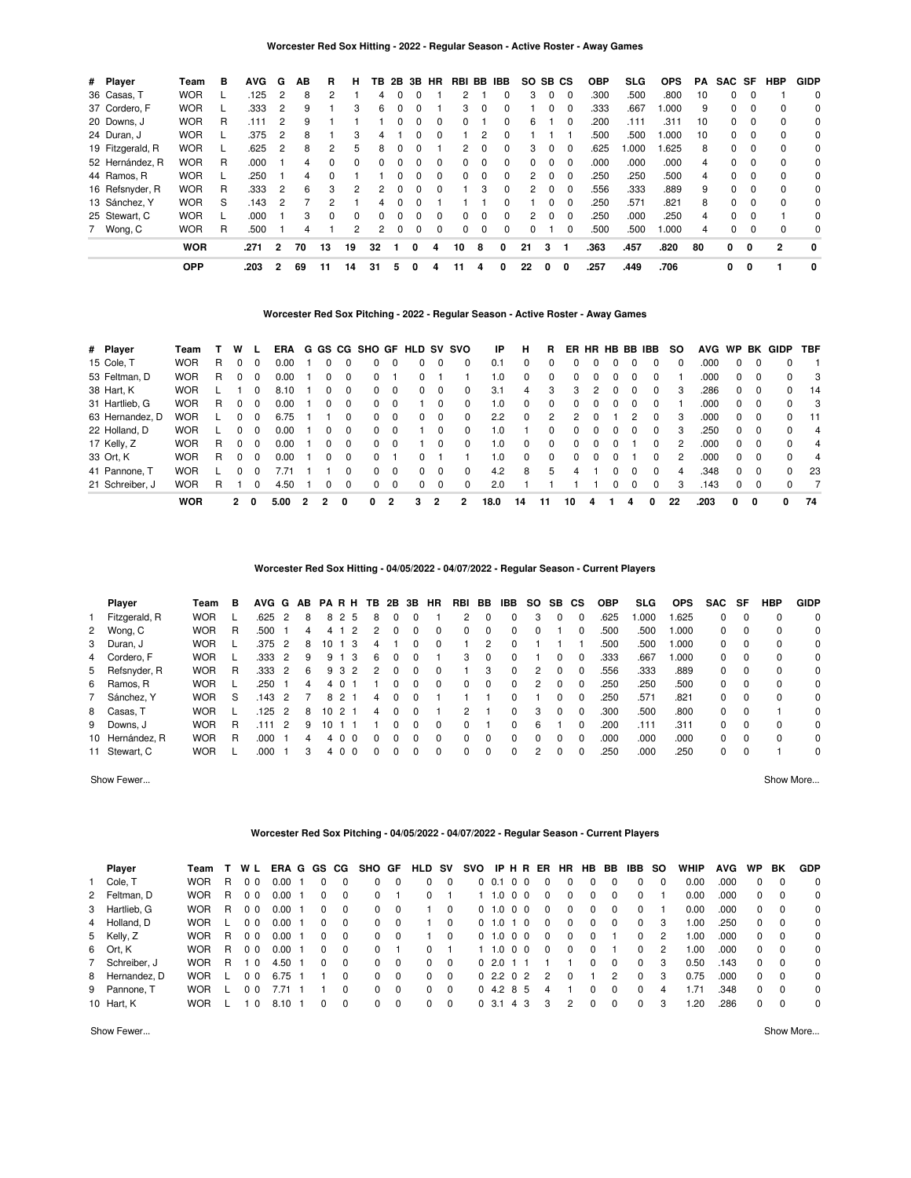## Worcester Red Sox Hitting - 2022 - Regular Season - Active Roster - Away Games

| # | Player | Team | B | AVG | G | AB | R | H | TB | 2B | 3B | HR | RBI | BB | IBB | SO | SB | CS | OBP | SLG | OPS | PA | SAC | SF | HBP | GIDP |
|---|---|---|---|---|---|---|---|---|---|---|---|---|---|---|---|---|---|---|---|---|---|---|---|---|---|---|
| 36 | Casas, T | WOR | L | .125 | 2 | 8 | 2 | 1 | 4 | 0 | 0 | 1 | 2 | 1 | 0 | 3 | 0 | 0 | .300 | .500 | .800 | 10 | 0 | 0 | 1 | 0 |
| 37 | Cordero, F | WOR | L | .333 | 2 | 9 | 1 | 3 | 6 | 0 | 0 | 1 | 3 | 0 | 0 | 1 | 0 | 0 | .333 | .667 | 1.000 | 9 | 0 | 0 | 0 | 0 |
| 20 | Downs, J | WOR | R | .111 | 2 | 9 | 1 | 1 | 1 | 0 | 0 | 0 | 0 | 1 | 0 | 6 | 1 | 0 | .200 | .111 | .311 | 10 | 0 | 0 | 0 | 0 |
| 24 | Duran, J | WOR | L | .375 | 2 | 8 | 1 | 3 | 4 | 1 | 0 | 0 | 1 | 2 | 0 | 1 | 1 | 1 | .500 | .500 | 1.000 | 10 | 0 | 0 | 0 | 0 |
| 19 | Fitzgerald, R | WOR | L | .625 | 2 | 8 | 2 | 5 | 8 | 0 | 0 | 1 | 2 | 0 | 0 | 3 | 0 | 0 | .625 | 1.000 | 1.625 | 8 | 0 | 0 | 0 | 0 |
| 52 | Hernández, R | WOR | R | .000 | 1 | 4 | 0 | 0 | 0 | 0 | 0 | 0 | 0 | 0 | 0 | 0 | 0 | 0 | .000 | .000 | .000 | 4 | 0 | 0 | 0 | 0 |
| 44 | Ramos, R | WOR | L | .250 | 1 | 4 | 0 | 1 | 1 | 0 | 0 | 0 | 0 | 0 | 0 | 2 | 0 | 0 | .250 | .250 | .500 | 4 | 0 | 0 | 0 | 0 |
| 16 | Refsnyder, R | WOR | R | .333 | 2 | 6 | 3 | 2 | 2 | 0 | 0 | 0 | 1 | 3 | 0 | 2 | 0 | 0 | .556 | .333 | .889 | 9 | 0 | 0 | 0 | 0 |
| 13 | Sánchez, Y | WOR | S | .143 | 2 | 7 | 2 | 1 | 4 | 0 | 0 | 1 | 1 | 1 | 0 | 1 | 0 | 0 | .250 | .571 | .821 | 8 | 0 | 0 | 0 | 0 |
| 25 | Stewart, C | WOR | L | .000 | 1 | 3 | 0 | 0 | 0 | 0 | 0 | 0 | 0 | 0 | 0 | 2 | 0 | 0 | .250 | .000 | .250 | 4 | 0 | 0 | 1 | 0 |
| 7 | Wong, C | WOR | R | .500 | 1 | 4 | 1 | 2 | 2 | 0 | 0 | 0 | 0 | 0 | 0 | 0 | 1 | 0 | .500 | .500 | 1.000 | 4 | 0 | 0 | 0 | 0 |
| | **WOR** | | | **.271** | **2** | **70** | **13** | **19** | **32** | **1** | **0** | **4** | **10** | **8** | **0** | **21** | **3** | **1** | **.363** | **.457** | **.820** | **80** | **0** | **0** | **2** | **0** |
| | **OPP** | | | **.203** | **2** | **69** | **11** | **14** | **31** | **5** | **0** | **4** | **11** | **4** | **0** | **22** | **0** | **0** | **.257** | **.449** | **.706** | | **0** | **0** | **1** | **0** |

## Worcester Red Sox Pitching - 2022 - Regular Season - Active Roster - Away Games

| # | Player | Team | T | W | L | ERA | G | GS | CG | SHO | GF | HLD | SV | SVO | IP | H | R | ER | HR | HB | BB | IBB | SO | AVG | WP | BK | GIDP | TBF |
|---|---|---|---|---|---|---|---|---|---|---|---|---|---|---|---|---|---|---|---|---|---|---|---|---|---|---|---|---|
| 15 | Cole, T | WOR | R | 0 | 0 | 0.00 | 1 | 0 | 0 | 0 | 0 | 0 | 0 | 0 | 0.1 | 0 | 0 | 0 | 0 | 0 | 0 | 0 | 0 | .000 | 0 | 0 | 0 | 1 |
| 53 | Feltman, D | WOR | R | 0 | 0 | 0.00 | 1 | 0 | 0 | 0 | 1 | 0 | 1 | 1 | 1.0 | 0 | 0 | 0 | 0 | 0 | 0 | 0 | 1 | .000 | 0 | 0 | 0 | 3 |
| 38 | Hart, K | WOR | L | 1 | 0 | 8.10 | 1 | 0 | 0 | 0 | 0 | 0 | 0 | 0 | 3.1 | 4 | 3 | 3 | 2 | 0 | 0 | 0 | 3 | .286 | 0 | 0 | 0 | 14 |
| 31 | Hartlieb, G | WOR | R | 0 | 0 | 0.00 | 1 | 0 | 0 | 0 | 0 | 1 | 0 | 0 | 1.0 | 0 | 0 | 0 | 0 | 0 | 0 | 0 | 1 | .000 | 0 | 0 | 0 | 3 |
| 63 | Hernandez, D | WOR | L | 0 | 0 | 6.75 | 1 | 1 | 0 | 0 | 0 | 0 | 0 | 0 | 2.2 | 0 | 2 | 2 | 0 | 1 | 2 | 0 | 3 | .000 | 0 | 0 | 0 | 11 |
| 22 | Holland, D | WOR | L | 0 | 0 | 0.00 | 1 | 0 | 0 | 0 | 0 | 1 | 0 | 0 | 1.0 | 1 | 0 | 0 | 0 | 0 | 0 | 0 | 3 | .250 | 0 | 0 | 0 | 4 |
| 17 | Kelly, Z | WOR | R | 0 | 0 | 0.00 | 1 | 0 | 0 | 0 | 0 | 1 | 0 | 0 | 1.0 | 0 | 0 | 0 | 0 | 0 | 1 | 0 | 2 | .000 | 0 | 0 | 0 | 4 |
| 33 | Ort, K | WOR | R | 0 | 0 | 0.00 | 1 | 0 | 0 | 0 | 1 | 0 | 1 | 1 | 1.0 | 0 | 0 | 0 | 0 | 0 | 1 | 0 | 2 | .000 | 0 | 0 | 0 | 4 |
| 41 | Pannone, T | WOR | L | 0 | 0 | 7.71 | 1 | 1 | 0 | 0 | 0 | 0 | 0 | 0 | 4.2 | 8 | 5 | 4 | 1 | 0 | 0 | 0 | 4 | .348 | 0 | 0 | 0 | 23 |
| 21 | Schreiber, J | WOR | R | 1 | 0 | 4.50 | 1 | 0 | 0 | 0 | 0 | 0 | 0 | 0 | 2.0 | 1 | 1 | 1 | 1 | 0 | 0 | 0 | 3 | .143 | 0 | 0 | 0 | 7 |
| | **WOR** | | | **2** | **0** | **5.00** | **2** | **2** | **0** | **0** | **2** | **3** | **2** | **2** | **18.0** | **14** | **11** | **10** | **4** | **1** | **4** | **0** | **22** | **.203** | **0** | **0** | **0** | **74** |

## Worcester Red Sox Hitting - 04/05/2022 - 04/07/2022 - Regular Season - Current Players

| | Player | Team | B | AVG | G | AB | PA | R | H | TB | 2B | 3B | HR | RBI | BB | IBB | SO | SB | CS | OBP | SLG | OPS | SAC | SF | HBP | GIDP |
|---|---|---|---|---|---|---|---|---|---|---|---|---|---|---|---|---|---|---|---|---|---|---|---|---|---|---|
| 1 | Fitzgerald, R | WOR | L | .625 | 2 | 8 | 8 | 2 | 5 | 8 | 0 | 0 | 1 | 2 | 0 | 0 | 3 | 0 | 0 | .625 | 1.000 | 1.625 | 0 | 0 | 0 | 0 |
| 2 | Wong, C | WOR | R | .500 | 1 | 4 | 4 | 1 | 2 | 2 | 0 | 0 | 0 | 0 | 0 | 0 | 0 | 1 | 0 | .500 | .500 | 1.000 | 0 | 0 | 0 | 0 |
| 3 | Duran, J | WOR | L | .375 | 2 | 8 | 10 | 1 | 3 | 4 | 1 | 0 | 0 | 1 | 2 | 0 | 1 | 1 | 1 | .500 | .500 | 1.000 | 0 | 0 | 0 | 0 |
| 4 | Cordero, F | WOR | L | .333 | 2 | 9 | 9 | 1 | 3 | 6 | 0 | 0 | 1 | 3 | 0 | 0 | 1 | 0 | 0 | .333 | .667 | 1.000 | 0 | 0 | 0 | 0 |
| 5 | Refsnyder, R | WOR | R | .333 | 2 | 6 | 9 | 3 | 2 | 2 | 0 | 0 | 0 | 1 | 3 | 0 | 2 | 0 | 0 | .556 | .333 | .889 | 0 | 0 | 0 | 0 |
| 6 | Ramos, R | WOR | L | .250 | 1 | 4 | 4 | 0 | 1 | 1 | 0 | 0 | 0 | 0 | 0 | 0 | 2 | 0 | 0 | .250 | .250 | .500 | 0 | 0 | 0 | 0 |
| 7 | Sánchez, Y | WOR | S | .143 | 2 | 7 | 8 | 2 | 1 | 4 | 0 | 0 | 1 | 1 | 1 | 0 | 1 | 0 | 0 | .250 | .571 | .821 | 0 | 0 | 0 | 0 |
| 8 | Casas, T | WOR | L | .125 | 2 | 8 | 10 | 2 | 1 | 4 | 0 | 0 | 1 | 2 | 1 | 0 | 3 | 0 | 0 | .300 | .500 | .800 | 0 | 0 | 1 | 0 |
| 9 | Downs, J | WOR | R | .111 | 2 | 9 | 10 | 1 | 1 | 1 | 0 | 0 | 0 | 0 | 1 | 0 | 6 | 1 | 0 | .200 | .111 | .311 | 0 | 0 | 0 | 0 |
| 10 | Hernández, R | WOR | R | .000 | 1 | 4 | 4 | 0 | 0 | 0 | 0 | 0 | 0 | 0 | 0 | 0 | 0 | 0 | 0 | .000 | .000 | .000 | 0 | 0 | 0 | 0 |
| 11 | Stewart, C | WOR | L | .000 | 1 | 3 | 4 | 0 | 0 | 0 | 0 | 0 | 0 | 0 | 0 | 0 | 2 | 0 | 0 | .250 | .000 | .250 | 0 | 0 | 1 | 0 |

Show Fewer... Show More...

## Worcester Red Sox Pitching - 04/05/2022 - 04/07/2022 - Regular Season - Current Players

| | Player | Team | T | W | L | ERA | G | GS | CG | SHO | GF | HLD | SV | SVO | IP | H | R | ER | HR | HB | BB | IBB | SO | WHIP | AVG | WP | BK | GDP |
|---|---|---|---|---|---|---|---|---|---|---|---|---|---|---|---|---|---|---|---|---|---|---|---|---|---|---|---|---|
| 1 | Cole, T | WOR | R | 0 | 0 | 0.00 | 1 | 0 | 0 | 0 | 0 | 0 | 0 | 0 | 0.1 | 0 | 0 | 0 | 0 | 0 | 0 | 0 | 0 | 0.00 | .000 | 0 | 0 | 0 |
| 2 | Feltman, D | WOR | R | 0 | 0 | 0.00 | 1 | 0 | 0 | 0 | 1 | 0 | 1 | 1 | 1.0 | 0 | 0 | 0 | 0 | 0 | 0 | 0 | 1 | 0.00 | .000 | 0 | 0 | 0 |
| 3 | Hartlieb, G | WOR | R | 0 | 0 | 0.00 | 1 | 0 | 0 | 0 | 0 | 1 | 0 | 0 | 1.0 | 0 | 0 | 0 | 0 | 0 | 0 | 0 | 1 | 0.00 | .000 | 0 | 0 | 0 |
| 4 | Holland, D | WOR | L | 0 | 0 | 0.00 | 1 | 0 | 0 | 0 | 0 | 1 | 0 | 0 | 1.0 | 1 | 0 | 0 | 0 | 0 | 0 | 0 | 3 | 1.00 | .250 | 0 | 0 | 0 |
| 5 | Kelly, Z | WOR | R | 0 | 0 | 0.00 | 1 | 0 | 0 | 0 | 0 | 1 | 0 | 0 | 1.0 | 0 | 0 | 0 | 0 | 0 | 1 | 0 | 2 | 1.00 | .000 | 0 | 0 | 0 |
| 6 | Ort, K | WOR | R | 0 | 0 | 0.00 | 1 | 0 | 0 | 0 | 1 | 0 | 1 | 1 | 1.0 | 0 | 0 | 0 | 0 | 0 | 1 | 0 | 2 | 1.00 | .000 | 0 | 0 | 0 |
| 7 | Schreiber, J | WOR | R | 1 | 0 | 4.50 | 1 | 0 | 0 | 0 | 0 | 0 | 0 | 0 | 2.0 | 1 | 1 | 1 | 1 | 0 | 0 | 0 | 3 | 0.50 | .143 | 0 | 0 | 0 |
| 8 | Hernandez, D | WOR | L | 0 | 0 | 6.75 | 1 | 1 | 0 | 0 | 0 | 0 | 0 | 0 | 2.2 | 0 | 2 | 2 | 0 | 1 | 2 | 0 | 3 | 0.75 | .000 | 0 | 0 | 0 |
| 9 | Pannone, T | WOR | L | 0 | 0 | 7.71 | 1 | 1 | 0 | 0 | 0 | 0 | 0 | 0 | 4.2 | 8 | 5 | 4 | 1 | 0 | 0 | 0 | 4 | 1.71 | .348 | 0 | 0 | 0 |
| 10 | Hart, K | WOR | L | 1 | 0 | 8.10 | 1 | 0 | 0 | 0 | 0 | 0 | 0 | 0 | 3.1 | 4 | 3 | 3 | 2 | 0 | 0 | 0 | 3 | 1.20 | .286 | 0 | 0 | 0 |

Show Fewer... Show More...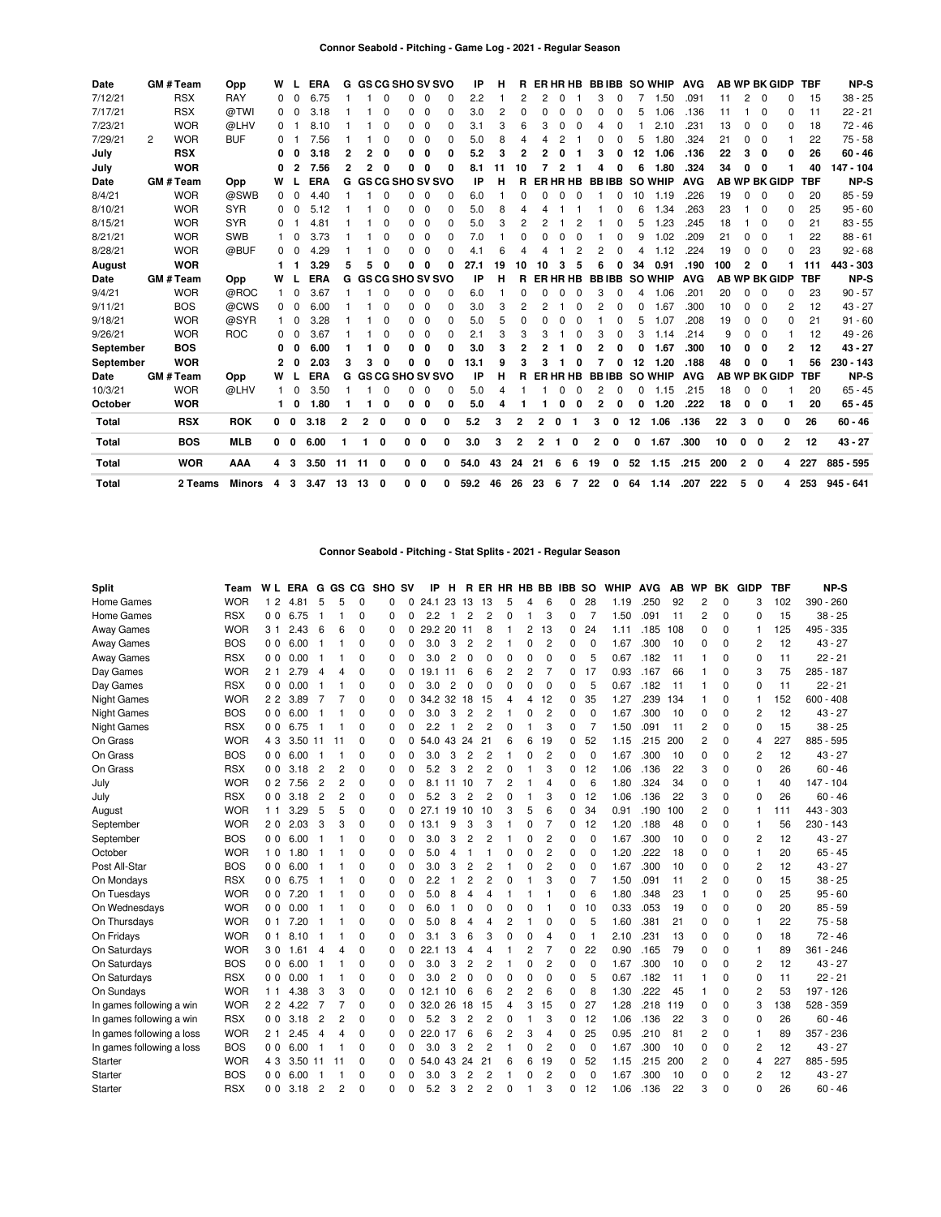## Connor Seabold - Pitching - Game Log - 2021 - Regular Season

| Date | GM # | Team | Opp | W | L | ERA | G | GS | CG | SHO | SV | SVO | IP | H | R | ER | HR | HB | BB | IBB | SO | WHIP | AVG | AB | WP | BK | GIDP | TBF | NP-S |
|---|---|---|---|---|---|---|---|---|---|---|---|---|---|---|---|---|---|---|---|---|---|---|---|---|---|---|---|---|---|
| 7/12/21 | | RSX | RAY | 0 | 0 | 6.75 | 1 | 1 | 0 | 0 | 0 | 0 | 2.2 | 1 | 2 | 2 | 0 | 1 | 3 | 0 | 7 | 1.50 | .091 | 11 | 2 | 0 | 0 | 15 | 38 - 25 |
| 7/17/21 | | RSX | @TWI | 0 | 0 | 3.18 | 1 | 1 | 0 | 0 | 0 | 0 | 3.0 | 2 | 0 | 0 | 0 | 0 | 0 | 0 | 5 | 1.06 | .136 | 11 | 1 | 0 | 0 | 11 | 22 - 21 |
| 7/23/21 | | WOR | @LHV | 0 | 1 | 8.10 | 1 | 1 | 0 | 0 | 0 | 0 | 3.1 | 3 | 6 | 3 | 0 | 0 | 4 | 0 | 1 | 2.10 | .231 | 13 | 0 | 0 | 0 | 18 | 72 - 46 |
| 7/29/21 | 2 | WOR | BUF | 0 | 1 | 7.56 | 1 | 1 | 0 | 0 | 0 | 0 | 5.0 | 8 | 4 | 4 | 2 | 1 | 0 | 0 | 5 | 1.80 | .324 | 21 | 0 | 0 | 1 | 22 | 75 - 58 |
| **July** | | **RSX** | | **0** | **0** | **3.18** | **2** | **2** | **0** | **0** | **0** | **0** | **5.2** | **3** | **2** | **2** | **0** | **1** | **3** | **0** | **12** | **1.06** | **.136** | **22** | **3** | **0** | **0** | **26** | **60 - 46** |
| **July** | | **WOR** | | **0** | **2** | **7.56** | **2** | **2** | **0** | **0** | **0** | **0** | **8.1** | **11** | **10** | **7** | **2** | **1** | **4** | **0** | **6** | **1.80** | **.324** | **34** | **0** | **0** | **1** | **40** | **147 - 104** |
| **Date** | **GM #** | **Team** | **Opp** | **W** | **L** | **ERA** | **G** | **GS** | **CG** | **SHO** | **SV** | **SVO** | **IP** | **H** | **R** | **ER** | **HR** | **HB** | **BB** | **IBB** | **SO** | **WHIP** | **AVG** | **AB** | **WP** | **BK** | **GIDP** | **TBF** | **NP-S** |
| 8/4/21 | | WOR | @SWB | 0 | 0 | 4.40 | 1 | 1 | 0 | 0 | 0 | 0 | 6.0 | 1 | 0 | 0 | 0 | 0 | 1 | 0 | 10 | 1.19 | .226 | 19 | 0 | 0 | 0 | 20 | 85 - 59 |
| 8/10/21 | | WOR | SYR | 0 | 0 | 5.12 | 1 | 1 | 0 | 0 | 0 | 0 | 5.0 | 8 | 4 | 4 | 1 | 1 | 1 | 0 | 6 | 1.34 | .263 | 23 | 1 | 0 | 0 | 25 | 95 - 60 |
| 8/15/21 | | WOR | SYR | 0 | 1 | 4.81 | 1 | 1 | 0 | 0 | 0 | 0 | 5.0 | 3 | 2 | 2 | 1 | 2 | 1 | 0 | 5 | 1.23 | .245 | 18 | 1 | 0 | 0 | 21 | 83 - 55 |
| 8/21/21 | | WOR | SWB | 1 | 0 | 3.73 | 1 | 1 | 0 | 0 | 0 | 0 | 7.0 | 1 | 0 | 0 | 0 | 0 | 1 | 0 | 9 | 1.02 | .209 | 21 | 0 | 0 | 1 | 22 | 88 - 61 |
| 8/28/21 | | WOR | @BUF | 0 | 0 | 4.29 | 1 | 1 | 0 | 0 | 0 | 0 | 4.1 | 6 | 4 | 4 | 1 | 2 | 2 | 0 | 4 | 1.12 | .224 | 19 | 0 | 0 | 0 | 23 | 92 - 68 |
| **August** | | **WOR** | | **1** | **1** | **3.29** | **5** | **5** | **0** | **0** | **0** | **0** | **27.1** | **19** | **10** | **10** | **3** | **5** | **6** | **0** | **34** | **0.91** | **.190** | **100** | **2** | **0** | **1** | **111** | **443 - 303** |
| **Date** | **GM #** | **Team** | **Opp** | **W** | **L** | **ERA** | **G** | **GS** | **CG** | **SHO** | **SV** | **SVO** | **IP** | **H** | **R** | **ER** | **HR** | **HB** | **BB** | **IBB** | **SO** | **WHIP** | **AVG** | **AB** | **WP** | **BK** | **GIDP** | **TBF** | **NP-S** |
| 9/4/21 | | WOR | @ROC | 1 | 0 | 3.67 | 1 | 1 | 0 | 0 | 0 | 0 | 6.0 | 1 | 0 | 0 | 0 | 0 | 3 | 0 | 4 | 1.06 | .201 | 20 | 0 | 0 | 0 | 23 | 90 - 57 |
| 9/11/21 | | BOS | @CWS | 0 | 0 | 6.00 | 1 | 1 | 0 | 0 | 0 | 0 | 3.0 | 3 | 2 | 2 | 1 | 0 | 2 | 0 | 0 | 1.67 | .300 | 10 | 0 | 0 | 2 | 12 | 43 - 27 |
| 9/18/21 | | WOR | @SYR | 1 | 0 | 3.28 | 1 | 1 | 0 | 0 | 0 | 0 | 5.0 | 5 | 0 | 0 | 0 | 0 | 1 | 0 | 5 | 1.07 | .208 | 19 | 0 | 0 | 0 | 21 | 91 - 60 |
| 9/26/21 | | WOR | ROC | 0 | 0 | 3.67 | 1 | 1 | 0 | 0 | 0 | 0 | 2.1 | 3 | 3 | 3 | 1 | 0 | 3 | 0 | 3 | 1.14 | .214 | 9 | 0 | 0 | 1 | 12 | 49 - 26 |
| **September** | | **BOS** | | **0** | **0** | **6.00** | **1** | **1** | **0** | **0** | **0** | **0** | **3.0** | **3** | **2** | **2** | **1** | **0** | **2** | **0** | **0** | **1.67** | **.300** | **10** | **0** | **0** | **2** | **12** | **43 - 27** |
| **September** | | **WOR** | | **2** | **0** | **2.03** | **3** | **3** | **0** | **0** | **0** | **0** | **13.1** | **9** | **3** | **3** | **1** | **0** | **7** | **0** | **12** | **1.20** | **.188** | **48** | **0** | **0** | **1** | **56** | **230 - 143** |
| **Date** | **GM #** | **Team** | **Opp** | **W** | **L** | **ERA** | **G** | **GS** | **CG** | **SHO** | **SV** | **SVO** | **IP** | **H** | **R** | **ER** | **HR** | **HB** | **BB** | **IBB** | **SO** | **WHIP** | **AVG** | **AB** | **WP** | **BK** | **GIDP** | **TBF** | **NP-S** |
| 10/3/21 | | WOR | @LHV | 1 | 0 | 3.50 | 1 | 1 | 0 | 0 | 0 | 0 | 5.0 | 4 | 1 | 1 | 0 | 0 | 2 | 0 | 0 | 1.15 | .215 | 18 | 0 | 0 | 1 | 20 | 65 - 45 |
| **October** | | **WOR** | | **1** | **0** | **1.80** | **1** | **1** | **0** | **0** | **0** | **0** | **5.0** | **4** | **1** | **1** | **0** | **0** | **2** | **0** | **0** | **1.20** | **.222** | **18** | **0** | **0** | **1** | **20** | **65 - 45** |
| **Total** | | **RSX** | **ROK** | **0** | **0** | **3.18** | **2** | **2** | **0** | **0** | **0** | **0** | **5.2** | **3** | **2** | **2** | **0** | **1** | **3** | **0** | **12** | **1.06** | **.136** | **22** | **3** | **0** | **0** | **26** | **60 - 46** |
| **Total** | | **BOS** | **MLB** | **0** | **0** | **6.00** | **1** | **1** | **0** | **0** | **0** | **0** | **3.0** | **3** | **2** | **2** | **1** | **0** | **2** | **0** | **0** | **1.67** | **.300** | **10** | **0** | **0** | **2** | **12** | **43 - 27** |
| **Total** | | **WOR** | **AAA** | **4** | **3** | **3.50** | **11** | **11** | **0** | **0** | **0** | **0** | **54.0** | **43** | **24** | **21** | **6** | **6** | **19** | **0** | **52** | **1.15** | **.215** | **200** | **2** | **0** | **4** | **227** | **885 - 595** |
| **Total** | | **2 Teams** | **Minors** | **4** | **3** | **3.47** | **13** | **13** | **0** | **0** | **0** | **0** | **59.2** | **46** | **26** | **23** | **6** | **7** | **22** | **0** | **64** | **1.14** | **.207** | **222** | **5** | **0** | **4** | **253** | **945 - 641** |

## Connor Seabold - Pitching - Stat Splits - 2021 - Regular Season

| Split | Team | W | L | ERA | G | GS | CG | SHO | SV | IP | H | R | ER | HR | HB | BB | IBB | SO | WHIP | AVG | AB | WP | BK | GIDP | TBF | NP-S |
|---|---|---|---|---|---|---|---|---|---|---|---|---|---|---|---|---|---|---|---|---|---|---|---|---|---|---|
| Home Games | WOR | 1 | 2 | 4.81 | 5 | 5 | 0 | 0 | 0 | 24.1 | 23 | 13 | 13 | 5 | 4 | 6 | 0 | 28 | 1.19 | .250 | 92 | 2 | 0 | 3 | 102 | 390 - 260 |
| Home Games | RSX | 0 | 0 | 6.75 | 1 | 1 | 0 | 0 | 0 | 2.2 | 1 | 2 | 2 | 0 | 1 | 3 | 0 | 7 | 1.50 | .091 | 11 | 2 | 0 | 0 | 15 | 38 - 25 |
| Away Games | WOR | 3 | 1 | 2.43 | 6 | 6 | 0 | 0 | 0 | 29.2 | 20 | 11 | 8 | 1 | 2 | 13 | 0 | 24 | 1.11 | .185 | 108 | 0 | 0 | 1 | 125 | 495 - 335 |
| Away Games | BOS | 0 | 0 | 6.00 | 1 | 1 | 0 | 0 | 0 | 3.0 | 3 | 2 | 2 | 1 | 0 | 2 | 0 | 0 | 1.67 | .300 | 10 | 0 | 0 | 2 | 12 | 43 - 27 |
| Away Games | RSX | 0 | 0 | 0.00 | 1 | 1 | 0 | 0 | 0 | 3.0 | 2 | 0 | 0 | 0 | 0 | 0 | 0 | 5 | 0.67 | .182 | 11 | 1 | 0 | 0 | 11 | 22 - 21 |
| Day Games | WOR | 2 | 1 | 2.79 | 4 | 4 | 0 | 0 | 0 | 19.1 | 11 | 6 | 6 | 2 | 2 | 7 | 0 | 17 | 0.93 | .167 | 66 | 1 | 0 | 3 | 75 | 285 - 187 |
| Day Games | RSX | 0 | 0 | 0.00 | 1 | 1 | 0 | 0 | 0 | 3.0 | 2 | 0 | 0 | 0 | 0 | 0 | 0 | 5 | 0.67 | .182 | 11 | 1 | 0 | 0 | 11 | 22 - 21 |
| Night Games | WOR | 2 | 2 | 3.89 | 7 | 7 | 0 | 0 | 0 | 34.2 | 32 | 18 | 15 | 4 | 4 | 12 | 0 | 35 | 1.27 | .239 | 134 | 1 | 0 | 1 | 152 | 600 - 408 |
| Night Games | BOS | 0 | 0 | 6.00 | 1 | 1 | 0 | 0 | 0 | 3.0 | 3 | 2 | 2 | 1 | 0 | 2 | 0 | 0 | 1.67 | .300 | 10 | 0 | 0 | 2 | 12 | 43 - 27 |
| Night Games | RSX | 0 | 0 | 6.75 | 1 | 1 | 0 | 0 | 0 | 2.2 | 1 | 2 | 2 | 0 | 1 | 3 | 0 | 7 | 1.50 | .091 | 11 | 2 | 0 | 0 | 15 | 38 - 25 |
| On Grass | WOR | 4 | 3 | 3.50 | 11 | 11 | 0 | 0 | 0 | 54.0 | 43 | 24 | 21 | 6 | 6 | 19 | 0 | 52 | 1.15 | .215 | 200 | 2 | 0 | 4 | 227 | 885 - 595 |
| On Grass | BOS | 0 | 0 | 6.00 | 1 | 1 | 0 | 0 | 0 | 3.0 | 3 | 2 | 2 | 1 | 0 | 2 | 0 | 0 | 1.67 | .300 | 10 | 0 | 0 | 2 | 12 | 43 - 27 |
| On Grass | RSX | 0 | 0 | 3.18 | 2 | 2 | 0 | 0 | 0 | 5.2 | 3 | 2 | 2 | 0 | 1 | 3 | 0 | 12 | 1.06 | .136 | 22 | 3 | 0 | 0 | 26 | 60 - 46 |
| July | WOR | 0 | 2 | 7.56 | 2 | 2 | 0 | 0 | 0 | 8.1 | 11 | 10 | 7 | 2 | 1 | 4 | 0 | 6 | 1.80 | .324 | 34 | 0 | 0 | 1 | 40 | 147 - 104 |
| July | RSX | 0 | 0 | 3.18 | 2 | 2 | 0 | 0 | 0 | 5.2 | 3 | 2 | 2 | 0 | 1 | 3 | 0 | 12 | 1.06 | .136 | 22 | 3 | 0 | 0 | 26 | 60 - 46 |
| August | WOR | 1 | 1 | 3.29 | 5 | 5 | 0 | 0 | 0 | 27.1 | 19 | 10 | 10 | 3 | 5 | 6 | 0 | 34 | 0.91 | .190 | 100 | 2 | 0 | 1 | 111 | 443 - 303 |
| September | WOR | 2 | 0 | 2.03 | 3 | 3 | 0 | 0 | 0 | 13.1 | 9 | 3 | 3 | 1 | 0 | 7 | 0 | 12 | 1.20 | .188 | 48 | 0 | 0 | 1 | 56 | 230 - 143 |
| September | BOS | 0 | 0 | 6.00 | 1 | 1 | 0 | 0 | 0 | 3.0 | 3 | 2 | 2 | 1 | 0 | 2 | 0 | 0 | 1.67 | .300 | 10 | 0 | 0 | 2 | 12 | 43 - 27 |
| October | WOR | 1 | 0 | 1.80 | 1 | 1 | 0 | 0 | 0 | 5.0 | 4 | 1 | 1 | 0 | 0 | 2 | 0 | 0 | 1.20 | .222 | 18 | 0 | 0 | 1 | 20 | 65 - 45 |
| Post All-Star | BOS | 0 | 0 | 6.00 | 1 | 1 | 0 | 0 | 0 | 3.0 | 3 | 2 | 2 | 1 | 0 | 2 | 0 | 0 | 1.67 | .300 | 10 | 0 | 0 | 2 | 12 | 43 - 27 |
| On Mondays | RSX | 0 | 0 | 6.75 | 1 | 1 | 0 | 0 | 0 | 2.2 | 1 | 2 | 2 | 0 | 1 | 3 | 0 | 7 | 1.50 | .091 | 11 | 2 | 0 | 0 | 15 | 38 - 25 |
| On Tuesdays | WOR | 0 | 0 | 7.20 | 1 | 1 | 0 | 0 | 0 | 5.0 | 8 | 4 | 4 | 1 | 1 | 1 | 0 | 6 | 1.80 | .348 | 23 | 1 | 0 | 0 | 25 | 95 - 60 |
| On Wednesdays | WOR | 0 | 0 | 0.00 | 1 | 1 | 0 | 0 | 0 | 6.0 | 1 | 0 | 0 | 0 | 0 | 1 | 0 | 10 | 0.33 | .053 | 19 | 0 | 0 | 0 | 20 | 85 - 59 |
| On Thursdays | WOR | 0 | 1 | 7.20 | 1 | 1 | 0 | 0 | 0 | 5.0 | 8 | 4 | 4 | 2 | 1 | 0 | 0 | 5 | 1.60 | .381 | 21 | 0 | 0 | 1 | 22 | 75 - 58 |
| On Fridays | WOR | 0 | 1 | 8.10 | 1 | 1 | 0 | 0 | 0 | 3.1 | 3 | 6 | 3 | 0 | 0 | 4 | 0 | 1 | 2.10 | .231 | 13 | 0 | 0 | 0 | 18 | 72 - 46 |
| On Saturdays | WOR | 3 | 0 | 1.61 | 4 | 4 | 0 | 0 | 0 | 22.1 | 13 | 4 | 4 | 1 | 2 | 7 | 0 | 22 | 0.90 | .165 | 79 | 0 | 0 | 1 | 89 | 361 - 246 |
| On Saturdays | BOS | 0 | 0 | 6.00 | 1 | 1 | 0 | 0 | 0 | 3.0 | 3 | 2 | 2 | 1 | 0 | 2 | 0 | 0 | 1.67 | .300 | 10 | 0 | 0 | 2 | 12 | 43 - 27 |
| On Saturdays | RSX | 0 | 0 | 0.00 | 1 | 1 | 0 | 0 | 0 | 3.0 | 2 | 0 | 0 | 0 | 0 | 0 | 0 | 5 | 0.67 | .182 | 11 | 1 | 0 | 0 | 11 | 22 - 21 |
| On Sundays | WOR | 1 | 1 | 4.38 | 3 | 3 | 0 | 0 | 0 | 12.1 | 10 | 6 | 6 | 2 | 2 | 6 | 0 | 8 | 1.30 | .222 | 45 | 1 | 0 | 2 | 53 | 197 - 126 |
| In games following a win | WOR | 2 | 2 | 4.22 | 7 | 7 | 0 | 0 | 0 | 32.0 | 26 | 18 | 15 | 4 | 3 | 15 | 0 | 27 | 1.28 | .218 | 119 | 0 | 0 | 3 | 138 | 528 - 359 |
| In games following a win | RSX | 0 | 0 | 3.18 | 2 | 2 | 0 | 0 | 0 | 5.2 | 3 | 2 | 2 | 0 | 1 | 3 | 0 | 12 | 1.06 | .136 | 22 | 3 | 0 | 0 | 26 | 60 - 46 |
| In games following a loss | WOR | 2 | 1 | 2.45 | 4 | 4 | 0 | 0 | 0 | 22.0 | 17 | 6 | 6 | 2 | 3 | 4 | 0 | 25 | 0.95 | .210 | 81 | 2 | 0 | 1 | 89 | 357 - 236 |
| In games following a loss | BOS | 0 | 0 | 6.00 | 1 | 1 | 0 | 0 | 0 | 3.0 | 3 | 2 | 2 | 1 | 0 | 2 | 0 | 0 | 1.67 | .300 | 10 | 0 | 0 | 2 | 12 | 43 - 27 |
| Starter | WOR | 4 | 3 | 3.50 | 11 | 11 | 0 | 0 | 0 | 54.0 | 43 | 24 | 21 | 6 | 6 | 19 | 0 | 52 | 1.15 | .215 | 200 | 2 | 0 | 4 | 227 | 885 - 595 |
| Starter | BOS | 0 | 0 | 6.00 | 1 | 1 | 0 | 0 | 0 | 3.0 | 3 | 2 | 2 | 1 | 0 | 2 | 0 | 0 | 1.67 | .300 | 10 | 0 | 0 | 2 | 12 | 43 - 27 |
| Starter | RSX | 0 | 0 | 3.18 | 2 | 2 | 0 | 0 | 0 | 5.2 | 3 | 2 | 2 | 0 | 1 | 3 | 0 | 12 | 1.06 | .136 | 22 | 3 | 0 | 0 | 26 | 60 - 46 |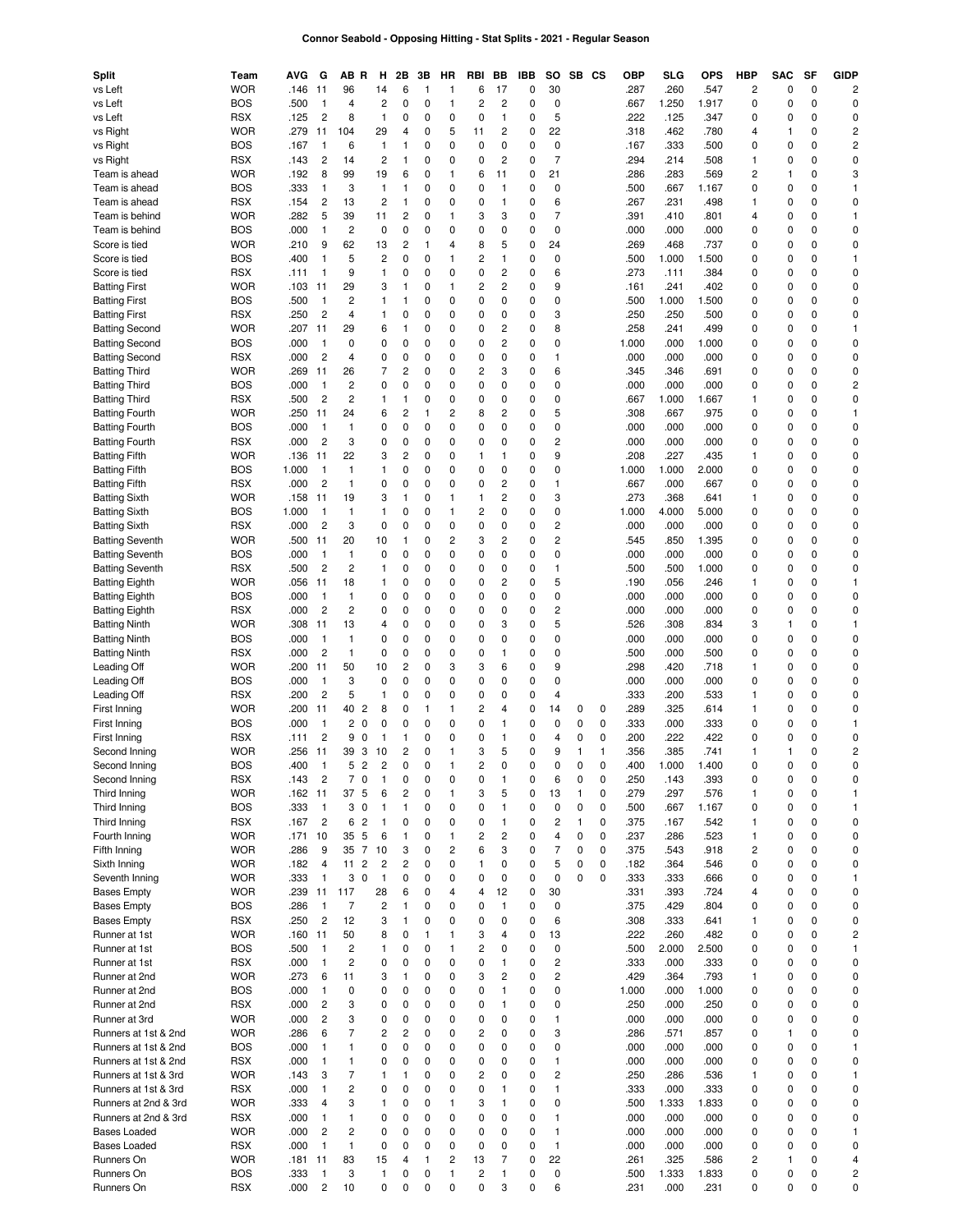# Connor Seabold - Opposing Hitting - Stat Splits - 2021 - Regular Season

| Split | Team | AVG | G | AB | R | H | 2B | 3B | HR | RBI | BB | IBB | SO | SB | CS | OBP | SLG | OPS | HBP | SAC | SF | GIDP |
|---|---|---|---|---|---|---|---|---|---|---|---|---|---|---|---|---|---|---|---|---|---|---|
| vs Left | WOR | .146 | 11 | 96 | | 14 | 6 | 1 | 1 | 6 | 17 | 0 | 30 | | | .287 | .260 | .547 | 2 | 0 | 0 | 2 |
| vs Left | BOS | .500 | 1 | 4 | | 2 | 0 | 0 | 1 | 2 | 2 | 0 | 0 | | | .667 | 1.250 | 1.917 | 0 | 0 | 0 | 0 |
| vs Left | RSX | .125 | 2 | 8 | | 1 | 0 | 0 | 0 | 0 | 1 | 0 | 5 | | | .222 | .125 | .347 | 0 | 0 | 0 | 0 |
| vs Right | WOR | .279 | 11 | 104 | | 29 | 4 | 0 | 5 | 11 | 2 | 0 | 22 | | | .318 | .462 | .780 | 4 | 1 | 0 | 2 |
| vs Right | BOS | .167 | 1 | 6 | | 1 | 1 | 0 | 0 | 0 | 0 | 0 | 0 | | | .167 | .333 | .500 | 0 | 0 | 0 | 2 |
| vs Right | RSX | .143 | 2 | 14 | | 2 | 1 | 0 | 0 | 0 | 2 | 0 | 7 | | | .294 | .214 | .508 | 1 | 0 | 0 | 0 |
| Team is ahead | WOR | .192 | 8 | 99 | | 19 | 6 | 0 | 1 | 6 | 11 | 0 | 21 | | | .286 | .283 | .569 | 2 | 1 | 0 | 3 |
| Team is ahead | BOS | .333 | 1 | 3 | | 1 | 1 | 0 | 0 | 0 | 1 | 0 | 0 | | | .500 | .667 | 1.167 | 0 | 0 | 0 | 1 |
| Team is ahead | RSX | .154 | 2 | 13 | | 2 | 1 | 0 | 0 | 0 | 1 | 0 | 6 | | | .267 | .231 | .498 | 1 | 0 | 0 | 0 |
| Team is behind | WOR | .282 | 5 | 39 | | 11 | 2 | 0 | 1 | 3 | 3 | 0 | 7 | | | .391 | .410 | .801 | 4 | 0 | 0 | 1 |
| Team is behind | BOS | .000 | 1 | 2 | | 0 | 0 | 0 | 0 | 0 | 0 | 0 | 0 | | | .000 | .000 | .000 | 0 | 0 | 0 | 0 |
| Score is tied | WOR | .210 | 9 | 62 | | 13 | 2 | 1 | 4 | 8 | 5 | 0 | 24 | | | .269 | .468 | .737 | 0 | 0 | 0 | 0 |
| Score is tied | BOS | .400 | 1 | 5 | | 2 | 0 | 0 | 1 | 2 | 1 | 0 | 0 | | | .500 | 1.000 | 1.500 | 0 | 0 | 0 | 1 |
| Score is tied | RSX | .111 | 1 | 9 | | 1 | 0 | 0 | 0 | 0 | 2 | 0 | 6 | | | .273 | .111 | .384 | 0 | 0 | 0 | 0 |
| Batting First | WOR | .103 | 11 | 29 | | 3 | 1 | 0 | 1 | 2 | 2 | 0 | 9 | | | .161 | .241 | .402 | 0 | 0 | 0 | 0 |
| Batting First | BOS | .500 | 1 | 2 | | 1 | 1 | 0 | 0 | 0 | 0 | 0 | 0 | | | .500 | 1.000 | 1.500 | 0 | 0 | 0 | 0 |
| Batting First | RSX | .250 | 2 | 4 | | 1 | 0 | 0 | 0 | 0 | 0 | 0 | 3 | | | .250 | .250 | .500 | 0 | 0 | 0 | 0 |
| Batting Second | WOR | .207 | 11 | 29 | | 6 | 1 | 0 | 0 | 0 | 2 | 0 | 8 | | | .258 | .241 | .499 | 0 | 0 | 0 | 1 |
| Batting Second | BOS | .000 | 1 | 0 | | 0 | 0 | 0 | 0 | 0 | 2 | 0 | 0 | | | 1.000 | .000 | 1.000 | 0 | 0 | 0 | 0 |
| Batting Second | RSX | .000 | 2 | 4 | | 0 | 0 | 0 | 0 | 0 | 0 | 0 | 1 | | | .000 | .000 | .000 | 0 | 0 | 0 | 0 |
| Batting Third | WOR | .269 | 11 | 26 | | 7 | 2 | 0 | 0 | 2 | 3 | 0 | 6 | | | .345 | .346 | .691 | 0 | 0 | 0 | 0 |
| Batting Third | BOS | .000 | 1 | 2 | | 0 | 0 | 0 | 0 | 0 | 0 | 0 | 0 | | | .000 | .000 | .000 | 0 | 0 | 0 | 2 |
| Batting Third | RSX | .500 | 2 | 2 | | 1 | 1 | 0 | 0 | 0 | 0 | 0 | 0 | | | .667 | 1.000 | 1.667 | 1 | 0 | 0 | 0 |
| Batting Fourth | WOR | .250 | 11 | 24 | | 6 | 2 | 1 | 2 | 8 | 2 | 0 | 5 | | | .308 | .667 | .975 | 0 | 0 | 0 | 1 |
| Batting Fourth | BOS | .000 | 1 | 1 | | 0 | 0 | 0 | 0 | 0 | 0 | 0 | 0 | | | .000 | .000 | .000 | 0 | 0 | 0 | 0 |
| Batting Fourth | RSX | .000 | 2 | 3 | | 0 | 0 | 0 | 0 | 0 | 0 | 0 | 2 | | | .000 | .000 | .000 | 0 | 0 | 0 | 0 |
| Batting Fifth | WOR | .136 | 11 | 22 | | 3 | 2 | 0 | 0 | 1 | 1 | 0 | 9 | | | .208 | .227 | .435 | 1 | 0 | 0 | 0 |
| Batting Fifth | BOS | 1.000 | 1 | 1 | | 1 | 0 | 0 | 0 | 0 | 0 | 0 | 0 | | | 1.000 | 1.000 | 2.000 | 0 | 0 | 0 | 0 |
| Batting Fifth | RSX | .000 | 2 | 1 | | 0 | 0 | 0 | 0 | 0 | 2 | 0 | 1 | | | .667 | .000 | .667 | 0 | 0 | 0 | 0 |
| Batting Sixth | WOR | .158 | 11 | 19 | | 3 | 1 | 0 | 1 | 1 | 2 | 0 | 3 | | | .273 | .368 | .641 | 1 | 0 | 0 | 0 |
| Batting Sixth | BOS | 1.000 | 1 | 1 | | 1 | 0 | 0 | 1 | 2 | 0 | 0 | 0 | | | 1.000 | 4.000 | 5.000 | 0 | 0 | 0 | 0 |
| Batting Sixth | RSX | .000 | 2 | 3 | | 0 | 0 | 0 | 0 | 0 | 0 | 0 | 2 | | | .000 | .000 | .000 | 0 | 0 | 0 | 0 |
| Batting Seventh | WOR | .500 | 11 | 20 | | 10 | 1 | 0 | 2 | 3 | 2 | 0 | 2 | | | .545 | .850 | 1.395 | 0 | 0 | 0 | 0 |
| Batting Seventh | BOS | .000 | 1 | 1 | | 0 | 0 | 0 | 0 | 0 | 0 | 0 | 0 | | | .000 | .000 | .000 | 0 | 0 | 0 | 0 |
| Batting Seventh | RSX | .500 | 2 | 2 | | 1 | 0 | 0 | 0 | 0 | 0 | 0 | 1 | | | .500 | .500 | 1.000 | 0 | 0 | 0 | 0 |
| Batting Eighth | WOR | .056 | 11 | 18 | | 1 | 0 | 0 | 0 | 0 | 2 | 0 | 5 | | | .190 | .056 | .246 | 1 | 0 | 0 | 1 |
| Batting Eighth | BOS | .000 | 1 | 1 | | 0 | 0 | 0 | 0 | 0 | 0 | 0 | 0 | | | .000 | .000 | .000 | 0 | 0 | 0 | 0 |
| Batting Eighth | RSX | .000 | 2 | 2 | | 0 | 0 | 0 | 0 | 0 | 0 | 0 | 2 | | | .000 | .000 | .000 | 0 | 0 | 0 | 0 |
| Batting Ninth | WOR | .308 | 11 | 13 | | 4 | 0 | 0 | 0 | 0 | 3 | 0 | 5 | | | .526 | .308 | .834 | 3 | 1 | 0 | 1 |
| Batting Ninth | BOS | .000 | 1 | 1 | | 0 | 0 | 0 | 0 | 0 | 0 | 0 | 0 | | | .000 | .000 | .000 | 0 | 0 | 0 | 0 |
| Batting Ninth | RSX | .000 | 2 | 1 | | 0 | 0 | 0 | 0 | 0 | 1 | 0 | 0 | | | .500 | .000 | .500 | 0 | 0 | 0 | 0 |
| Leading Off | WOR | .200 | 11 | 50 | | 10 | 2 | 0 | 3 | 3 | 6 | 0 | 9 | | | .298 | .420 | .718 | 1 | 0 | 0 | 0 |
| Leading Off | BOS | .000 | 1 | 3 | | 0 | 0 | 0 | 0 | 0 | 0 | 0 | 0 | | | .000 | .000 | .000 | 0 | 0 | 0 | 0 |
| Leading Off | RSX | .200 | 2 | 5 | | 1 | 0 | 0 | 0 | 0 | 0 | 0 | 4 | | | .333 | .200 | .533 | 1 | 0 | 0 | 0 |
| First Inning | WOR | .200 | 11 | 40 | 2 | 8 | 0 | 1 | 1 | 2 | 4 | 0 | 14 | 0 | 0 | .289 | .325 | .614 | 1 | 0 | 0 | 0 |
| First Inning | BOS | .000 | 1 | 2 | 0 | 0 | 0 | 0 | 0 | 0 | 1 | 0 | 0 | 0 | 0 | .333 | .000 | .333 | 0 | 0 | 0 | 1 |
| First Inning | RSX | .111 | 2 | 9 | 0 | 1 | 1 | 0 | 0 | 0 | 1 | 0 | 4 | 0 | 0 | .200 | .222 | .422 | 0 | 0 | 0 | 0 |
| Second Inning | WOR | .256 | 11 | 39 | 3 | 10 | 2 | 0 | 1 | 3 | 5 | 0 | 9 | 1 | 1 | .356 | .385 | .741 | 1 | 1 | 0 | 2 |
| Second Inning | BOS | .400 | 1 | 5 | 2 | 2 | 0 | 0 | 1 | 2 | 0 | 0 | 0 | 0 | 0 | .400 | 1.000 | 1.400 | 0 | 0 | 0 | 0 |
| Second Inning | RSX | .143 | 2 | 7 | 0 | 1 | 0 | 0 | 0 | 0 | 1 | 0 | 6 | 0 | 0 | .250 | .143 | .393 | 0 | 0 | 0 | 0 |
| Third Inning | WOR | .162 | 11 | 37 | 5 | 6 | 2 | 0 | 1 | 3 | 5 | 0 | 13 | 1 | 0 | .279 | .297 | .576 | 1 | 0 | 0 | 1 |
| Third Inning | BOS | .333 | 1 | 3 | 0 | 1 | 1 | 0 | 0 | 0 | 1 | 0 | 0 | 0 | 0 | .500 | .667 | 1.167 | 0 | 0 | 0 | 1 |
| Third Inning | RSX | .167 | 2 | 6 | 2 | 1 | 0 | 0 | 0 | 0 | 1 | 0 | 2 | 1 | 0 | .375 | .167 | .542 | 1 | 0 | 0 | 0 |
| Fourth Inning | WOR | .171 | 10 | 35 | 5 | 6 | 1 | 0 | 1 | 2 | 2 | 0 | 4 | 0 | 0 | .237 | .286 | .523 | 1 | 0 | 0 | 0 |
| Fifth Inning | WOR | .286 | 9 | 35 | 7 | 10 | 3 | 0 | 2 | 6 | 3 | 0 | 7 | 0 | 0 | .375 | .543 | .918 | 2 | 0 | 0 | 0 |
| Sixth Inning | WOR | .182 | 4 | 11 | 2 | 2 | 2 | 0 | 0 | 1 | 0 | 0 | 5 | 0 | 0 | .182 | .364 | .546 | 0 | 0 | 0 | 0 |
| Seventh Inning | WOR | .333 | 1 | 3 | 0 | 1 | 0 | 0 | 0 | 0 | 0 | 0 | 0 | 0 | 0 | .333 | .333 | .666 | 0 | 0 | 0 | 1 |
| Bases Empty | WOR | .239 | 11 | 117 | | 28 | 6 | 0 | 4 | 4 | 12 | 0 | 30 | | | .331 | .393 | .724 | 4 | 0 | 0 | 0 |
| Bases Empty | BOS | .286 | 1 | 7 | | 2 | 1 | 0 | 0 | 0 | 1 | 0 | 0 | | | .375 | .429 | .804 | 0 | 0 | 0 | 0 |
| Bases Empty | RSX | .250 | 2 | 12 | | 3 | 1 | 0 | 0 | 0 | 0 | 0 | 6 | | | .308 | .333 | .641 | 1 | 0 | 0 | 0 |
| Runner at 1st | WOR | .160 | 11 | 50 | | 8 | 0 | 1 | 1 | 3 | 4 | 0 | 13 | | | .222 | .260 | .482 | 0 | 0 | 0 | 2 |
| Runner at 1st | BOS | .500 | 1 | 2 | | 1 | 0 | 0 | 1 | 2 | 0 | 0 | 0 | | | .500 | 2.000 | 2.500 | 0 | 0 | 0 | 1 |
| Runner at 1st | RSX | .000 | 1 | 2 | | 0 | 0 | 0 | 0 | 0 | 1 | 0 | 2 | | | .333 | .000 | .333 | 0 | 0 | 0 | 0 |
| Runner at 2nd | WOR | .273 | 6 | 11 | | 3 | 1 | 0 | 0 | 3 | 2 | 0 | 2 | | | .429 | .364 | .793 | 1 | 0 | 0 | 0 |
| Runner at 2nd | BOS | .000 | 1 | 0 | | 0 | 0 | 0 | 0 | 0 | 1 | 0 | 0 | | | 1.000 | .000 | 1.000 | 0 | 0 | 0 | 0 |
| Runner at 2nd | RSX | .000 | 2 | 3 | | 0 | 0 | 0 | 0 | 0 | 1 | 0 | 0 | | | .250 | .000 | .250 | 0 | 0 | 0 | 0 |
| Runner at 3rd | WOR | .000 | 2 | 3 | | 0 | 0 | 0 | 0 | 0 | 0 | 0 | 1 | | | .000 | .000 | .000 | 0 | 0 | 0 | 0 |
| Runners at 1st & 2nd | WOR | .286 | 6 | 7 | | 2 | 2 | 0 | 0 | 2 | 0 | 0 | 3 | | | .286 | .571 | .857 | 0 | 1 | 0 | 0 |
| Runners at 1st & 2nd | BOS | .000 | 1 | 1 | | 0 | 0 | 0 | 0 | 0 | 0 | 0 | 0 | | | .000 | .000 | .000 | 0 | 0 | 0 | 1 |
| Runners at 1st & 2nd | RSX | .000 | 1 | 1 | | 0 | 0 | 0 | 0 | 0 | 0 | 0 | 1 | | | .000 | .000 | .000 | 0 | 0 | 0 | 0 |
| Runners at 1st & 3rd | WOR | .143 | 3 | 7 | | 1 | 1 | 0 | 0 | 2 | 0 | 0 | 2 | | | .250 | .286 | .536 | 1 | 0 | 0 | 1 |
| Runners at 1st & 3rd | RSX | .000 | 1 | 2 | | 0 | 0 | 0 | 0 | 0 | 1 | 0 | 1 | | | .333 | .000 | .333 | 0 | 0 | 0 | 0 |
| Runners at 2nd & 3rd | WOR | .333 | 4 | 3 | | 1 | 0 | 0 | 1 | 3 | 1 | 0 | 0 | | | .500 | 1.333 | 1.833 | 0 | 0 | 0 | 0 |
| Runners at 2nd & 3rd | RSX | .000 | 1 | 1 | | 0 | 0 | 0 | 0 | 0 | 0 | 0 | 1 | | | .000 | .000 | .000 | 0 | 0 | 0 | 0 |
| Bases Loaded | WOR | .000 | 2 | 2 | | 0 | 0 | 0 | 0 | 0 | 0 | 0 | 1 | | | .000 | .000 | .000 | 0 | 0 | 0 | 1 |
| Bases Loaded | RSX | .000 | 1 | 1 | | 0 | 0 | 0 | 0 | 0 | 0 | 0 | 1 | | | .000 | .000 | .000 | 0 | 0 | 0 | 0 |
| Runners On | WOR | .181 | 11 | 83 | | 15 | 4 | 1 | 2 | 13 | 7 | 0 | 22 | | | .261 | .325 | .586 | 2 | 1 | 0 | 4 |
| Runners On | BOS | .333 | 1 | 3 | | 1 | 0 | 0 | 1 | 2 | 1 | 0 | 0 | | | .500 | 1.333 | 1.833 | 0 | 0 | 0 | 2 |
| Runners On | RSX | .000 | 2 | 10 | | 0 | 0 | 0 | 0 | 0 | 3 | 0 | 6 | | | .231 | .000 | .231 | 0 | 0 | 0 | 0 |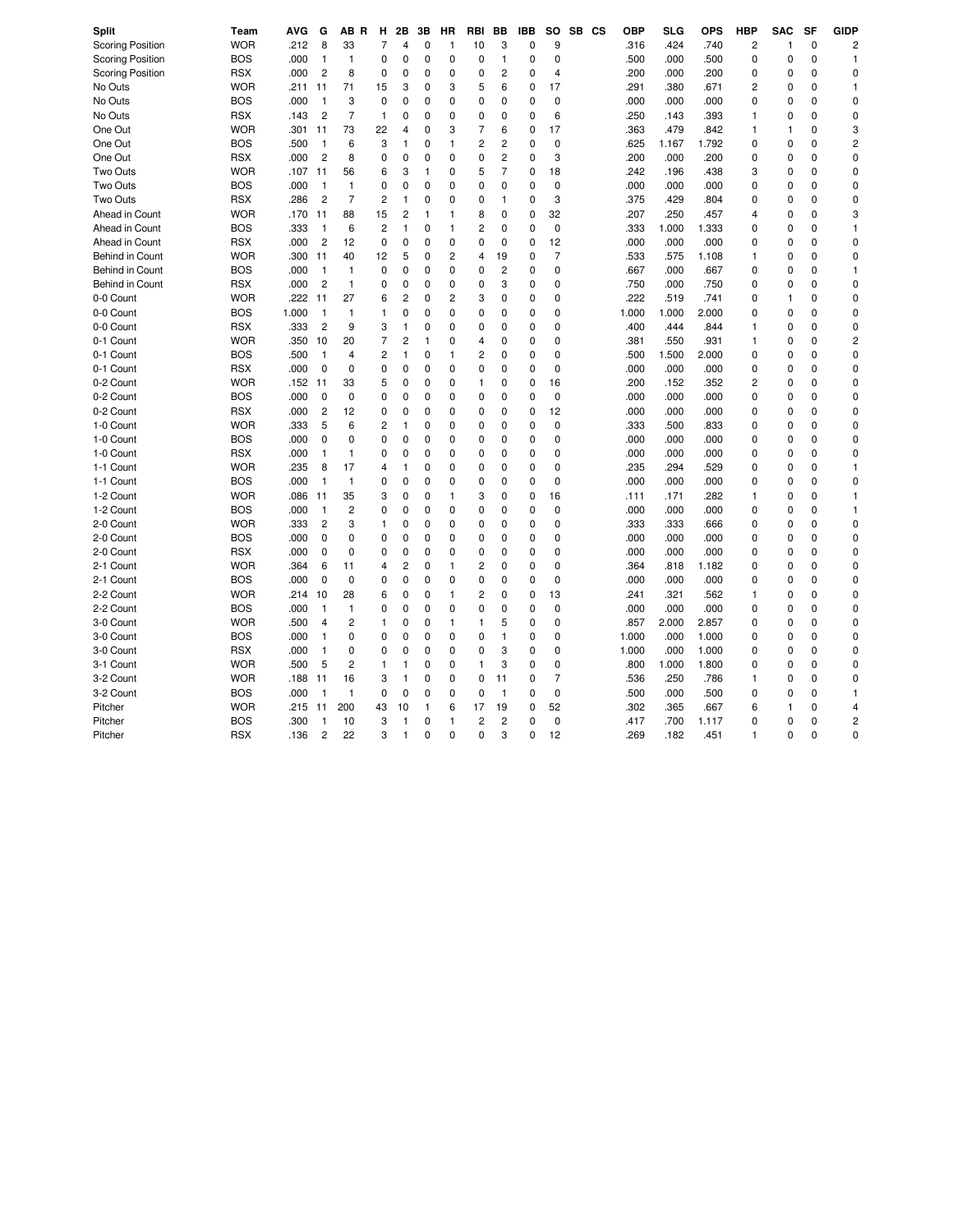| Split | Team | AVG | G | AB | R | H | 2B | 3B | HR | RBI | BB | IBB | SO | SB | CS | OBP | SLG | OPS | HBP | SAC | SF | GIDP |
|---|---|---|---|---|---|---|---|---|---|---|---|---|---|---|---|---|---|---|---|---|---|---|
| Scoring Position | WOR | .212 | 8 | 33 | | 7 | 4 | 0 | 1 | 10 | 3 | 0 | 9 | | | .316 | .424 | .740 | 2 | 1 | 0 | 2 |
| Scoring Position | BOS | .000 | 1 | 1 | | 0 | 0 | 0 | 0 | 0 | 1 | 0 | 0 | | | .500 | .000 | .500 | 0 | 0 | 0 | 1 |
| Scoring Position | RSX | .000 | 2 | 8 | | 0 | 0 | 0 | 0 | 0 | 2 | 0 | 4 | | | .200 | .000 | .200 | 0 | 0 | 0 | 0 |
| No Outs | WOR | .211 | 11 | 71 | | 15 | 3 | 0 | 3 | 5 | 6 | 0 | 17 | | | .291 | .380 | .671 | 2 | 0 | 0 | 1 |
| No Outs | BOS | .000 | 1 | 3 | | 0 | 0 | 0 | 0 | 0 | 0 | 0 | 0 | | | .000 | .000 | .000 | 0 | 0 | 0 | 0 |
| No Outs | RSX | .143 | 2 | 7 | | 1 | 0 | 0 | 0 | 0 | 0 | 0 | 6 | | | .250 | .143 | .393 | 1 | 0 | 0 | 0 |
| One Out | WOR | .301 | 11 | 73 | | 22 | 4 | 0 | 3 | 7 | 6 | 0 | 17 | | | .363 | .479 | .842 | 1 | 1 | 0 | 3 |
| One Out | BOS | .500 | 1 | 6 | | 3 | 1 | 0 | 1 | 2 | 2 | 0 | 0 | | | .625 | 1.167 | 1.792 | 0 | 0 | 0 | 2 |
| One Out | RSX | .000 | 2 | 8 | | 0 | 0 | 0 | 0 | 0 | 2 | 0 | 3 | | | .200 | .000 | .200 | 0 | 0 | 0 | 0 |
| Two Outs | WOR | .107 | 11 | 56 | | 6 | 3 | 1 | 0 | 5 | 7 | 0 | 18 | | | .242 | .196 | .438 | 3 | 0 | 0 | 0 |
| Two Outs | BOS | .000 | 1 | 1 | | 0 | 0 | 0 | 0 | 0 | 0 | 0 | 0 | | | .000 | .000 | .000 | 0 | 0 | 0 | 0 |
| Two Outs | RSX | .286 | 2 | 7 | | 2 | 1 | 0 | 0 | 0 | 1 | 0 | 3 | | | .375 | .429 | .804 | 0 | 0 | 0 | 0 |
| Ahead in Count | WOR | .170 | 11 | 88 | | 15 | 2 | 1 | 1 | 8 | 0 | 0 | 32 | | | .207 | .250 | .457 | 4 | 0 | 0 | 3 |
| Ahead in Count | BOS | .333 | 1 | 6 | | 2 | 1 | 0 | 1 | 2 | 0 | 0 | 0 | | | .333 | 1.000 | 1.333 | 0 | 0 | 0 | 1 |
| Ahead in Count | RSX | .000 | 2 | 12 | | 0 | 0 | 0 | 0 | 0 | 0 | 0 | 12 | | | .000 | .000 | .000 | 0 | 0 | 0 | 0 |
| Behind in Count | WOR | .300 | 11 | 40 | | 12 | 5 | 0 | 2 | 4 | 19 | 0 | 7 | | | .533 | .575 | 1.108 | 1 | 0 | 0 | 0 |
| Behind in Count | BOS | .000 | 1 | 1 | | 0 | 0 | 0 | 0 | 0 | 2 | 0 | 0 | | | .667 | .000 | .667 | 0 | 0 | 0 | 1 |
| Behind in Count | RSX | .000 | 2 | 1 | | 0 | 0 | 0 | 0 | 0 | 3 | 0 | 0 | | | .750 | .000 | .750 | 0 | 0 | 0 | 0 |
| 0-0 Count | WOR | .222 | 11 | 27 | | 6 | 2 | 0 | 2 | 3 | 0 | 0 | 0 | | | .222 | .519 | .741 | 0 | 1 | 0 | 0 |
| 0-0 Count | BOS | 1.000 | 1 | 1 | | 1 | 0 | 0 | 0 | 0 | 0 | 0 | 0 | | | 1.000 | 1.000 | 2.000 | 0 | 0 | 0 | 0 |
| 0-0 Count | RSX | .333 | 2 | 9 | | 3 | 1 | 0 | 0 | 0 | 0 | 0 | 0 | | | .400 | .444 | .844 | 1 | 0 | 0 | 0 |
| 0-1 Count | WOR | .350 | 10 | 20 | | 7 | 2 | 1 | 0 | 4 | 0 | 0 | 0 | | | .381 | .550 | .931 | 1 | 0 | 0 | 2 |
| 0-1 Count | BOS | .500 | 1 | 4 | | 2 | 1 | 0 | 1 | 2 | 0 | 0 | 0 | | | .500 | 1.500 | 2.000 | 0 | 0 | 0 | 0 |
| 0-1 Count | RSX | .000 | 0 | 0 | | 0 | 0 | 0 | 0 | 0 | 0 | 0 | 0 | | | .000 | .000 | .000 | 0 | 0 | 0 | 0 |
| 0-2 Count | WOR | .152 | 11 | 33 | | 5 | 0 | 0 | 0 | 1 | 0 | 0 | 16 | | | .200 | .152 | .352 | 2 | 0 | 0 | 0 |
| 0-2 Count | BOS | .000 | 0 | 0 | | 0 | 0 | 0 | 0 | 0 | 0 | 0 | 0 | | | .000 | .000 | .000 | 0 | 0 | 0 | 0 |
| 0-2 Count | RSX | .000 | 2 | 12 | | 0 | 0 | 0 | 0 | 0 | 0 | 0 | 12 | | | .000 | .000 | .000 | 0 | 0 | 0 | 0 |
| 1-0 Count | WOR | .333 | 5 | 6 | | 2 | 1 | 0 | 0 | 0 | 0 | 0 | 0 | | | .333 | .500 | .833 | 0 | 0 | 0 | 0 |
| 1-0 Count | BOS | .000 | 0 | 0 | | 0 | 0 | 0 | 0 | 0 | 0 | 0 | 0 | | | .000 | .000 | .000 | 0 | 0 | 0 | 0 |
| 1-0 Count | RSX | .000 | 1 | 1 | | 0 | 0 | 0 | 0 | 0 | 0 | 0 | 0 | | | .000 | .000 | .000 | 0 | 0 | 0 | 0 |
| 1-1 Count | WOR | .235 | 8 | 17 | | 4 | 1 | 0 | 0 | 0 | 0 | 0 | 0 | | | .235 | .294 | .529 | 0 | 0 | 0 | 1 |
| 1-1 Count | BOS | .000 | 1 | 1 | | 0 | 0 | 0 | 0 | 0 | 0 | 0 | 0 | | | .000 | .000 | .000 | 0 | 0 | 0 | 0 |
| 1-2 Count | WOR | .086 | 11 | 35 | | 3 | 0 | 0 | 1 | 3 | 0 | 0 | 16 | | | .111 | .171 | .282 | 1 | 0 | 0 | 1 |
| 1-2 Count | BOS | .000 | 1 | 2 | | 0 | 0 | 0 | 0 | 0 | 0 | 0 | 0 | | | .000 | .000 | .000 | 0 | 0 | 0 | 1 |
| 2-0 Count | WOR | .333 | 2 | 3 | | 1 | 0 | 0 | 0 | 0 | 0 | 0 | 0 | | | .333 | .333 | .666 | 0 | 0 | 0 | 0 |
| 2-0 Count | BOS | .000 | 0 | 0 | | 0 | 0 | 0 | 0 | 0 | 0 | 0 | 0 | | | .000 | .000 | .000 | 0 | 0 | 0 | 0 |
| 2-0 Count | RSX | .000 | 0 | 0 | | 0 | 0 | 0 | 0 | 0 | 0 | 0 | 0 | | | .000 | .000 | .000 | 0 | 0 | 0 | 0 |
| 2-1 Count | WOR | .364 | 6 | 11 | | 4 | 2 | 0 | 1 | 2 | 0 | 0 | 0 | | | .364 | .818 | 1.182 | 0 | 0 | 0 | 0 |
| 2-1 Count | BOS | .000 | 0 | 0 | | 0 | 0 | 0 | 0 | 0 | 0 | 0 | 0 | | | .000 | .000 | .000 | 0 | 0 | 0 | 0 |
| 2-2 Count | WOR | .214 | 10 | 28 | | 6 | 0 | 0 | 1 | 2 | 0 | 0 | 13 | | | .241 | .321 | .562 | 1 | 0 | 0 | 0 |
| 2-2 Count | BOS | .000 | 1 | 1 | | 0 | 0 | 0 | 0 | 0 | 0 | 0 | 0 | | | .000 | .000 | .000 | 0 | 0 | 0 | 0 |
| 3-0 Count | WOR | .500 | 4 | 2 | | 1 | 0 | 0 | 1 | 1 | 5 | 0 | 0 | | | .857 | 2.000 | 2.857 | 0 | 0 | 0 | 0 |
| 3-0 Count | BOS | .000 | 1 | 0 | | 0 | 0 | 0 | 0 | 0 | 1 | 0 | 0 | | | 1.000 | .000 | 1.000 | 0 | 0 | 0 | 0 |
| 3-0 Count | RSX | .000 | 1 | 0 | | 0 | 0 | 0 | 0 | 0 | 3 | 0 | 0 | | | 1.000 | .000 | 1.000 | 0 | 0 | 0 | 0 |
| 3-1 Count | WOR | .500 | 5 | 2 | | 1 | 1 | 0 | 0 | 1 | 3 | 0 | 0 | | | .800 | 1.000 | 1.800 | 0 | 0 | 0 | 0 |
| 3-2 Count | WOR | .188 | 11 | 16 | | 3 | 1 | 0 | 0 | 0 | 11 | 0 | 7 | | | .536 | .250 | .786 | 1 | 0 | 0 | 0 |
| 3-2 Count | BOS | .000 | 1 | 1 | | 0 | 0 | 0 | 0 | 0 | 1 | 0 | 0 | | | .500 | .000 | .500 | 0 | 0 | 0 | 1 |
| Pitcher | WOR | .215 | 11 | 200 | | 43 | 10 | 1 | 6 | 17 | 19 | 0 | 52 | | | .302 | .365 | .667 | 6 | 1 | 0 | 4 |
| Pitcher | BOS | .300 | 1 | 10 | | 3 | 1 | 0 | 1 | 2 | 2 | 0 | 0 | | | .417 | .700 | 1.117 | 0 | 0 | 0 | 2 |
| Pitcher | RSX | .136 | 2 | 22 | | 3 | 1 | 0 | 0 | 0 | 3 | 0 | 12 | | | .269 | .182 | .451 | 1 | 0 | 0 | 0 |